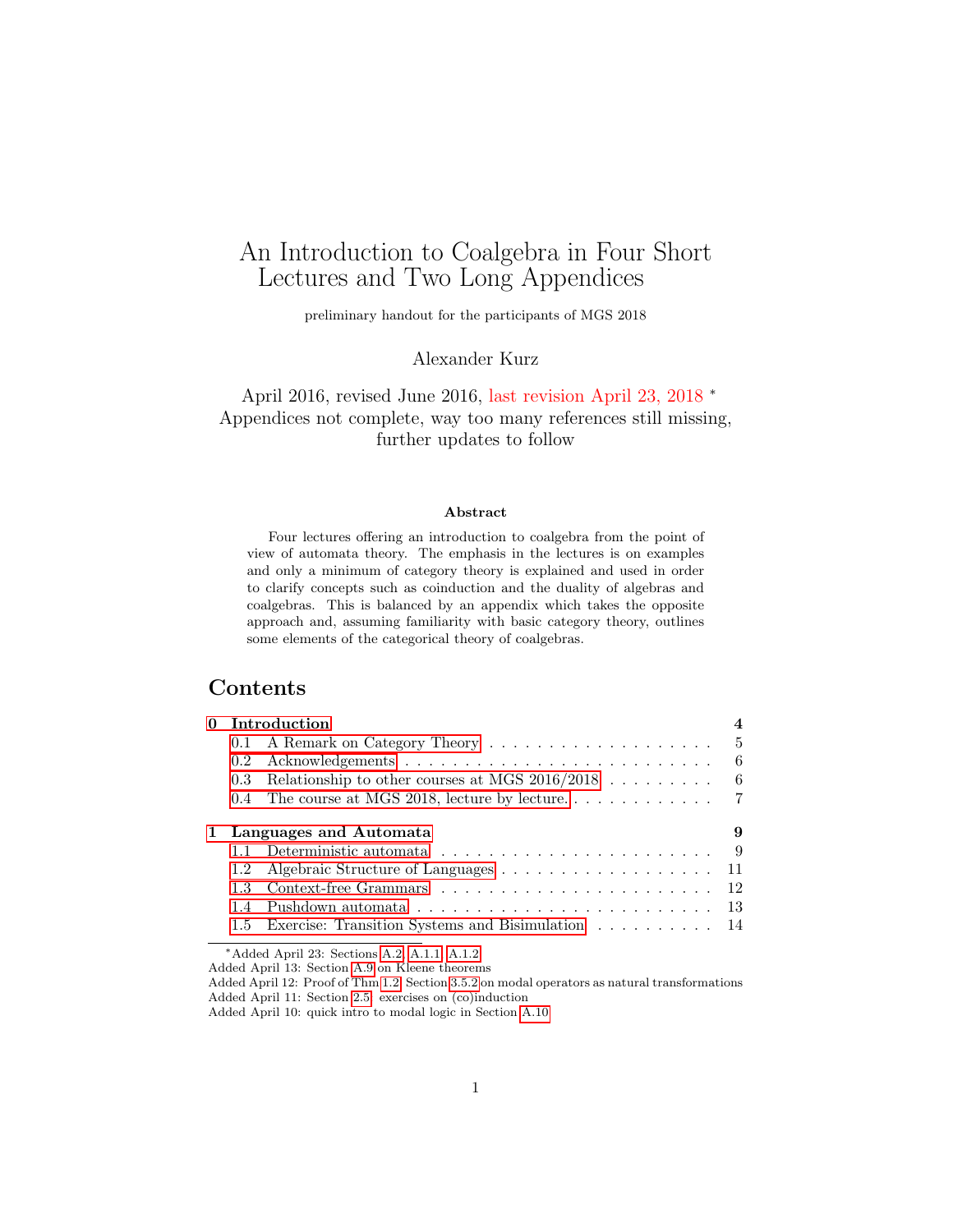# An Introduction to Coalgebra in Four Short Lectures and Two Long Appendices

preliminary handout for the participants of MGS 2018

Alexander Kurz

April 2016, revised June 2016, last revision April 23, 2018 *
Appendices not complete, way too many references still missing, further updates to follow

### Abstract

Four lectures offering an introduction to coalgebra from the point of view of automata theory. The emphasis in the lectures is on examples and only a minimum of category theory is explained and used in order to clarify concepts such as coinduction and the duality of algebras and coalgebras. This is balanced by an appendix which takes the opposite approach and, assuming familiarity with basic category theory, outlines some elements of the categorical theory of coalgebras.

## Contents

- **0 Introduction** — **4**
  - 0.1 A Remark on Category Theory — 5
  - 0.2 Acknowledgements — 6
  - 0.3 Relationship to other courses at MGS 2016/2018 — 6
  - 0.4 The course at MGS 2018, lecture by lecture. — 7
- **1 Languages and Automata** — **9**
  - 1.1 Deterministic automata — 9
  - 1.2 Algebraic Structure of Languages — 11
  - 1.3 Context-free Grammars — 12
  - 1.4 Pushdown automata — 13
  - 1.5 Exercise: Transition Systems and Bisimulation — 14

---

*Added April 23: Sections A.2, A.1.1, A.1.2
Added April 13: Section A.9 on Kleene theorems
Added April 12: Proof of Thm 1.2, Section 3.5.2 on modal operators as natural transformations
Added April 11: Section 2.5, exercises on (co)induction
Added April 10: quick intro to modal logic in Section A.10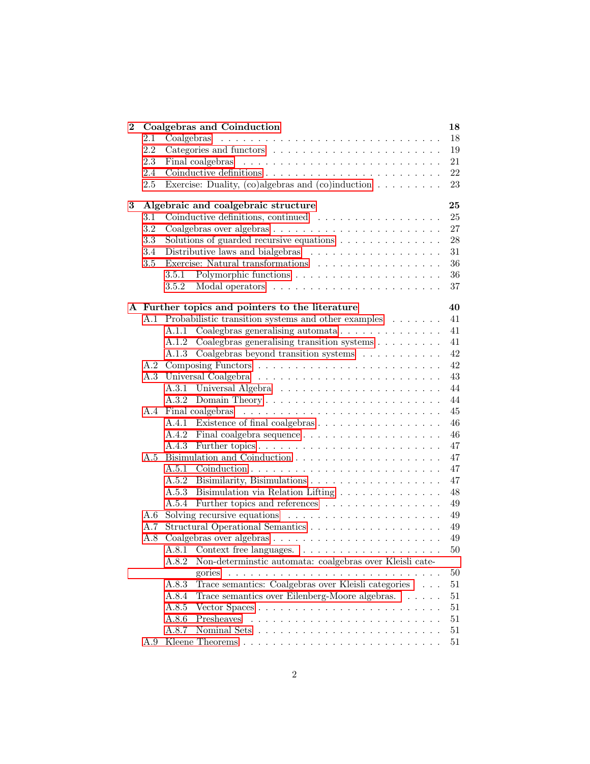**2 Coalgebras and Coinduction** **18**

- 2.1 Coalgebras . . . . . . . . . . . . . . . . . . . . . . . . . . . . 18
- 2.2 Categories and functors . . . . . . . . . . . . . . . . . . . . . . 19
- 2.3 Final coalgebras . . . . . . . . . . . . . . . . . . . . . . . . . . 21
- 2.4 Coinductive definitions . . . . . . . . . . . . . . . . . . . . . . 22
- 2.5 Exercise: Duality, (co)algebras and (co)induction . . . . . . . . . 23

**3 Algebraic and coalgebraic structure** **25**

- 3.1 Coinductive definitions, continued . . . . . . . . . . . . . . . . . 25
- 3.2 Coalgebras over algebras . . . . . . . . . . . . . . . . . . . . . 27
- 3.3 Solutions of guarded recursive equations . . . . . . . . . . . . . . 28
- 3.4 Distributive laws and bialgebras . . . . . . . . . . . . . . . . . . 31
- 3.5 Exercise: Natural transformations . . . . . . . . . . . . . . . . . 36
  - 3.5.1 Polymorphic functions . . . . . . . . . . . . . . . . . . . . 36
  - 3.5.2 Modal operators . . . . . . . . . . . . . . . . . . . . . . . 37

**A Further topics and pointers to the literature** **40**

- A.1 Probabilistic transition systems and other examples . . . . . . . . 41
  - A.1.1 Coalegbras generalising automata . . . . . . . . . . . . . . 41
  - A.1.2 Coalegbras generalising transition systems . . . . . . . . . . 41
  - A.1.3 Coalgebras beyond transition systems . . . . . . . . . . . . 42
- A.2 Composing Functors . . . . . . . . . . . . . . . . . . . . . . . . 42
- A.3 Universal Coalgebra . . . . . . . . . . . . . . . . . . . . . . . . 43
  - A.3.1 Universal Algebra . . . . . . . . . . . . . . . . . . . . . . 44
  - A.3.2 Domain Theory . . . . . . . . . . . . . . . . . . . . . . . . 44
- A.4 Final coalgebras . . . . . . . . . . . . . . . . . . . . . . . . . . 45
  - A.4.1 Existence of final coalgebras . . . . . . . . . . . . . . . . . 46
  - A.4.2 Final coalgebra sequence . . . . . . . . . . . . . . . . . . . 46
  - A.4.3 Further topics . . . . . . . . . . . . . . . . . . . . . . . . 47
- A.5 Bisimulation and Coinduction . . . . . . . . . . . . . . . . . . . 47
  - A.5.1 Coinduction . . . . . . . . . . . . . . . . . . . . . . . . . 47
  - A.5.2 Bisimilarity, Bisimulations . . . . . . . . . . . . . . . . . . 47
  - A.5.3 Bisimulation via Relation Lifting . . . . . . . . . . . . . . . 48
  - A.5.4 Further topics and references . . . . . . . . . . . . . . . . 49
- A.6 Solving recursive equations . . . . . . . . . . . . . . . . . . . . 49
- A.7 Structural Operational Semantics . . . . . . . . . . . . . . . . . 49
- A.8 Coalgebras over algebras . . . . . . . . . . . . . . . . . . . . . . 49
  - A.8.1 Context free languages. . . . . . . . . . . . . . . . . . . . . 50
  - A.8.2 Non-determinstic automata: coalgebras over Kleisli categories . . . . . . . . . . . . . . . . . . . . . . . . . . . . 50
  - A.8.3 Trace semantics: Coalgebras over Kleisli categories . . . . 51
  - A.8.4 Trace semantics over Eilenberg-Moore algebras. . . . . . . 51
  - A.8.5 Vector Spaces . . . . . . . . . . . . . . . . . . . . . . . . . 51
  - A.8.6 Presheaves . . . . . . . . . . . . . . . . . . . . . . . . . . 51
  - A.8.7 Nominal Sets . . . . . . . . . . . . . . . . . . . . . . . . . 51
- A.9 Kleene Theorems . . . . . . . . . . . . . . . . . . . . . . . . . . 51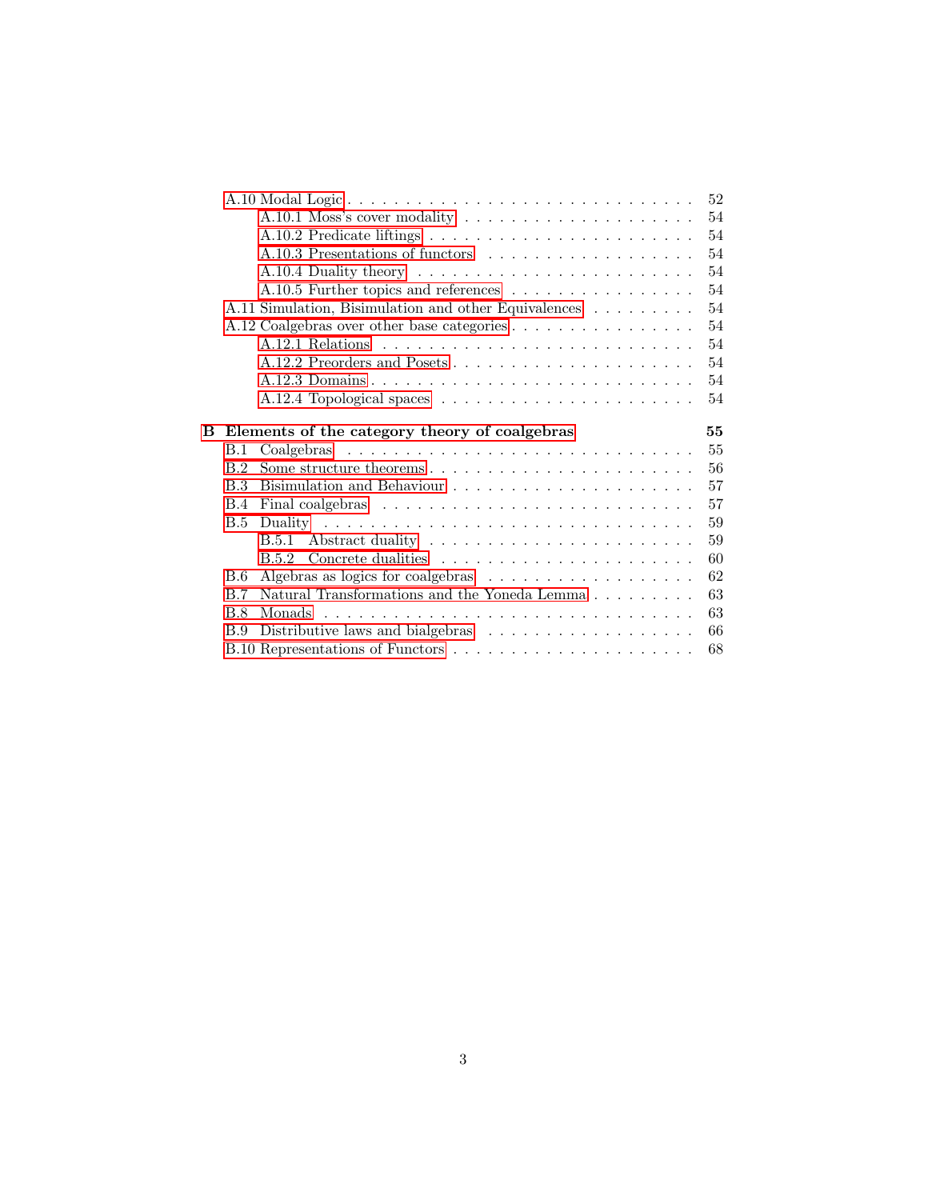- A.10 Modal Logic . . . 52
  - A.10.1 Moss's cover modality . . . 54
  - A.10.2 Predicate liftings . . . 54
  - A.10.3 Presentations of functors . . . 54
  - A.10.4 Duality theory . . . 54
  - A.10.5 Further topics and references . . . 54
- A.11 Simulation, Bisimulation and other Equivalences . . . 54
- A.12 Coalgebras over other base categories . . . 54
  - A.12.1 Relations . . . 54
  - A.12.2 Preorders and Posets . . . 54
  - A.12.3 Domains . . . 54
  - A.12.4 Topological spaces . . . 54

**B Elements of the category theory of coalgebras** **55**

- B.1 Coalgebras . . . 55
- B.2 Some structure theorems . . . 56
- B.3 Bisimulation and Behaviour . . . 57
- B.4 Final coalgebras . . . 57
- B.5 Duality . . . 59
  - B.5.1 Abstract duality . . . 59
  - B.5.2 Concrete dualities . . . 60
- B.6 Algebras as logics for coalgebras . . . 62
- B.7 Natural Transformations and the Yoneda Lemma . . . 63
- B.8 Monads . . . 63
- B.9 Distributive laws and bialgebras . . . 66
- B.10 Representations of Functors . . . 68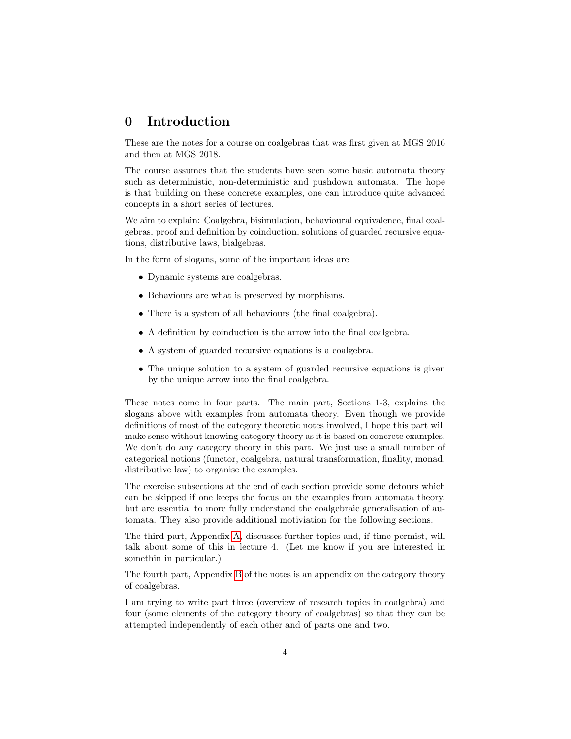# 0 Introduction

These are the notes for a course on coalgebras that was first given at MGS 2016 and then at MGS 2018.

The course assumes that the students have seen some basic automata theory such as deterministic, non-deterministic and pushdown automata. The hope is that building on these concrete examples, one can introduce quite advanced concepts in a short series of lectures.

We aim to explain: Coalgebra, bisimulation, behavioural equivalence, final coalgebras, proof and definition by coinduction, solutions of guarded recursive equations, distributive laws, bialgebras.

In the form of slogans, some of the important ideas are

- Dynamic systems are coalgebras.
- Behaviours are what is preserved by morphisms.
- There is a system of all behaviours (the final coalgebra).
- A definition by coinduction is the arrow into the final coalgebra.
- A system of guarded recursive equations is a coalgebra.
- The unique solution to a system of guarded recursive equations is given by the unique arrow into the final coalgebra.

These notes come in four parts. The main part, Sections 1-3, explains the slogans above with examples from automata theory. Even though we provide definitions of most of the category theoretic notes involved, I hope this part will make sense without knowing category theory as it is based on concrete examples. We don't do any category theory in this part. We just use a small number of categorical notions (functor, coalgebra, natural transformation, finality, monad, distributive law) to organise the examples.

The exercise subsections at the end of each section provide some detours which can be skipped if one keeps the focus on the examples from automata theory, but are essential to more fully understand the coalgebraic generalisation of automata. They also provide additional motiviation for the following sections.

The third part, Appendix A, discusses further topics and, if time permit, will talk about some of this in lecture 4. (Let me know if you are interested in somethin in particular.)

The fourth part, Appendix B of the notes is an appendix on the category theory of coalgebras.

I am trying to write part three (overview of research topics in coalgebra) and four (some elements of the category theory of coalgebras) so that they can be attempted independently of each other and of parts one and two.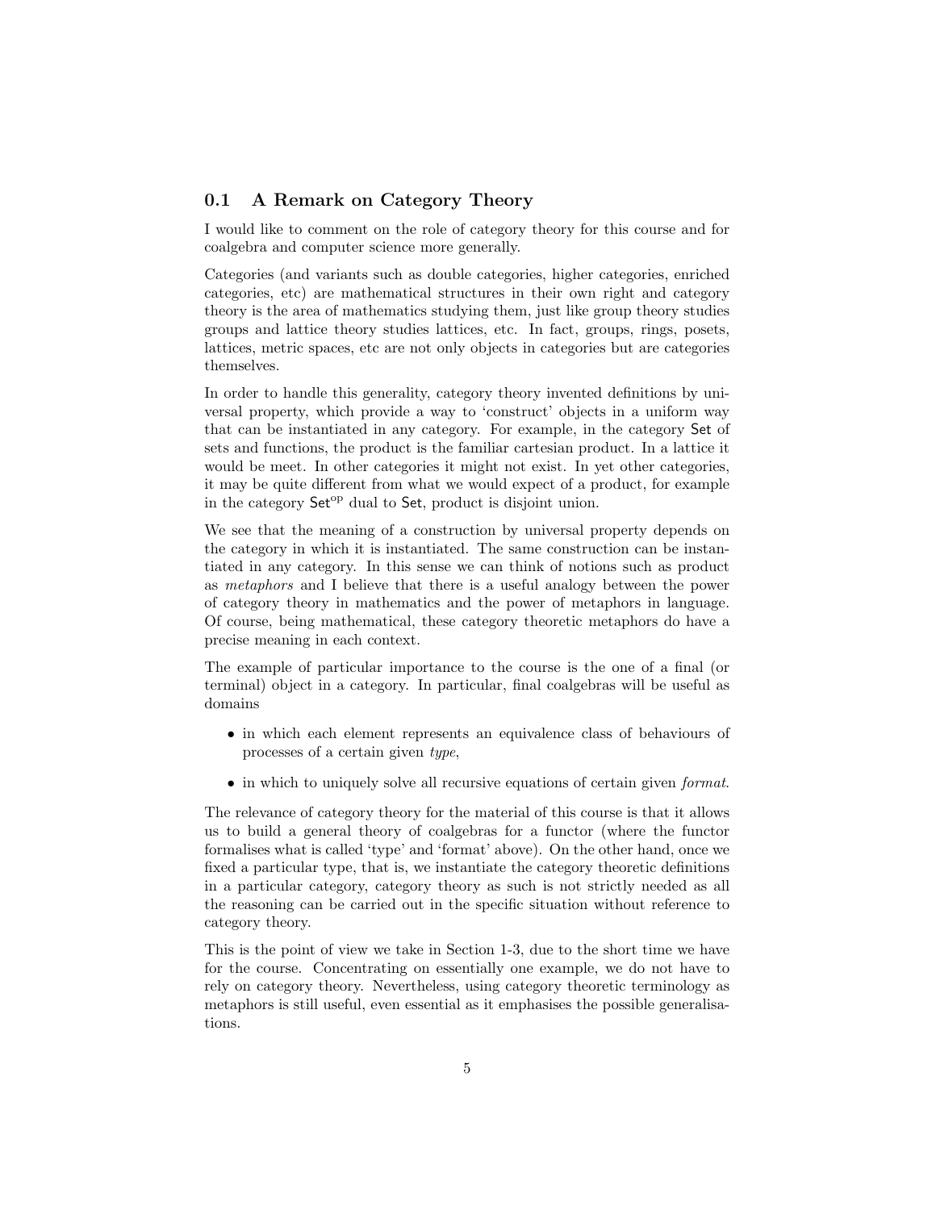## 0.1 A Remark on Category Theory

I would like to comment on the role of category theory for this course and for coalgebra and computer science more generally.

Categories (and variants such as double categories, higher categories, enriched categories, etc) are mathematical structures in their own right and category theory is the area of mathematics studying them, just like group theory studies groups and lattice theory studies lattices, etc. In fact, groups, rings, posets, lattices, metric spaces, etc are not only objects in categories but are categories themselves.

In order to handle this generality, category theory invented definitions by universal property, which provide a way to 'construct' objects in a uniform way that can be instantiated in any category. For example, in the category $\mathsf{Set}$ of sets and functions, the product is the familiar cartesian product. In a lattice it would be meet. In other categories it might not exist. In yet other categories, it may be quite different from what we would expect of a product, for example in the category $\mathsf{Set}^{\mathrm{op}}$ dual to $\mathsf{Set}$, product is disjoint union.

We see that the meaning of a construction by universal property depends on the category in which it is instantiated. The same construction can be instantiated in any category. In this sense we can think of notions such as product as *metaphors* and I believe that there is a useful analogy between the power of category theory in mathematics and the power of metaphors in language. Of course, being mathematical, these category theoretic metaphors do have a precise meaning in each context.

The example of particular importance to the course is the one of a final (or terminal) object in a category. In particular, final coalgebras will be useful as domains

- in which each element represents an equivalence class of behaviours of processes of a certain given *type*,
- in which to uniquely solve all recursive equations of certain given *format*.

The relevance of category theory for the material of this course is that it allows us to build a general theory of coalgebras for a functor (where the functor formalises what is called 'type' and 'format' above). On the other hand, once we fixed a particular type, that is, we instantiate the category theoretic definitions in a particular category, category theory as such is not strictly needed as all the reasoning can be carried out in the specific situation without reference to category theory.

This is the point of view we take in Section 1-3, due to the short time we have for the course. Concentrating on essentially one example, we do not have to rely on category theory. Nevertheless, using category theoretic terminology as metaphors is still useful, even essential as it emphasises the possible generalisations.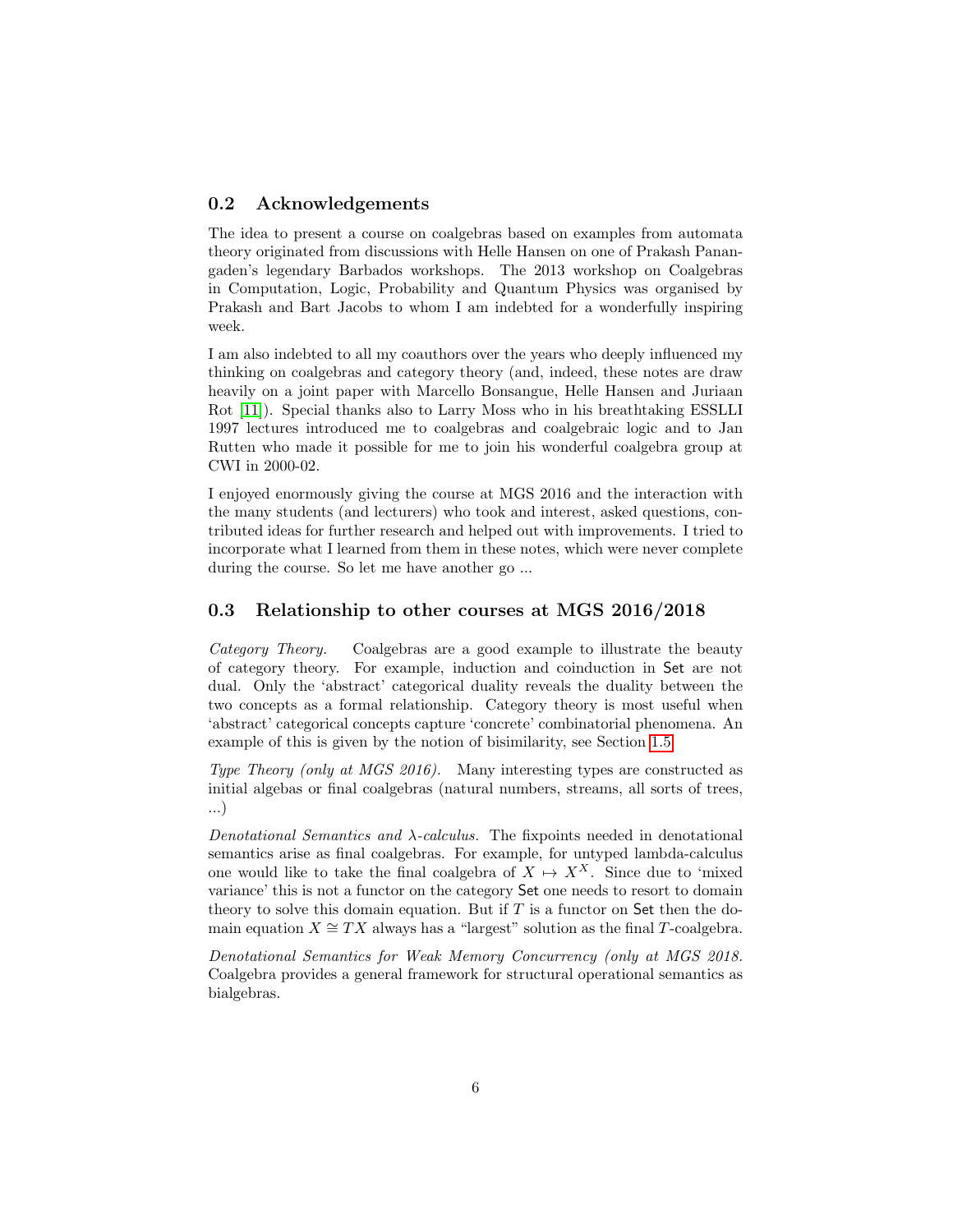## 0.2 Acknowledgements

The idea to present a course on coalgebras based on examples from automata theory originated from discussions with Helle Hansen on one of Prakash Panangaden's legendary Barbados workshops. The 2013 workshop on Coalgebras in Computation, Logic, Probability and Quantum Physics was organised by Prakash and Bart Jacobs to whom I am indebted for a wonderfully inspiring week.

I am also indebted to all my coauthors over the years who deeply influenced my thinking on coalgebras and category theory (and, indeed, these notes are draw heavily on a joint paper with Marcello Bonsangue, Helle Hansen and Juriaan Rot [11]). Special thanks also to Larry Moss who in his breathtaking ESSLLI 1997 lectures introduced me to coalgebras and coalgebraic logic and to Jan Rutten who made it possible for me to join his wonderful coalgebra group at CWI in 2000-02.

I enjoyed enormously giving the course at MGS 2016 and the interaction with the many students (and lecturers) who took and interest, asked questions, contributed ideas for further research and helped out with improvements. I tried to incorporate what I learned from them in these notes, which were never complete during the course. So let me have another go ...

## 0.3 Relationship to other courses at MGS 2016/2018

*Category Theory.* Coalgebras are a good example to illustrate the beauty of category theory. For example, induction and coinduction in Set are not dual. Only the 'abstract' categorical duality reveals the duality between the two concepts as a formal relationship. Category theory is most useful when 'abstract' categorical concepts capture 'concrete' combinatorial phenomena. An example of this is given by the notion of bisimilarity, see Section 1.5.

*Type Theory (only at MGS 2016).* Many interesting types are constructed as initial algebras or final coalgebras (natural numbers, streams, all sorts of trees, ...)

*Denotational Semantics and $\lambda$-calculus.* The fixpoints needed in denotational semantics arise as final coalgebras. For example, for untyped lambda-calculus one would like to take the final coalgebra of $X \mapsto X^X$. Since due to 'mixed variance' this is not a functor on the category Set one needs to resort to domain theory to solve this domain equation. But if $T$ is a functor on Set then the domain equation $X \cong TX$ always has a "largest" solution as the final $T$-coalgebra.

*Denotational Semantics for Weak Memory Concurrency (only at MGS 2018.* Coalgebra provides a general framework for structural operational semantics as bialgebras.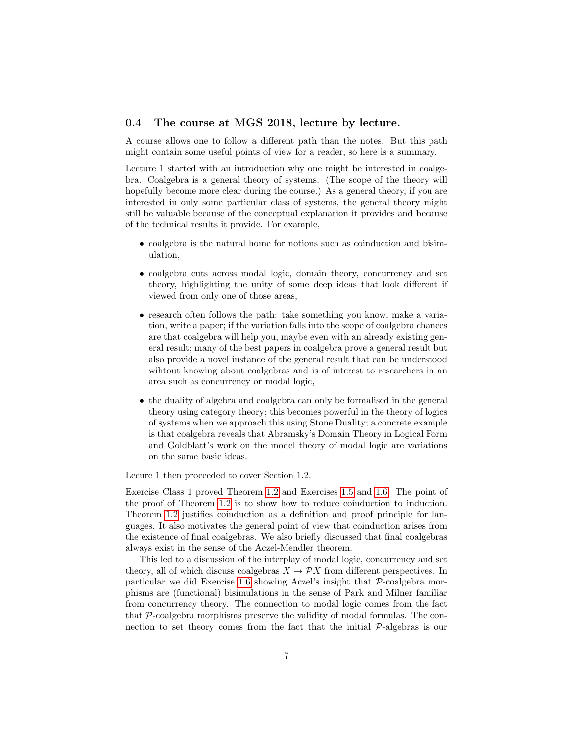### 0.4 The course at MGS 2018, lecture by lecture.

A course allows one to follow a different path than the notes. But this path might contain some useful points of view for a reader, so here is a summary.

Lecture 1 started with an introduction why one might be interested in coalgebra. Coalgebra is a general theory of systems. (The scope of the theory will hopefully become more clear during the course.) As a general theory, if you are interested in only some particular class of systems, the general theory might still be valuable because of the conceptual explanation it provides and because of the technical results it provide. For example,

- coalgebra is the natural home for notions such as coinduction and bisimulation,
- coalgebra cuts across modal logic, domain theory, concurrency and set theory, highlighting the unity of some deep ideas that look different if viewed from only one of those areas,
- research often follows the path: take something you know, make a variation, write a paper; if the variation falls into the scope of coalgebra chances are that coalgebra will help you, maybe even with an already existing general result; many of the best papers in coalgebra prove a general result but also provide a novel instance of the general result that can be understood wihtout knowing about coalgebras and is of interest to researchers in an area such as concurrency or modal logic,
- the duality of algebra and coalgebra can only be formalised in the general theory using category theory; this becomes powerful in the theory of logics of systems when we approach this using Stone Duality; a concrete example is that coalgebra reveals that Abramsky's Domain Theory in Logical Form and Goldblatt's work on the model theory of modal logic are variations on the same basic ideas.

Lecure 1 then proceeded to cover Section 1.2.

Exercise Class 1 proved Theorem 1.2 and Exercises 1.5 and 1.6. The point of the proof of Theorem 1.2 is to show how to reduce coinduction to induction. Theorem 1.2 justifies coinduction as a definition and proof principle for languages. It also motivates the general point of view that coinduction arises from the existence of final coalgebras. We also briefly discussed that final coalgebras always exist in the sense of the Aczel-Mendler theorem.

This led to a discussion of the interplay of modal logic, concurrency and set theory, all of which discuss coalgebras $X \to \mathcal{P}X$ from different perspectives. In particular we did Exercise 1.6 showing Aczel's insight that $\mathcal{P}$-coalgebra morphisms are (functional) bisimulations in the sense of Park and Milner familiar from concurrency theory. The connection to modal logic comes from the fact that $\mathcal{P}$-coalgebra morphisms preserve the validity of modal formulas. The connection to set theory comes from the fact that the initial $\mathcal{P}$-algebras is our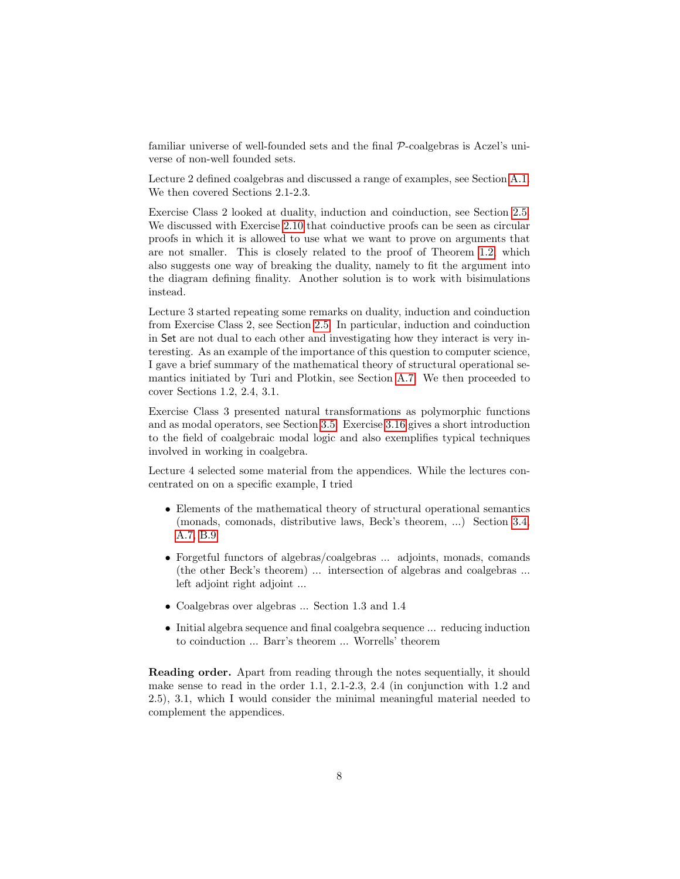familiar universe of well-founded sets and the final $\mathcal{P}$-coalgebras is Aczel's universe of non-well founded sets.

Lecture 2 defined coalgebras and discussed a range of examples, see Section A.1. We then covered Sections 2.1-2.3.

Exercise Class 2 looked at duality, induction and coinduction, see Section 2.5. We discussed with Exercise 2.10 that coinductive proofs can be seen as circular proofs in which it is allowed to use what we want to prove on arguments that are not smaller. This is closely related to the proof of Theorem 1.2, which also suggests one way of breaking the duality, namely to fit the argument into the diagram defining finality. Another solution is to work with bisimulations instead.

Lecture 3 started repeating some remarks on duality, induction and coinduction from Exercise Class 2, see Section 2.5. In particular, induction and coinduction in $\mathsf{Set}$ are not dual to each other and investigating how they interact is very interesting. As an example of the importance of this question to computer science, I gave a brief summary of the mathematical theory of structural operational semantics initiated by Turi and Plotkin, see Section A.7. We then proceeded to cover Sections 1.2, 2.4, 3.1.

Exercise Class 3 presented natural transformations as polymorphic functions and as modal operators, see Section 3.5. Exercise 3.16 gives a short introduction to the field of coalgebraic modal logic and also exemplifies typical techniques involved in working in coalgebra.

Lecture 4 selected some material from the appendices. While the lectures concentrated on on a specific example, I tried

- Elements of the mathematical theory of structural operational semantics (monads, comonads, distributive laws, Beck's theorem, ...) Section 3.4, A.7, B.9
- Forgetful functors of algebras/coalgebras ... adjoints, monads, comands (the other Beck's theorem) ... intersection of algebras and coalgebras ... left adjoint right adjoint ...
- Coalgebras over algebras ... Section 1.3 and 1.4
- Initial algebra sequence and final coalgebra sequence ... reducing induction to coinduction ... Barr's theorem ... Worrells' theorem

**Reading order.** Apart from reading through the notes sequentially, it should make sense to read in the order 1.1, 2.1-2.3, 2.4 (in conjunction with 1.2 and 2.5), 3.1, which I would consider the minimal meaningful material needed to complement the appendices.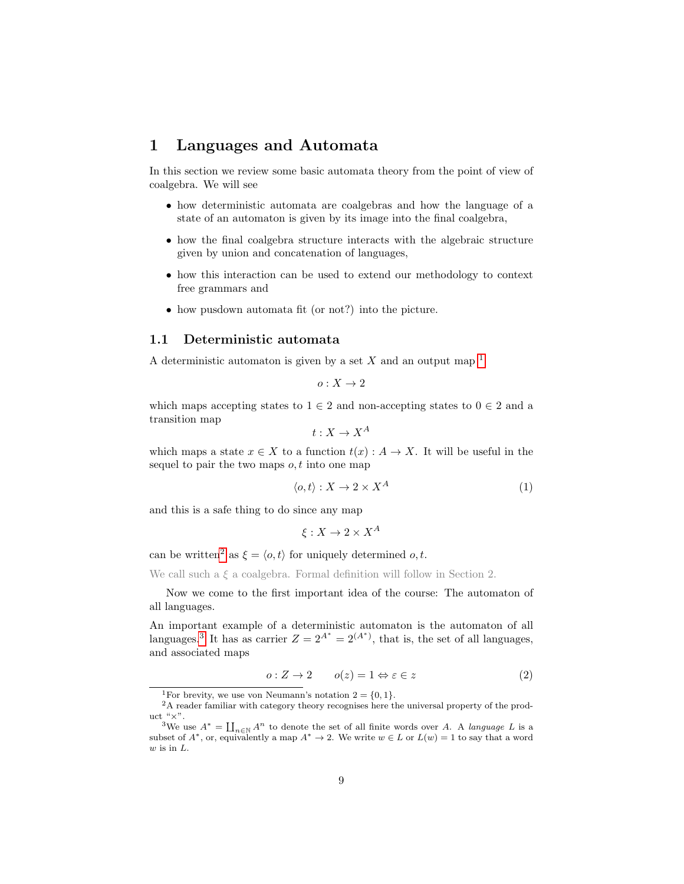# 1 Languages and Automata

In this section we review some basic automata theory from the point of view of coalgebra. We will see

- how deterministic automata are coalgebras and how the language of a state of an automaton is given by its image into the final coalgebra,
- how the final coalgebra structure interacts with the algebraic structure given by union and concatenation of languages,
- how this interaction can be used to extend our methodology to context free grammars and
- how pusdown automata fit (or not?) into the picture.

## 1.1 Deterministic automata

A deterministic automaton is given by a set $X$ and an output map[1]

$$o : X \to 2$$

which maps accepting states to $1 \in 2$ and non-accepting states to $0 \in 2$ and a transition map

$$t : X \to X^A$$

which maps a state $x \in X$ to a function $t(x) : A \to X$. It will be useful in the sequel to pair the two maps $o, t$ into one map

$$\langle o, t \rangle : X \to 2 \times X^A \tag{1}$$

and this is a safe thing to do since any map

$$\xi : X \to 2 \times X^A$$

can be written[2] as $\xi = \langle o, t \rangle$ for uniquely determined $o, t$.

We call such a $\xi$ a coalgebra. Formal definition will follow in Section 2.

Now we come to the first important idea of the course: The automaton of all languages.

An important example of a deterministic automaton is the automaton of all languages.[3] It has as carrier $Z = 2^{A^*} = 2^{(A^*)}$, that is, the set of all languages, and associated maps

$$o : Z \to 2 \qquad o(z) = 1 \Leftrightarrow \varepsilon \in z \tag{2}$$

---

[1] For brevity, we use von Neumann's notation $2 = \{0, 1\}$.

[2] A reader familiar with category theory recognises here the universal property of the product "$\times$".

[3] We use $A^* = \coprod_{n \in \mathbb{N}} A^n$ to denote the set of all finite words over $A$. A *language* $L$ is a subset of $A^*$, or, equivalently a map $A^* \to 2$. We write $w \in L$ or $L(w) = 1$ to say that a word $w$ is in $L$.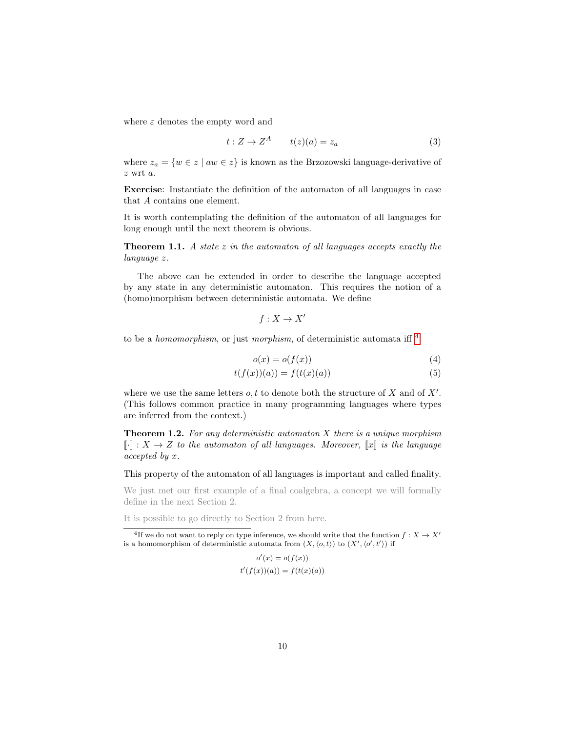where $\varepsilon$ denotes the empty word and

$$t : Z \to Z^A \qquad t(z)(a) = z_a \tag{3}$$

where $z_a = \{w \in z \mid aw \in z\}$ is known as the Brzozowski language-derivative of $z$ wrt $a$.

**Exercise**: Instantiate the definition of the automaton of all languages in case that $A$ contains one element.

It is worth contemplating the definition of the automaton of all languages for long enough until the next theorem is obvious.

**Theorem 1.1.** *A state $z$ in the automaton of all languages accepts exactly the language $z$.*

The above can be extended in order to describe the language accepted by any state in any deterministic automaton. This requires the notion of a (homo)morphism between deterministic automata. We define

$$f : X \to X'$$

to be a *homomorphism*, or just *morphism*, of deterministic automata iff [4]

$$o(x) = o(f(x)) \tag{4}$$

$$t(f(x))(a)) = f(t(x)(a)) \tag{5}$$

where we use the same letters $o, t$ to denote both the structure of $X$ and of $X'$. (This follows common practice in many programming languages where types are inferred from the context.)

**Theorem 1.2.** *For any deterministic automaton $X$ there is a unique morphism $[\![\cdot]\!] : X \to Z$ to the automaton of all languages. Moreover, $[\![x]\!]$ is the language accepted by $x$.*

This property of the automaton of all languages is important and called finality.

We just met our first example of a final coalgebra, a concept we will formally define in the next Section 2.

It is possible to go directly to Section 2 from here.

[4] If we do not want to reply on type inference, we should write that the function $f : X \to X'$ is a homomorphism of deterministic automata from $(X, \langle o, t\rangle)$ to $(X', \langle o', t'\rangle)$ if

$$o'(x) = o(f(x))$$

$$t'(f(x))(a)) = f(t(x)(a))$$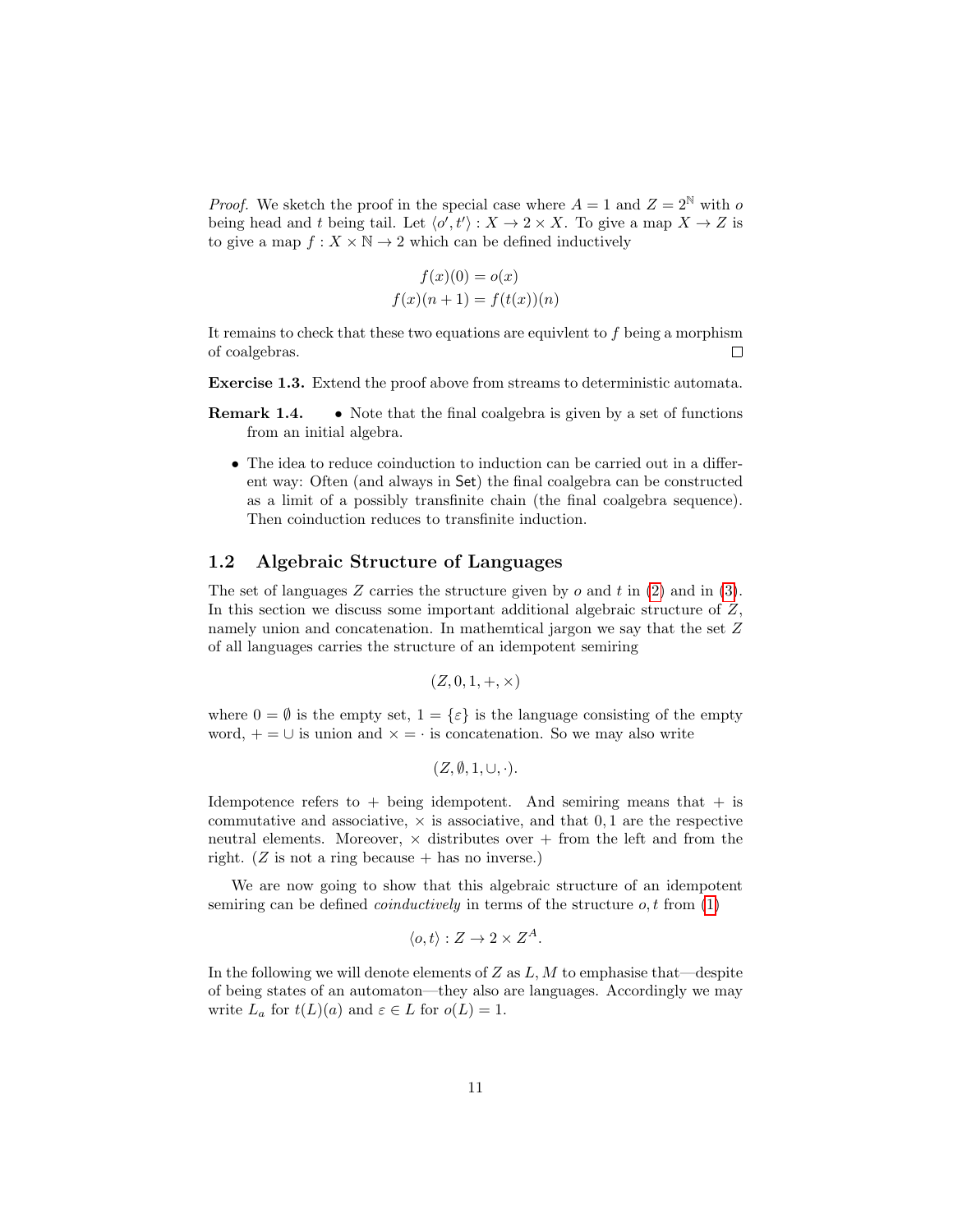*Proof.* We sketch the proof in the special case where $A = 1$ and $Z = 2^{\mathbb{N}}$ with $o$ being head and $t$ being tail. Let $\langle o', t' \rangle : X \to 2 \times X$. To give a map $X \to Z$ is to give a map $f : X \times \mathbb{N} \to 2$ which can be defined inductively

$$
\begin{aligned}
f(x)(0) &= o(x) \\
f(x)(n+1) &= f(t(x))(n)
\end{aligned}
$$

It remains to check that these two equations are equivlent to $f$ being a morphism of coalgebras. □

**Exercise 1.3.** Extend the proof above from streams to deterministic automata.

**Remark 1.4.**

- Note that the final coalgebra is given by a set of functions from an initial algebra.
- The idea to reduce coinduction to induction can be carried out in a different way: Often (and always in $\mathsf{Set}$) the final coalgebra can be constructed as a limit of a possibly transfinite chain (the final coalgebra sequence). Then coinduction reduces to transfinite induction.

## 1.2 Algebraic Structure of Languages

The set of languages $Z$ carries the structure given by $o$ and $t$ in (2) and in (3). In this section we discuss some important additional algebraic structure of $Z$, namely union and concatenation. In mathemtical jargon we say that the set $Z$ of all languages carries the structure of an idempotent semiring

$$
(Z, 0, 1, +, \times)
$$

where $0 = \emptyset$ is the empty set, $1 = \{\varepsilon\}$ is the language consisting of the empty word, $+ = \cup$ is union and $\times = \cdot$ is concatenation. So we may also write

$$
(Z, \emptyset, 1, \cup, \cdot).
$$

Idempotence refers to $+$ being idempotent. And semiring means that $+$ is commutative and associative, $\times$ is associative, and that $0, 1$ are the respective neutral elements. Moreover, $\times$ distributes over $+$ from the left and from the right. ($Z$ is not a ring because $+$ has no inverse.)

We are now going to show that this algebraic structure of an idempotent semiring can be defined *coinductively* in terms of the structure $o, t$ from (1)

$$
\langle o, t \rangle : Z \to 2 \times Z^A.
$$

In the following we will denote elements of $Z$ as $L, M$ to emphasise that—despite of being states of an automaton—they also are languages. Accordingly we may write $L_a$ for $t(L)(a)$ and $\varepsilon \in L$ for $o(L) = 1$.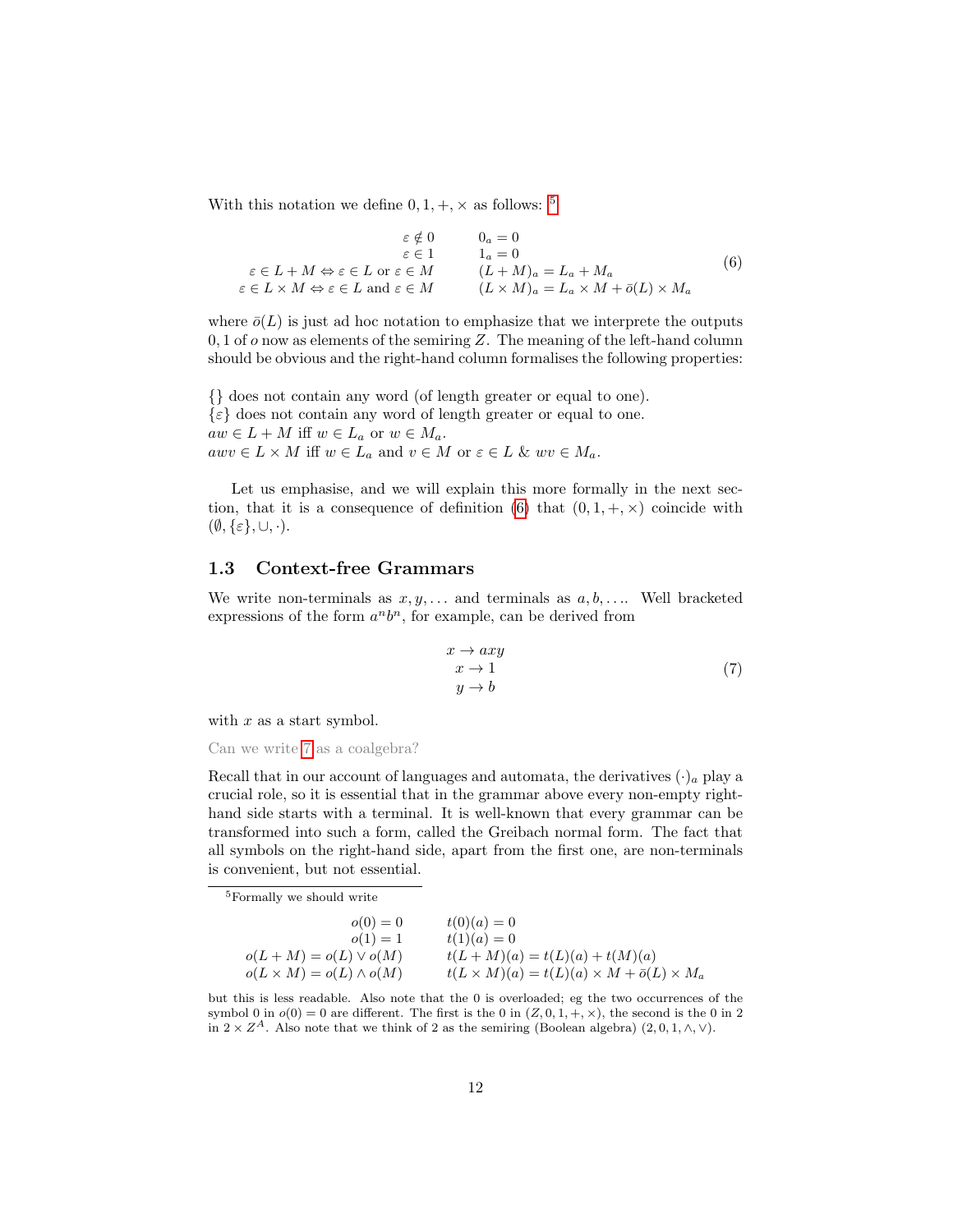With this notation we define $0, 1, +, \times$ as follows: [5]

$$
\begin{array}{rl}
\varepsilon \notin 0 & 0_a = 0 \\
\varepsilon \in 1 & 1_a = 0 \\
\varepsilon \in L + M \Leftrightarrow \varepsilon \in L \text{ or } \varepsilon \in M & (L + M)_a = L_a + M_a \\
\varepsilon \in L \times M \Leftrightarrow \varepsilon \in L \text{ and } \varepsilon \in M & (L \times M)_a = L_a \times M + \bar{o}(L) \times M_a
\end{array}
\tag{6}
$$

where $\bar{o}(L)$ is just ad hoc notation to emphasize that we interprete the outputs $0, 1$ of $o$ now as elements of the semiring $Z$. The meaning of the left-hand column should be obvious and the right-hand column formalises the following properties:

$\{\}$ does not contain any word (of length greater or equal to one).
$\{\varepsilon\}$ does not contain any word of length greater or equal to one.
$aw \in L + M$ iff $w \in L_a$ or $w \in M_a$.
$awv \in L \times M$ iff $w \in L_a$ and $v \in M$ or $\varepsilon \in L$ & $wv \in M_a$.

Let us emphasise, and we will explain this more formally in the next section, that it is a consequence of definition (6) that $(0, 1, +, \times)$ coincide with $(\emptyset, \{\varepsilon\}, \cup, \cdot)$.

### 1.3 Context-free Grammars

We write non-terminals as $x, y, \dots$ and terminals as $a, b, \dots$. Well bracketed expressions of the form $a^n b^n$, for example, can be derived from

$$
\begin{array}{l}
x \to axy \\
x \to 1 \\
y \to b
\end{array}
\tag{7}
$$

with $x$ as a start symbol.

Can we write 7 as a coalgebra?

Recall that in our account of languages and automata, the derivatives $(\cdot)_a$ play a crucial role, so it is essential that in the grammar above every non-empty right-hand side starts with a terminal. It is well-known that every grammar can be transformed into such a form, called the Greibach normal form. The fact that all symbols on the right-hand side, apart from the first one, are non-terminals is convenient, but not essential.

---

[5] Formally we should write

$$
\begin{array}{rl}
o(0) = 0 & t(0)(a) = 0 \\
o(1) = 1 & t(1)(a) = 0 \\
o(L + M) = o(L) \vee o(M) & t(L + M)(a) = t(L)(a) + t(M)(a) \\
o(L \times M) = o(L) \wedge o(M) & t(L \times M)(a) = t(L)(a) \times M + \bar{o}(L) \times M_a
\end{array}
$$

but this is less readable. Also note that the 0 is overloaded; eg the two occurrences of the symbol 0 in $o(0) = 0$ are different. The first is the 0 in $(Z, 0, 1, +, \times)$, the second is the 0 in 2 in $2 \times Z^A$. Also note that we think of 2 as the semiring (Boolean algebra) $(2, 0, 1, \wedge, \vee)$.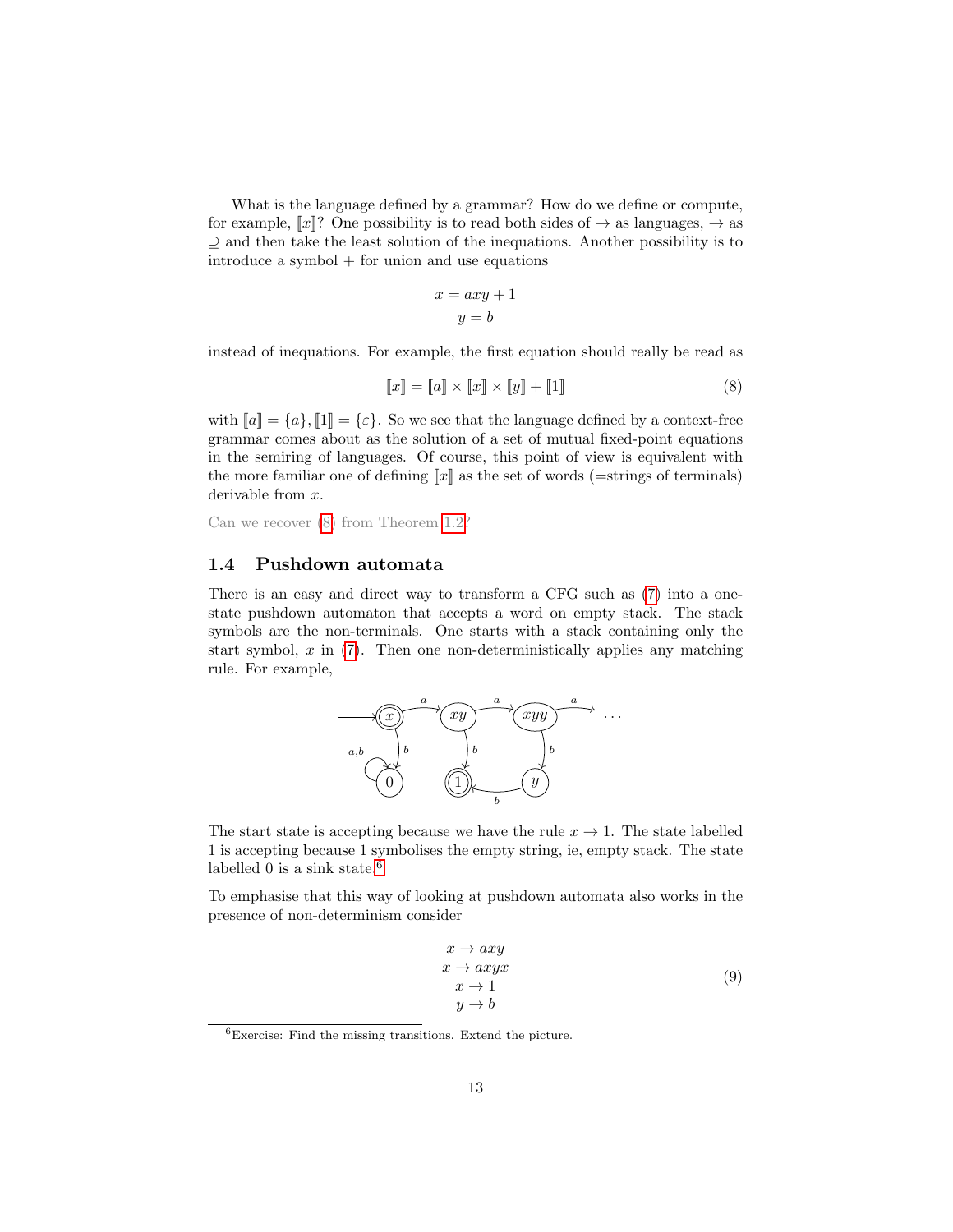What is the language defined by a grammar? How do we define or compute, for example, $[\![x]\!]$? One possibility is to read both sides of $\to$ as languages, $\to$ as $\supseteq$ and then take the least solution of the inequations. Another possibility is to introduce a symbol $+$ for union and use equations

$$
\begin{aligned}
x &= axy + 1 \\
y &= b
\end{aligned}
$$

instead of inequations. For example, the first equation should really be read as

$$
[\![x]\!] = [\![a]\!] \times [\![x]\!] \times [\![y]\!] + [\![1]\!] \tag{8}
$$

with $[\![a]\!] = \{a\}, [\![1]\!] = \{\varepsilon\}$. So we see that the language defined by a context-free grammar comes about as the solution of a set of mutual fixed-point equations in the semiring of languages. Of course, this point of view is equivalent with the more familiar one of defining $[\![x]\!]$ as the set of words (=strings of terminals) derivable from $x$.

Can we recover (8) from Theorem 1.2?

### 1.4 Pushdown automata

There is an easy and direct way to transform a CFG such as (7) into a one-state pushdown automaton that accepts a word on empty stack. The stack symbols are the non-terminals. One starts with a stack containing only the start symbol, $x$ in (7). Then one non-deterministically applies any matching rule. For example,

The start state is accepting because we have the rule $x \to 1$. The state labelled 1 is accepting because 1 symbolises the empty string, ie, empty stack. The state labelled 0 is a sink state.[6]

To emphasise that this way of looking at pushdown automata also works in the presence of non-determinism consider

$$
\begin{aligned}
x &\to axy \\
x &\to axyx \\
x &\to 1 \\
y &\to b
\end{aligned} \tag{9}
$$

[6] Exercise: Find the missing transitions. Extend the picture.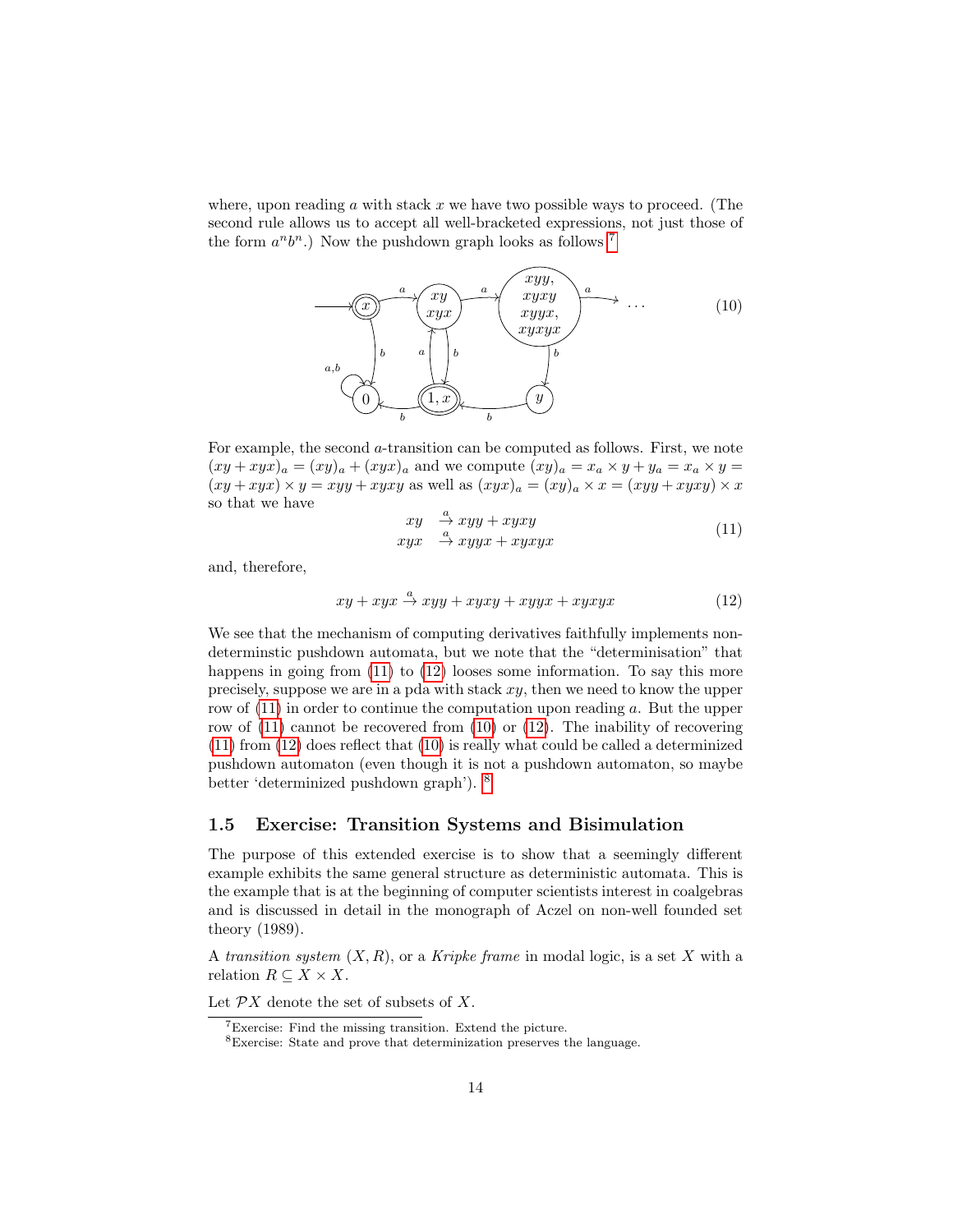where, upon reading $a$ with stack $x$ we have two possible ways to proceed. (The second rule allows us to accept all well-bracketed expressions, not just those of the form $a^n b^n$.) Now the pushdown graph looks as follows [7]

(10)

For example, the second $a$-transition can be computed as follows. First, we note $(xy + xyx)_a = (xy)_a + (xyx)_a$ and we compute $(xy)_a = x_a \times y + y_a = x_a \times y = (xy + xyx) \times y = xyy + xyxy$ as well as $(xyx)_a = (xy)_a \times x = (xyy + xyxy) \times x$ so that we have

$$
\begin{array}{rl}
xy & \stackrel{a}{\to} xyy + xyxy \\
xyx & \stackrel{a}{\to} xyyx + xyxyx
\end{array}
\tag{11}
$$

and, therefore,

$$
xy + xyx \stackrel{a}{\to} xyy + xyxy + xyyx + xyxyx \tag{12}
$$

We see that the mechanism of computing derivatives faithfully implements non-determinstic pushdown automata, but we note that the "determinisation" that happens in going from (11) to (12) looses some information. To say this more precisely, suppose we are in a pda with stack $xy$, then we need to know the upper row of (11) in order to continue the computation upon reading $a$. But the upper row of (11) cannot be recovered from (10) or (12). The inability of recovering (11) from (12) does reflect that (10) is really what could be called a determinized pushdown automaton (even though it is not a pushdown automaton, so maybe better 'determinized pushdown graph'). [8]

### 1.5 Exercise: Transition Systems and Bisimulation

The purpose of this extended exercise is to show that a seemingly different example exhibits the same general structure as deterministic automata. This is the example that is at the beginning of computer scientists interest in coalgebras and is discussed in detail in the monograph of Aczel on non-well founded set theory (1989).

A *transition system* $(X, R)$, or a *Kripke frame* in modal logic, is a set $X$ with a relation $R \subseteq X \times X$.

Let $\mathcal{P}X$ denote the set of subsets of $X$.

---

[7] Exercise: Find the missing transition. Extend the picture.

[8] Exercise: State and prove that determinization preserves the language.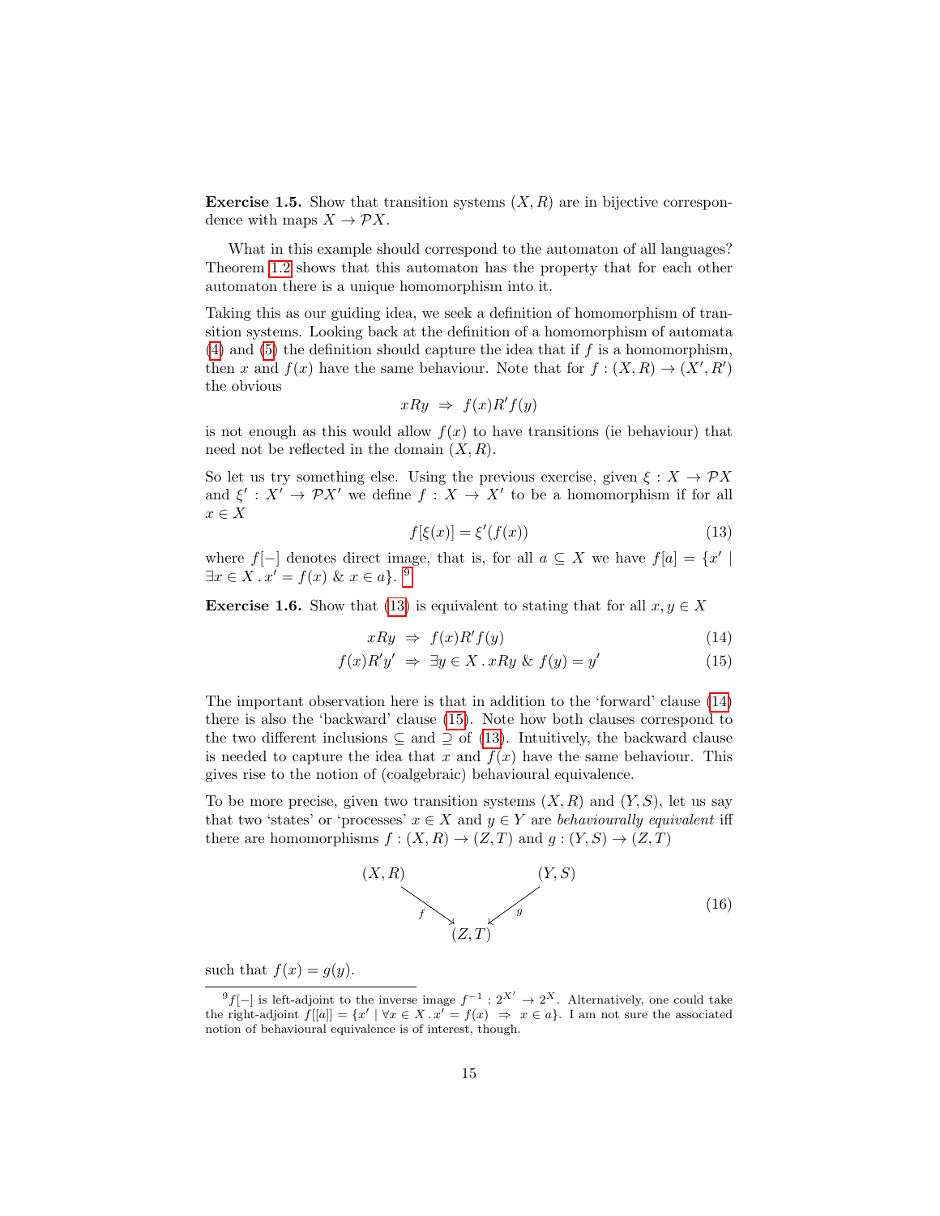**Exercise 1.5.** Show that transition systems $(X, R)$ are in bijective correspondence with maps $X \to \mathcal{P}X$.

What in this example should correspond to the automaton of all languages? Theorem 1.2 shows that this automaton has the property that for each other automaton there is a unique homomorphism into it.

Taking this as our guiding idea, we seek a definition of homomorphism of transition systems. Looking back at the definition of a homomorphism of automata (4) and (5) the definition should capture the idea that if $f$ is a homomorphism, then $x$ and $f(x)$ have the same behaviour. Note that for $f : (X, R) \to (X', R')$ the obvious

$$xRy \;\Rightarrow\; f(x)R'f(y)$$

is not enough as this would allow $f(x)$ to have transitions (ie behaviour) that need not be reflected in the domain $(X, R)$.

So let us try something else. Using the previous exercise, given $\xi : X \to \mathcal{P}X$ and $\xi' : X' \to \mathcal{P}X'$ we define $f : X \to X'$ to be a homomorphism if for all $x \in X$

$$f[\xi(x)] = \xi'(f(x)) \tag{13}$$

where $f[-]$ denotes direct image, that is, for all $a \subseteq X$ we have $f[a] = \{x' \mid \exists x \in X \,.\, x' = f(x) \;\&\; x \in a\}$. [9]

**Exercise 1.6.** Show that (13) is equivalent to stating that for all $x, y \in X$

$$xRy \;\Rightarrow\; f(x)R'f(y) \tag{14}$$

$$f(x)R'y' \;\Rightarrow\; \exists y \in X \,.\, xRy \;\&\; f(y) = y' \tag{15}$$

The important observation here is that in addition to the 'forward' clause (14) there is also the 'backward' clause (15). Note how both clauses correspond to the two different inclusions $\subseteq$ and $\supseteq$ of (13). Intuitively, the backward clause is needed to capture the idea that $x$ and $f(x)$ have the same behaviour. This gives rise to the notion of (coalgebraic) behavioural equivalence.

To be more precise, given two transition systems $(X, R)$ and $(Y, S)$, let us say that two 'states' or 'processes' $x \in X$ and $y \in Y$ are *behaviourally equivalent* iff there are homomorphisms $f : (X, R) \to (Z, T)$ and $g : (Y, S) \to (Z, T)$

$$(X,R) \xrightarrow{\;f\;} (Z,T) \xleftarrow{\;g\;} (Y,S) \tag{16}$$

such that $f(x) = g(y)$.

---

[9] $f[-]$ is left-adjoint to the inverse image $f^{-1} : 2^{X'} \to 2^X$. Alternatively, one could take the right-adjoint $f[[a]] = \{x' \mid \forall x \in X \,.\, x' = f(x) \;\Rightarrow\; x \in a\}$. I am not sure the associated notion of behavioural equivalence is of interest, though.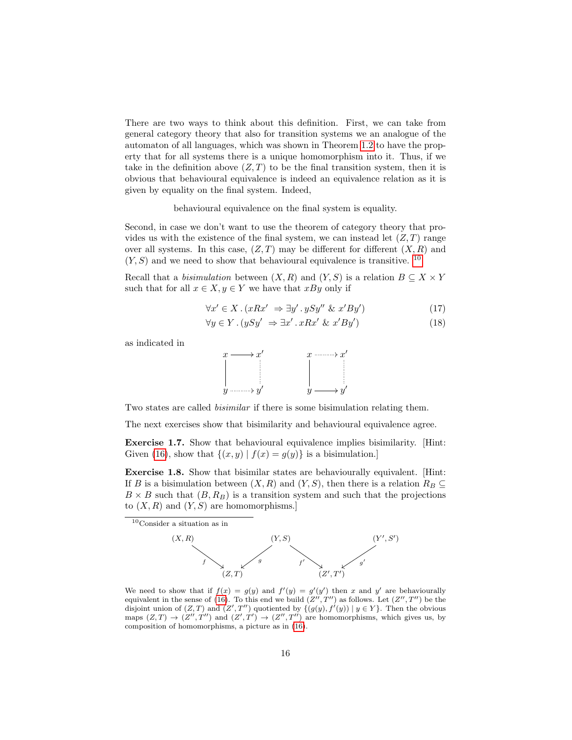There are two ways to think about this definition. First, we can take from general category theory that also for transition systems we an analogue of the automaton of all languages, which was shown in Theorem 1.2 to have the property that for all systems there is a unique homomorphism into it. Thus, if we take in the definition above $(Z, T)$ to be the final transition system, then it is obvious that behavioural equivalence is indeed an equivalence relation as it is given by equality on the final system. Indeed,

behavioural equivalence on the final system is equality.

Second, in case we don't want to use the theorem of category theory that provides us with the existence of the final system, we can instead let $(Z, T)$ range over all systems. In this case, $(Z, T)$ may be different for different $(X, R)$ and $(Y, S)$ and we need to show that behavioural equivalence is transitive. [10]

Recall that a *bisimulation* between $(X, R)$ and $(Y, S)$ is a relation $B \subseteq X \times Y$ such that for all $x \in X, y \in Y$ we have that $xBy$ only if

$$\forall x' \in X \,.\, (xRx' \;\Rightarrow \exists y' \,.\, ySy'' \;\&\; x'By') \tag{17}$$

$$\forall y \in Y \,.\, (ySy' \;\Rightarrow \exists x' \,.\, xRx' \;\&\; x'By') \tag{18}$$

as indicated in

$$\begin{array}{ccc} x & \longrightarrow & x' \\ | & & \vdots \\ y & \cdots\cdots\rightarrow & y' \end{array} \qquad\qquad \begin{array}{ccc} x & \cdots\cdots\rightarrow & x' \\ | & & \vdots \\ y & \longrightarrow & y' \end{array}$$

Two states are called *bisimilar* if there is some bisimulation relating them.

The next exercises show that bisimilarity and behavioural equivalence agree.

**Exercise 1.7.** Show that behavioural equivalence implies bisimilarity. [Hint: Given (16), show that $\{(x, y) \mid f(x) = g(y)\}$ is a bisimulation.]

**Exercise 1.8.** Show that bisimilar states are behaviourally equivalent. [Hint: If $B$ is a bisimulation between $(X, R)$ and $(Y, S)$, then there is a relation $R_B \subseteq B \times B$ such that $(B, R_B)$ is a transition system and such that the projections to $(X, R)$ and $(Y, S)$ are homomorphisms.]

---

[10] Consider a situation as in

$$(X,R) \xrightarrow{f} (Z,T) \xleftarrow{g} (Y,S) \xrightarrow{f'} (Z',T') \xleftarrow{g'} (Y',S')$$

We need to show that if $f(x) = g(y)$ and $f'(y) = g'(y')$ then $x$ and $y'$ are behaviourally equivalent in the sense of (16). To this end we build $(Z'', T'')$ as follows. Let $(Z'', T'')$ be the disjoint union of $(Z, T)$ and $(Z', T'')$ quotiented by $\{(g(y), f'(y)) \mid y \in Y\}$. Then the obvious maps $(Z, T) \to (Z'', T'')$ and $(Z', T') \to (Z'', T'')$ are homomorphisms, which gives us, by composition of homomorphisms, a picture as in (16).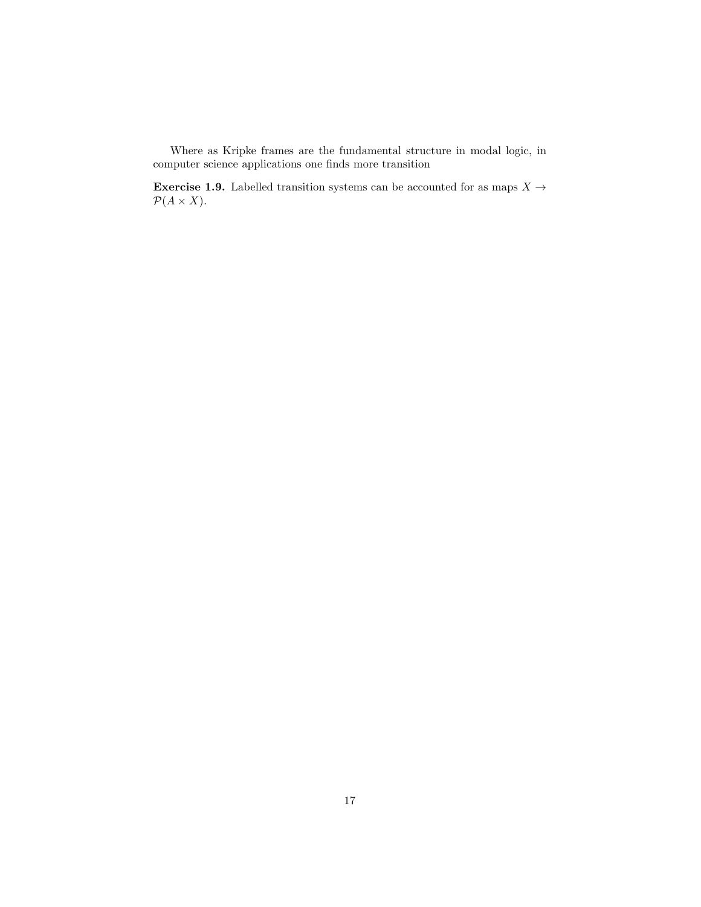Where as Kripke frames are the fundamental structure in modal logic, in computer science applications one finds more transition

**Exercise 1.9.** Labelled transition systems can be accounted for as maps $X \to \mathcal{P}(A \times X)$.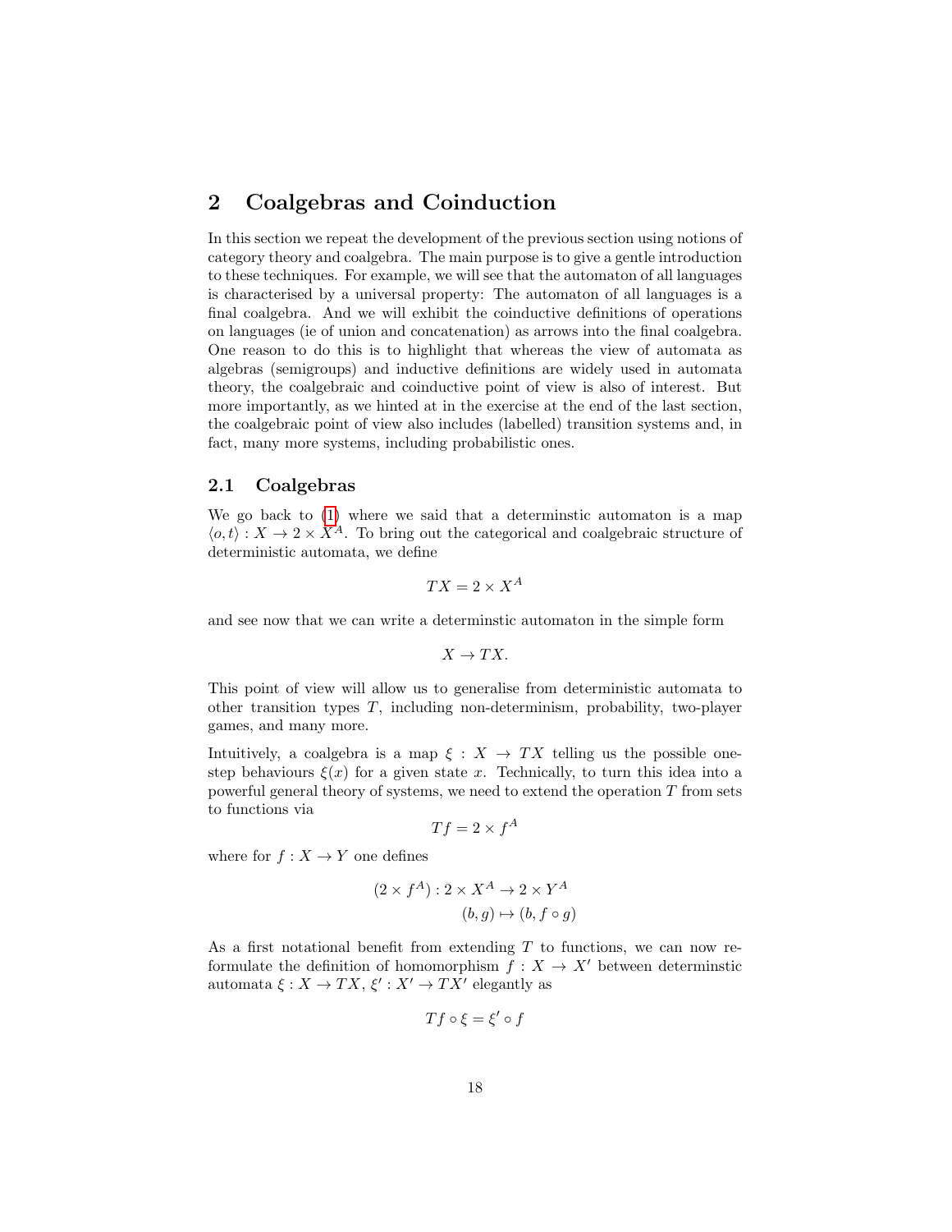## 2 Coalgebras and Coinduction

In this section we repeat the development of the previous section using notions of category theory and coalgebra. The main purpose is to give a gentle introduction to these techniques. For example, we will see that the automaton of all languages is characterised by a universal property: The automaton of all languages is a final coalgebra. And we will exhibit the coinductive definitions of operations on languages (ie of union and concatenation) as arrows into the final coalgebra. One reason to do this is to highlight that whereas the view of automata as algebras (semigroups) and inductive definitions are widely used in automata theory, the coalgebraic and coinductive point of view is also of interest. But more importantly, as we hinted at in the exercise at the end of the last section, the coalgebraic point of view also includes (labelled) transition systems and, in fact, many more systems, including probabilistic ones.

### 2.1 Coalgebras

We go back to (1) where we said that a determinstic automaton is a map $\langle o, t\rangle : X \to 2 \times X^A$. To bring out the categorical and coalgebraic structure of deterministic automata, we define

$$TX = 2 \times X^A$$

and see now that we can write a determinstic automaton in the simple form

$$X \to TX.$$

This point of view will allow us to generalise from deterministic automata to other transition types $T$, including non-determinism, probability, two-player games, and many more.

Intuitively, a coalgebra is a map $\xi : X \to TX$ telling us the possible one-step behaviours $\xi(x)$ for a given state $x$. Technically, to turn this idea into a powerful general theory of systems, we need to extend the operation $T$ from sets to functions via

$$Tf = 2 \times f^A$$

where for $f : X \to Y$ one defines

$$(2 \times f^A) : 2 \times X^A \to 2 \times Y^A$$
$$(b, g) \mapsto (b, f \circ g)$$

As a first notational benefit from extending $T$ to functions, we can now reformulate the definition of homomorphism $f : X \to X'$ between determinstic automata $\xi : X \to TX$, $\xi' : X' \to TX'$ elegantly as

$$Tf \circ \xi = \xi' \circ f$$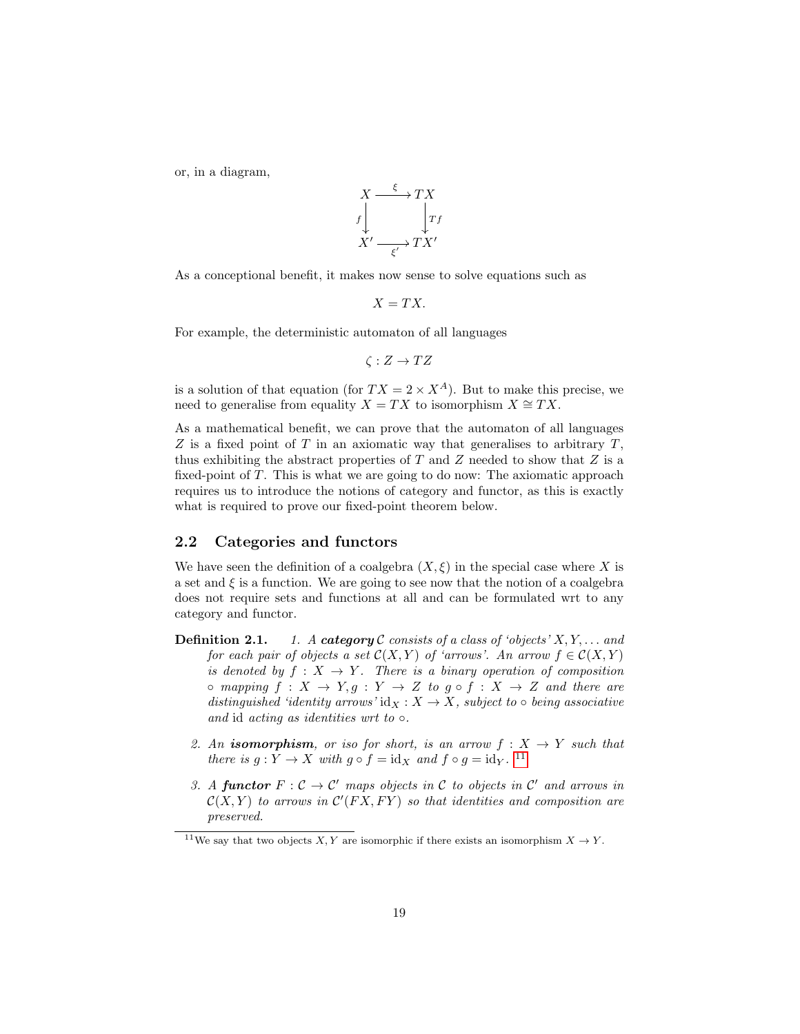or, in a diagram,

$$\begin{array}{ccc} X & \xrightarrow{\xi} & TX \\ {\scriptstyle f}\downarrow & & \downarrow{\scriptstyle Tf} \\ X' & \xrightarrow[\xi']{} & TX' \end{array}$$

As a conceptional benefit, it makes now sense to solve equations such as

$$X = TX.$$

For example, the deterministic automaton of all languages

$$\zeta : Z \to TZ$$

is a solution of that equation (for $TX = 2 \times X^A$). But to make this precise, we need to generalise from equality $X = TX$ to isomorphism $X \cong TX$.

As a mathematical benefit, we can prove that the automaton of all languages $Z$ is a fixed point of $T$ in an axiomatic way that generalises to arbitrary $T$, thus exhibiting the abstract properties of $T$ and $Z$ needed to show that $Z$ is a fixed-point of $T$. This is what we are going to do now: The axiomatic approach requires us to introduce the notions of category and functor, as this is exactly what is required to prove our fixed-point theorem below.

## 2.2 Categories and functors

We have seen the definition of a coalgebra $(X, \xi)$ in the special case where $X$ is a set and $\xi$ is a function. We are going to see now that the notion of a coalgebra does not require sets and functions at all and can be formulated wrt to any category and functor.

**Definition 2.1.**
1. *A* ***category*** $\mathcal{C}$ *consists of a class of 'objects' $X, Y, \ldots$ and for each pair of objects a set $\mathcal{C}(X, Y)$ of 'arrows'. An arrow $f \in \mathcal{C}(X, Y)$ is denoted by $f : X \to Y$. There is a binary operation of composition $\circ$ mapping $f : X \to Y, g : Y \to Z$ to $g \circ f : X \to Z$ and there are distinguished 'identity arrows' $\mathrm{id}_X : X \to X$, subject to $\circ$ being associative and* id *acting as identities wrt to $\circ$.*

2. *An* ***isomorphism****, or iso for short, is an arrow $f : X \to Y$ such that there is $g : Y \to X$ with $g \circ f = \mathrm{id}_X$ and $f \circ g = \mathrm{id}_Y$.* [11]

3. *A* ***functor*** *$F : \mathcal{C} \to \mathcal{C}'$ maps objects in $\mathcal{C}$ to objects in $\mathcal{C}'$ and arrows in $\mathcal{C}(X, Y)$ to arrows in $\mathcal{C}'(FX, FY)$ so that identities and composition are preserved.*

[11] We say that two objects $X, Y$ are isomorphic if there exists an isomorphism $X \to Y$.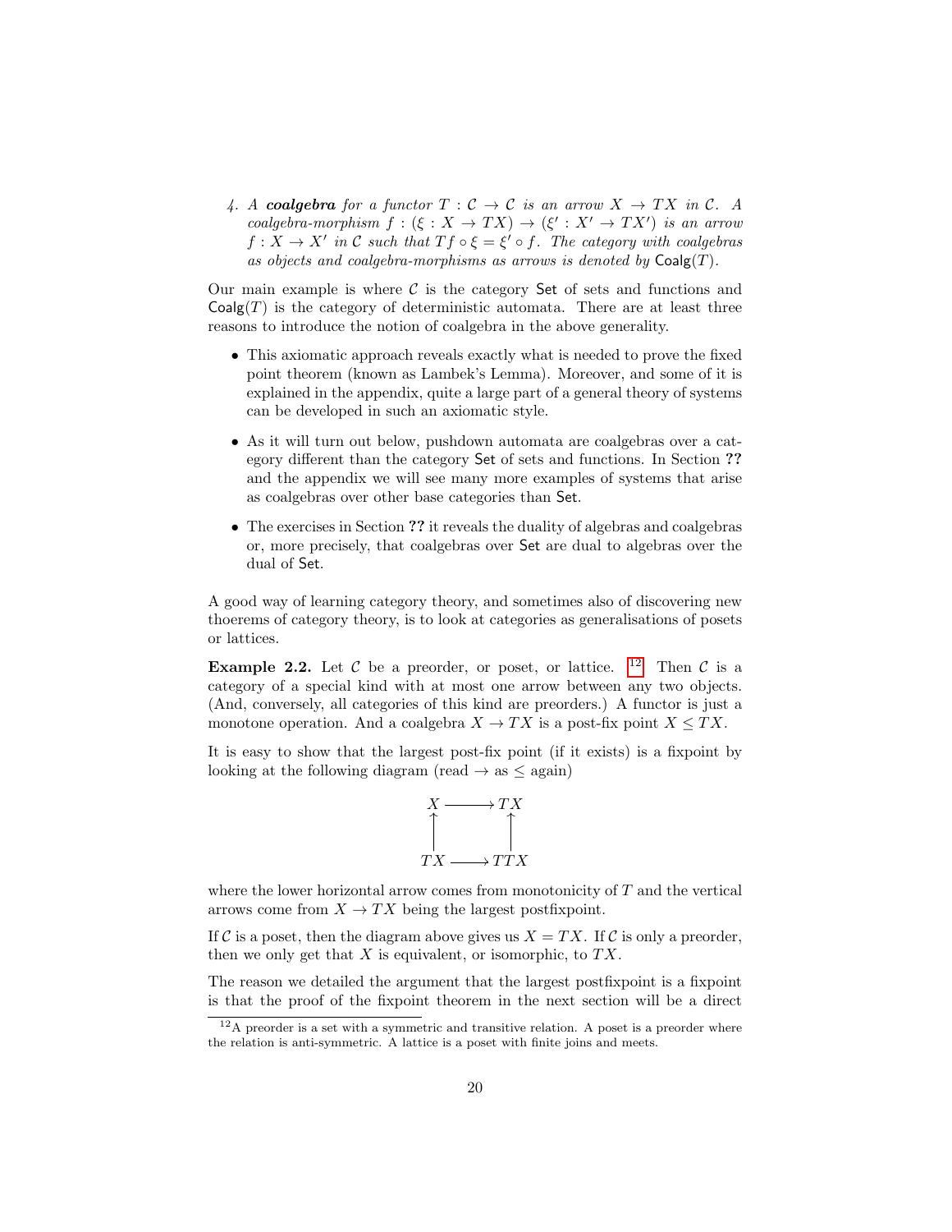4. *A* ***coalgebra*** *for a functor $T : \mathcal{C} \to \mathcal{C}$ is an arrow $X \to TX$ in $\mathcal{C}$. A coalgebra-morphism $f : (\xi : X \to TX) \to (\xi' : X' \to TX')$ is an arrow $f : X \to X'$ in $\mathcal{C}$ such that $Tf \circ \xi = \xi' \circ f$. The category with coalgebras as objects and coalgebra-morphisms as arrows is denoted by $\mathsf{Coalg}(T)$.*

Our main example is where $\mathcal{C}$ is the category $\mathsf{Set}$ of sets and functions and $\mathsf{Coalg}(T)$ is the category of deterministic automata. There are at least three reasons to introduce the notion of coalgebra in the above generality.

- This axiomatic approach reveals exactly what is needed to prove the fixed point theorem (known as Lambek's Lemma). Moreover, and some of it is explained in the appendix, quite a large part of a general theory of systems can be developed in such an axiomatic style.
- As it will turn out below, pushdown automata are coalgebras over a category different than the category $\mathsf{Set}$ of sets and functions. In Section **??** and the appendix we will see many more examples of systems that arise as coalgebras over other base categories than $\mathsf{Set}$.
- The exercises in Section **??** it reveals the duality of algebras and coalgebras or, more precisely, that coalgebras over $\mathsf{Set}$ are dual to algebras over the dual of $\mathsf{Set}$.

A good way of learning category theory, and sometimes also of discovering new thoerems of category theory, is to look at categories as generalisations of posets or lattices.

**Example 2.2.** Let $\mathcal{C}$ be a preorder, or poset, or lattice. [12] Then $\mathcal{C}$ is a category of a special kind with at most one arrow between any two objects. (And, conversely, all categories of this kind are preorders.) A functor is just a monotone operation. And a coalgebra $X \to TX$ is a post-fix point $X \le TX$.

It is easy to show that the largest post-fix point (if it exists) is a fixpoint by looking at the following diagram (read $\to$ as $\le$ again)

$$\begin{array}{ccc} X & \longrightarrow & TX \\ \uparrow & & \uparrow \\ TX & \longrightarrow & TTX \end{array}$$

where the lower horizontal arrow comes from monotonicity of $T$ and the vertical arrows come from $X \to TX$ being the largest postfixpoint.

If $\mathcal{C}$ is a poset, then the diagram above gives us $X = TX$. If $\mathcal{C}$ is only a preorder, then we only get that $X$ is equivalent, or isomorphic, to $TX$.

The reason we detailed the argument that the largest postfixpoint is a fixpoint is that the proof of the fixpoint theorem in the next section will be a direct

[12] A preorder is a set with a symmetric and transitive relation. A poset is a preorder where the relation is anti-symmetric. A lattice is a poset with finite joins and meets.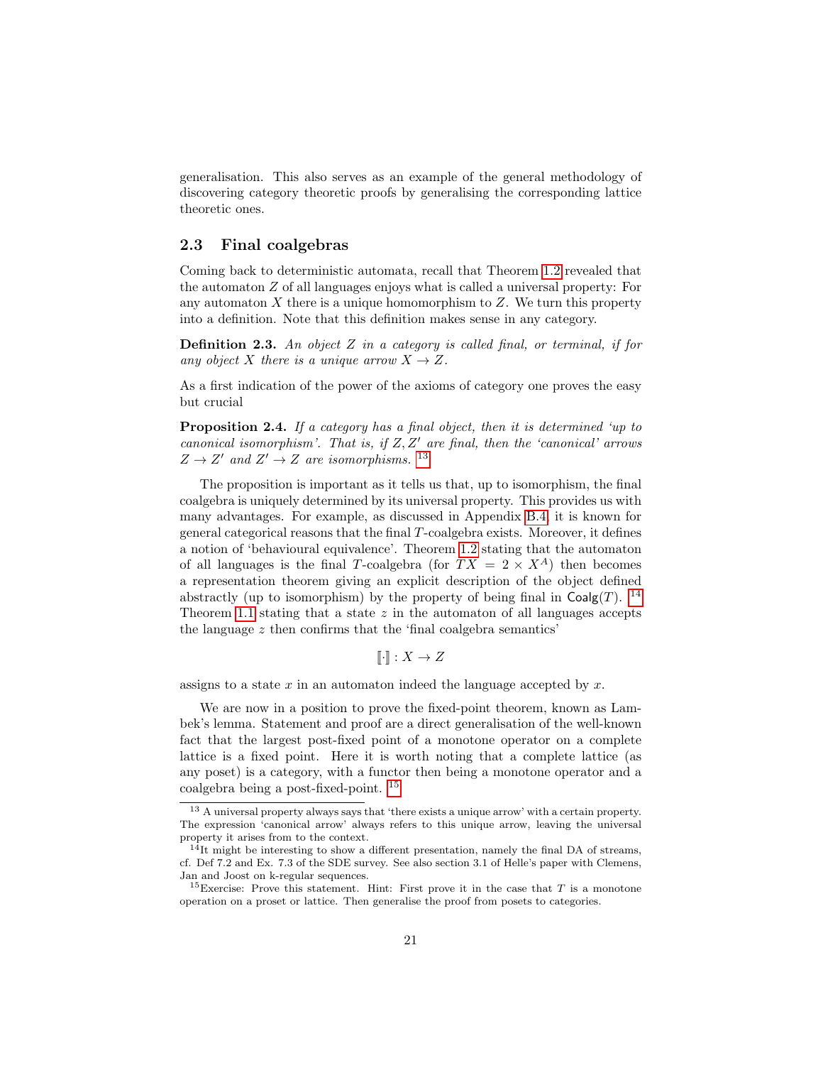generalisation. This also serves as an example of the general methodology of discovering category theoretic proofs by generalising the corresponding lattice theoretic ones.

## 2.3 Final coalgebras

Coming back to deterministic automata, recall that Theorem 1.2 revealed that the automaton $Z$ of all languages enjoys what is called a universal property: For any automaton $X$ there is a unique homomorphism to $Z$. We turn this property into a definition. Note that this definition makes sense in any category.

**Definition 2.3.** *An object $Z$ in a category is called final, or terminal, if for any object $X$ there is a unique arrow $X \to Z$.*

As a first indication of the power of the axioms of category one proves the easy but crucial

**Proposition 2.4.** *If a category has a final object, then it is determined 'up to canonical isomorphism'. That is, if $Z, Z'$ are final, then the 'canonical' arrows $Z \to Z'$ and $Z' \to Z$ are isomorphisms.* [13]

The proposition is important as it tells us that, up to isomorphism, the final coalgebra is uniquely determined by its universal property. This provides us with many advantages. For example, as discussed in Appendix B.4, it is known for general categorical reasons that the final $T$-coalgebra exists. Moreover, it defines a notion of 'behavioural equivalence'. Theorem 1.2 stating that the automaton of all languages is the final $T$-coalgebra (for $TX = 2 \times X^A$) then becomes a representation theorem giving an explicit description of the object defined abstractly (up to isomorphism) by the property of being final in $\mathsf{Coalg}(T)$. [14] Theorem 1.1 stating that a state $z$ in the automaton of all languages accepts the language $z$ then confirms that the 'final coalgebra semantics'

$$[\![\cdot]\!] : X \to Z$$

assigns to a state $x$ in an automaton indeed the language accepted by $x$.

We are now in a position to prove the fixed-point theorem, known as Lambek's lemma. Statement and proof are a direct generalisation of the well-known fact that the largest post-fixed point of a monotone operator on a complete lattice is a fixed point. Here it is worth noting that a complete lattice (as any poset) is a category, with a functor then being a monotone operator and a coalgebra being a post-fixed-point. [15]

---

[13] A universal property always says that 'there exists a unique arrow' with a certain property. The expression 'canonical arrow' always refers to this unique arrow, leaving the universal property it arises from to the context.

[14] It might be interesting to show a different presentation, namely the final DA of streams, cf. Def 7.2 and Ex. 7.3 of the SDE survey. See also section 3.1 of Helle's paper with Clemens, Jan and Joost on k-regular sequences.

[15] Exercise: Prove this statement. Hint: First prove it in the case that $T$ is a monotone operation on a proset or lattice. Then generalise the proof from posets to categories.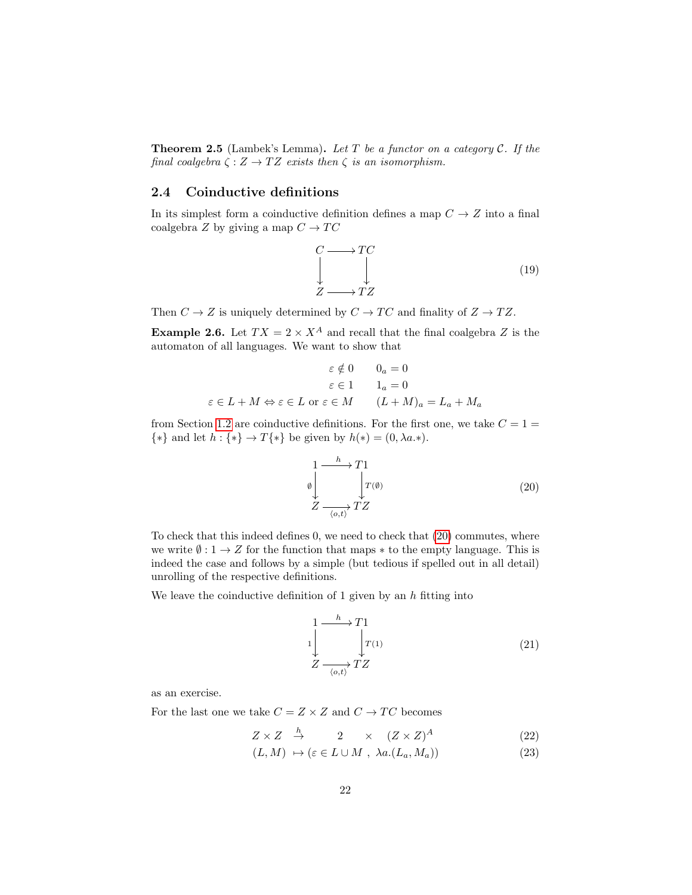**Theorem 2.5** (Lambek's Lemma)**.** *Let $T$ be a functor on a category $\mathcal{C}$. If the final coalgebra $\zeta : Z \to TZ$ exists then $\zeta$ is an isomorphism.*

## 2.4 Coinductive definitions

In its simplest form a coinductive definition defines a map $C \to Z$ into a final coalgebra $Z$ by giving a map $C \to TC$

$$\begin{array}{ccc} C & \longrightarrow & TC \\ \downarrow & & \downarrow \\ Z & \longrightarrow & TZ \end{array} \tag{19}$$

Then $C \to Z$ is uniquely determined by $C \to TC$ and finality of $Z \to TZ$.

**Example 2.6.** Let $TX = 2 \times X^A$ and recall that the final coalgebra $Z$ is the automaton of all languages. We want to show that

$$\begin{array}{rl} \varepsilon \notin 0 & \quad 0_a = 0 \\ \varepsilon \in 1 & \quad 1_a = 0 \\ \varepsilon \in L + M \Leftrightarrow \varepsilon \in L \text{ or } \varepsilon \in M & \quad (L+M)_a = L_a + M_a \end{array}$$

from Section 1.2 are coinductive definitions. For the first one, we take $C = 1 = \{*\}$ and let $h : \{*\} \to T\{*\}$ be given by $h(*) = (0, \lambda a.*)$.

$$\begin{array}{ccc} 1 & \xrightarrow{\ h\ } & T1 \\ {\scriptstyle \emptyset}\downarrow & & \downarrow{\scriptstyle T(\emptyset)} \\ Z & \xrightarrow[\langle o,t\rangle]{} & TZ \end{array} \tag{20}$$

To check that this indeed defines 0, we need to check that (20) commutes, where we write $\emptyset : 1 \to Z$ for the function that maps $*$ to the empty language. This is indeed the case and follows by a simple (but tedious if spelled out in all detail) unrolling of the respective definitions.

We leave the coinductive definition of 1 given by an $h$ fitting into

$$\begin{array}{ccc} 1 & \xrightarrow{\ h\ } & T1 \\ {\scriptstyle 1}\downarrow & & \downarrow{\scriptstyle T(1)} \\ Z & \xrightarrow[\langle o,t\rangle]{} & TZ \end{array} \tag{21}$$

as an exercise.

For the last one we take $C = Z \times Z$ and $C \to TC$ becomes

$$Z \times Z \ \stackrel{h}{\to} \qquad 2 \qquad \times \quad (Z \times Z)^A \tag{22}$$

$$(L, M) \ \mapsto (\varepsilon \in L \cup M \ , \ \lambda a.(L_a, M_a)) \tag{23}$$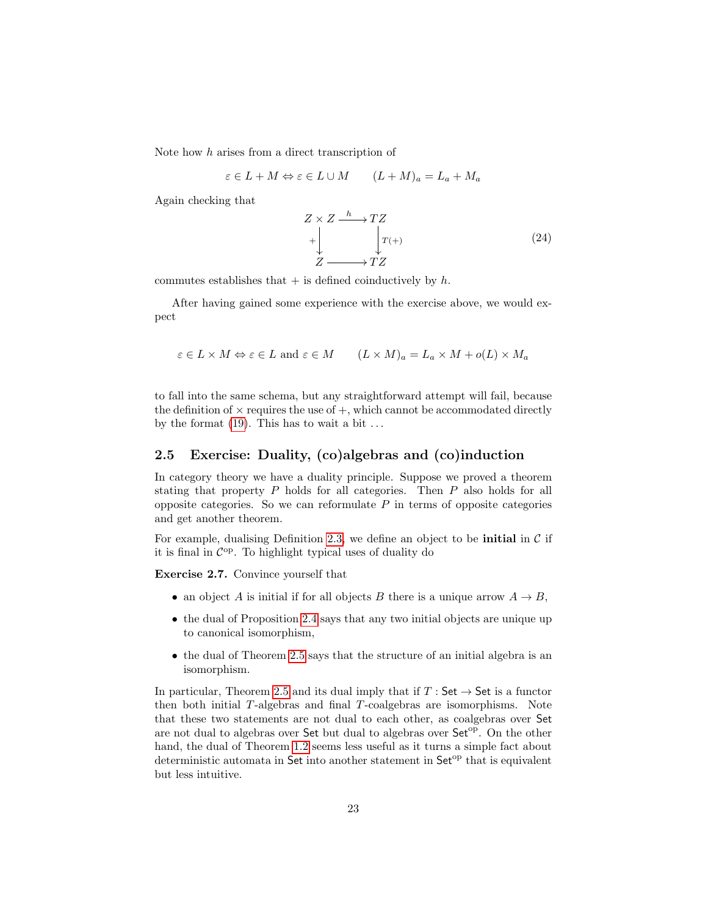Note how $h$ arises from a direct transcription of

$$\varepsilon \in L + M \Leftrightarrow \varepsilon \in L \cup M \qquad (L+M)_a = L_a + M_a$$

Again checking that

$$\begin{array}{ccc} Z \times Z & \xrightarrow{h} & TZ \\ {\scriptstyle +}\downarrow & & \downarrow{\scriptstyle T(+)} \\ Z & \longrightarrow & TZ \end{array} \tag{24}$$

commutes establishes that $+$ is defined coinductively by $h$.

After having gained some experience with the exercise above, we would expect

$$\varepsilon \in L \times M \Leftrightarrow \varepsilon \in L \text{ and } \varepsilon \in M \qquad (L \times M)_a = L_a \times M + o(L) \times M_a$$

to fall into the same schema, but any straightforward attempt will fail, because the definition of $\times$ requires the use of $+$, which cannot be accommodated directly by the format (19). This has to wait a bit . . .

## 2.5 Exercise: Duality, (co)algebras and (co)induction

In category theory we have a duality principle. Suppose we proved a theorem stating that property $P$ holds for all categories. Then $P$ also holds for all opposite categories. So we can reformulate $P$ in terms of opposite categories and get another theorem.

For example, dualising Definition 2.3, we define an object to be **initial** in $\mathcal{C}$ if it is final in $\mathcal{C}^{\mathrm{op}}$. To highlight typical uses of duality do

**Exercise 2.7.** Convince yourself that

- an object $A$ is initial if for all objects $B$ there is a unique arrow $A \to B$,
- the dual of Proposition 2.4 says that any two initial objects are unique up to canonical isomorphism,
- the dual of Theorem 2.5 says that the structure of an initial algebra is an isomorphism.

In particular, Theorem 2.5 and its dual imply that if $T : \mathsf{Set} \to \mathsf{Set}$ is a functor then both initial $T$-algebras and final $T$-coalgebras are isomorphisms. Note that these two statements are not dual to each other, as coalgebras over $\mathsf{Set}$ are not dual to algebras over $\mathsf{Set}$ but dual to algebras over $\mathsf{Set}^{\mathrm{op}}$. On the other hand, the dual of Theorem 1.2 seems less useful as it turns a simple fact about deterministic automata in $\mathsf{Set}$ into another statement in $\mathsf{Set}^{\mathrm{op}}$ that is equivalent but less intuitive.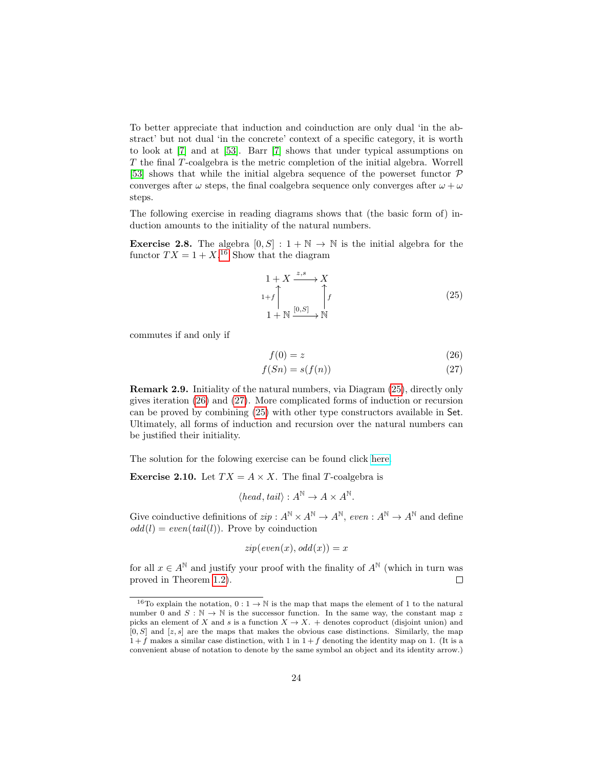To better appreciate that induction and coinduction are only dual 'in the abstract' but not dual 'in the concrete' context of a specific category, it is worth to look at [7] and at [53]. Barr [7] shows that under typical assumptions on $T$ the final $T$-coalgebra is the metric completion of the initial algebra. Worrell [53] shows that while the initial algebra sequence of the powerset functor $\mathcal{P}$ converges after $\omega$ steps, the final coalgebra sequence only converges after $\omega + \omega$ steps.

The following exercise in reading diagrams shows that (the basic form of) induction amounts to the initiality of the natural numbers.

**Exercise 2.8.** The algebra $[0, S] : 1 + \mathbb{N} \to \mathbb{N}$ is the initial algebra for the functor $TX = 1 + X$.[16] Show that the diagram

$$\begin{array}{ccc} 1 + X & \xrightarrow{z,s} & X \\ {\scriptstyle 1+f}\uparrow & & \uparrow{\scriptstyle f} \\ 1 + \mathbb{N} & \xrightarrow{[0,S]} & \mathbb{N} \end{array} \tag{25}$$

commutes if and only if

$$f(0) = z \tag{26}$$

$$f(Sn) = s(f(n)) \tag{27}$$

**Remark 2.9.** Initiality of the natural numbers, via Diagram (25), directly only gives iteration (26) and (27). More complicated forms of induction or recursion can be proved by combining (25) with other type constructors available in $\mathsf{Set}$. Ultimately, all forms of induction and recursion over the natural numbers can be justified their initiality.

The solution for the folowing exercise can be found click here.

**Exercise 2.10.** Let $TX = A \times X$. The final $T$-coalgebra is

$$\langle head, tail \rangle : A^{\mathbb{N}} \to A \times A^{\mathbb{N}}.$$

Give coinductive definitions of $zip : A^{\mathbb{N}} \times A^{\mathbb{N}} \to A^{\mathbb{N}}$, $even : A^{\mathbb{N}} \to A^{\mathbb{N}}$ and define $odd(l) = even(tail(l))$. Prove by coinduction

$$zip(even(x), odd(x)) = x$$

for all $x \in A^{\mathbb{N}}$ and justify your proof with the finality of $A^{\mathbb{N}}$ (which in turn was proved in Theorem 1.2). □

[16] To explain the notation, $0 : 1 \to \mathbb{N}$ is the map that maps the element of 1 to the natural number 0 and $S : \mathbb{N} \to \mathbb{N}$ is the successor function. In the same way, the constant map $z$ picks an element of $X$ and $s$ is a function $X \to X$. $+$ denotes coproduct (disjoint union) and $[0, S]$ and $[z, s]$ are the maps that makes the obvious case distinctions. Similarly, the map $1 + f$ makes a similar case distinction, with 1 in $1 + f$ denoting the identity map on 1. (It is a convenient abuse of notation to denote by the same symbol an object and its identity arrow.)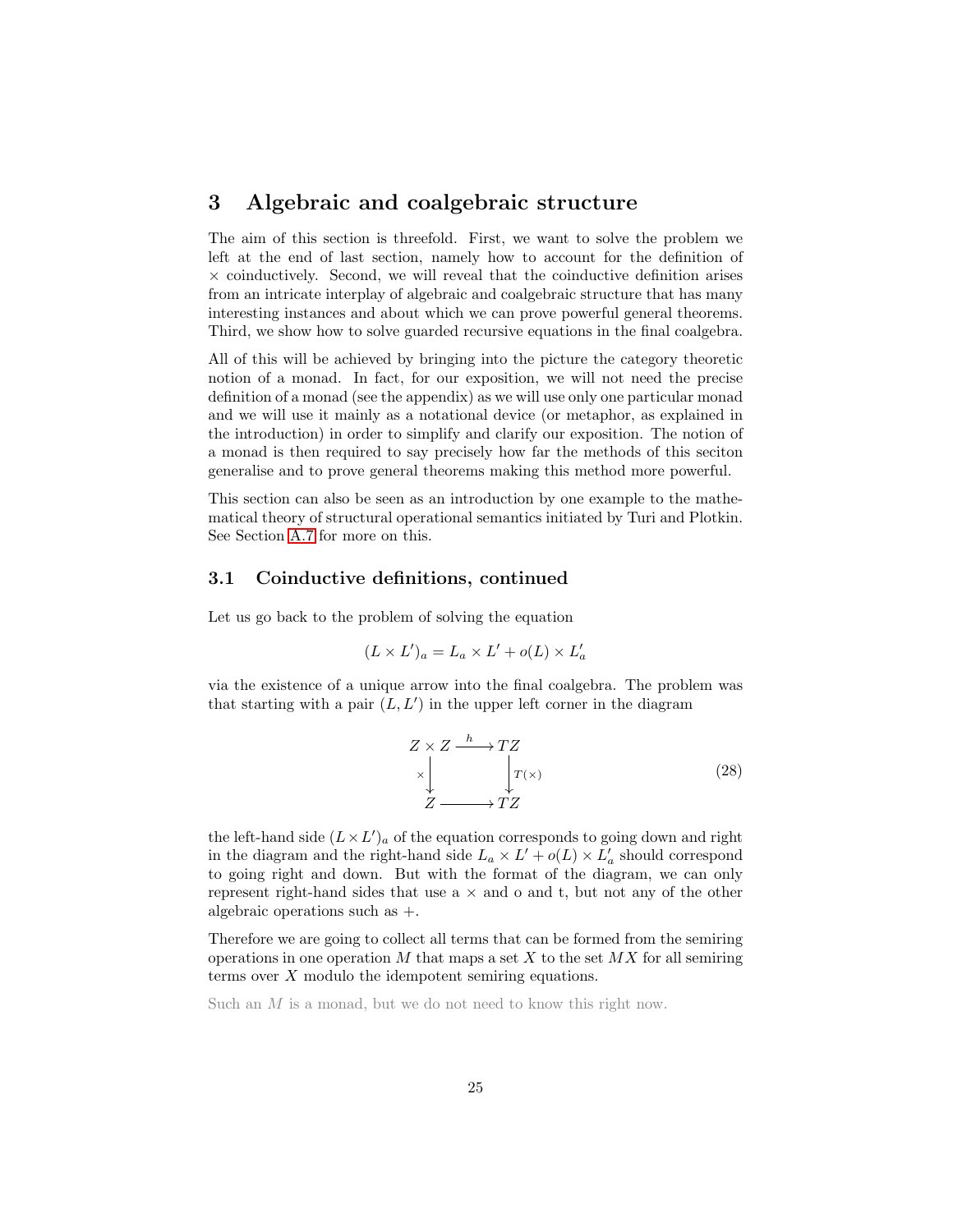# 3 Algebraic and coalgebraic structure

The aim of this section is threefold. First, we want to solve the problem we left at the end of last section, namely how to account for the definition of $\times$ coinductively. Second, we will reveal that the coinductive definition arises from an intricate interplay of algebraic and coalgebraic structure that has many interesting instances and about which we can prove powerful general theorems. Third, we show how to solve guarded recursive equations in the final coalgebra.

All of this will be achieved by bringing into the picture the category theoretic notion of a monad. In fact, for our exposition, we will not need the precise definition of a monad (see the appendix) as we will use only one particular monad and we will use it mainly as a notational device (or metaphor, as explained in the introduction) in order to simplify and clarify our exposition. The notion of a monad is then required to say precisely how far the methods of this seciton generalise and to prove general theorems making this method more powerful.

This section can also be seen as an introduction by one example to the mathematical theory of structural operational semantics initiated by Turi and Plotkin. See Section A.7 for more on this.

## 3.1 Coinductive definitions, continued

Let us go back to the problem of solving the equation

$$(L \times L')_a = L_a \times L' + o(L) \times L'_a$$

via the existence of a unique arrow into the final coalgebra. The problem was that starting with a pair $(L, L')$ in the upper left corner in the diagram

$$\begin{array}{ccc} Z \times Z & \xrightarrow{h} & TZ \\ {\scriptstyle \times}\big\downarrow & & \big\downarrow{\scriptstyle T(\times)} \\ Z & \longrightarrow & TZ \end{array} \tag{28}$$

the left-hand side $(L \times L')_a$ of the equation corresponds to going down and right in the diagram and the right-hand side $L_a \times L' + o(L) \times L'_a$ should correspond to going right and down. But with the format of the diagram, we can only represent right-hand sides that use a $\times$ and o and t, but not any of the other algebraic operations such as $+$.

Therefore we are going to collect all terms that can be formed from the semiring operations in one operation $M$ that maps a set $X$ to the set $MX$ for all semiring terms over $X$ modulo the idempotent semiring equations.

Such an $M$ is a monad, but we do not need to know this right now.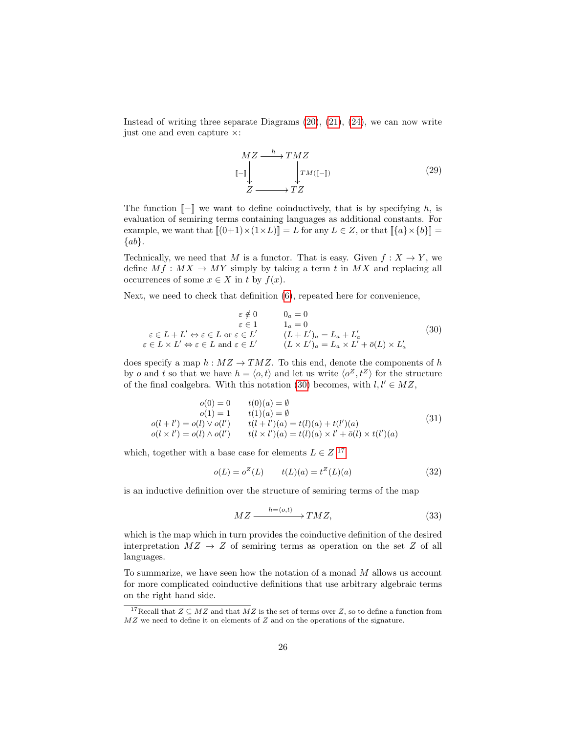Instead of writing three separate Diagrams (20), (21), (24), we can now write just one and even capture $\times$:

$$
\begin{array}{ccc}
MZ & \xrightarrow{\ h\ } & TMZ \\
{\scriptstyle [\![-]\!]}\downarrow & & \downarrow{\scriptstyle TM([\![-]\!])} \\
Z & \longrightarrow & TZ
\end{array}
\tag{29}
$$

The function $[\![-]\!]$ we want to define coinductively, that is by specifying $h$, is evaluation of semiring terms containing languages as additional constants. For example, we want that $[\![(0+1)\times(1\times L)]\!] = L$ for any $L \in Z$, or that $[\![\{a\}\times\{b\}]\!] = \{ab\}$.

Technically, we need that $M$ is a functor. That is easy. Given $f : X \to Y$, we define $Mf : MX \to MY$ simply by taking a term $t$ in $MX$ and replacing all occurrences of some $x \in X$ in $t$ by $f(x)$.

Next, we need to check that definition (6), repeated here for convenience,

$$
\begin{array}{rl}
\varepsilon \notin 0 & \qquad 0_a = 0 \\
\varepsilon \in 1 & \qquad 1_a = 0 \\
\varepsilon \in L + L' \Leftrightarrow \varepsilon \in L \text{ or } \varepsilon \in L' & \qquad (L+L')_a = L_a + L'_a \\
\varepsilon \in L \times L' \Leftrightarrow \varepsilon \in L \text{ and } \varepsilon \in L' & \qquad (L\times L')_a = L_a \times L' + \bar{o}(L) \times L'_a
\end{array}
\tag{30}
$$

does specify a map $h : MZ \to TMZ$. To this end, denote the components of $h$ by $o$ and $t$ so that we have $h = \langle o, t\rangle$ and let us write $\langle o^Z, t^Z\rangle$ for the structure of the final coalgebra. With this notation (30) becomes, with $l, l' \in MZ$,

$$
\begin{array}{rl}
o(0) = 0 & \qquad t(0)(a) = \emptyset \\
o(1) = 1 & \qquad t(1)(a) = \emptyset \\
o(l + l') = o(l) \vee o(l') & \qquad t(l + l')(a) = t(l)(a) + t(l')(a) \\
o(l \times l') = o(l) \wedge o(l') & \qquad t(l \times l')(a) = t(l)(a) \times l' + \bar{o}(l) \times t(l')(a)
\end{array}
\tag{31}
$$

which, together with a base case for elements $L \in Z$ [17]

$$
o(L) = o^Z(L) \qquad t(L)(a) = t^Z(L)(a)
\tag{32}
$$

is an inductive definition over the structure of semiring terms of the map

$$
MZ \xrightarrow{h=\langle o,t\rangle} TMZ,
\tag{33}
$$

which is the map which in turn provides the coinductive definition of the desired interpretation $MZ \to Z$ of semiring terms as operation on the set $Z$ of all languages.

To summarize, we have seen how the notation of a monad $M$ allows us account for more complicated coinductive definitions that use arbitrary algebraic terms on the right hand side.

[17] Recall that $Z \subseteq MZ$ and that $MZ$ is the set of terms over $Z$, so to define a function from $MZ$ we need to define it on elements of $Z$ and on the operations of the signature.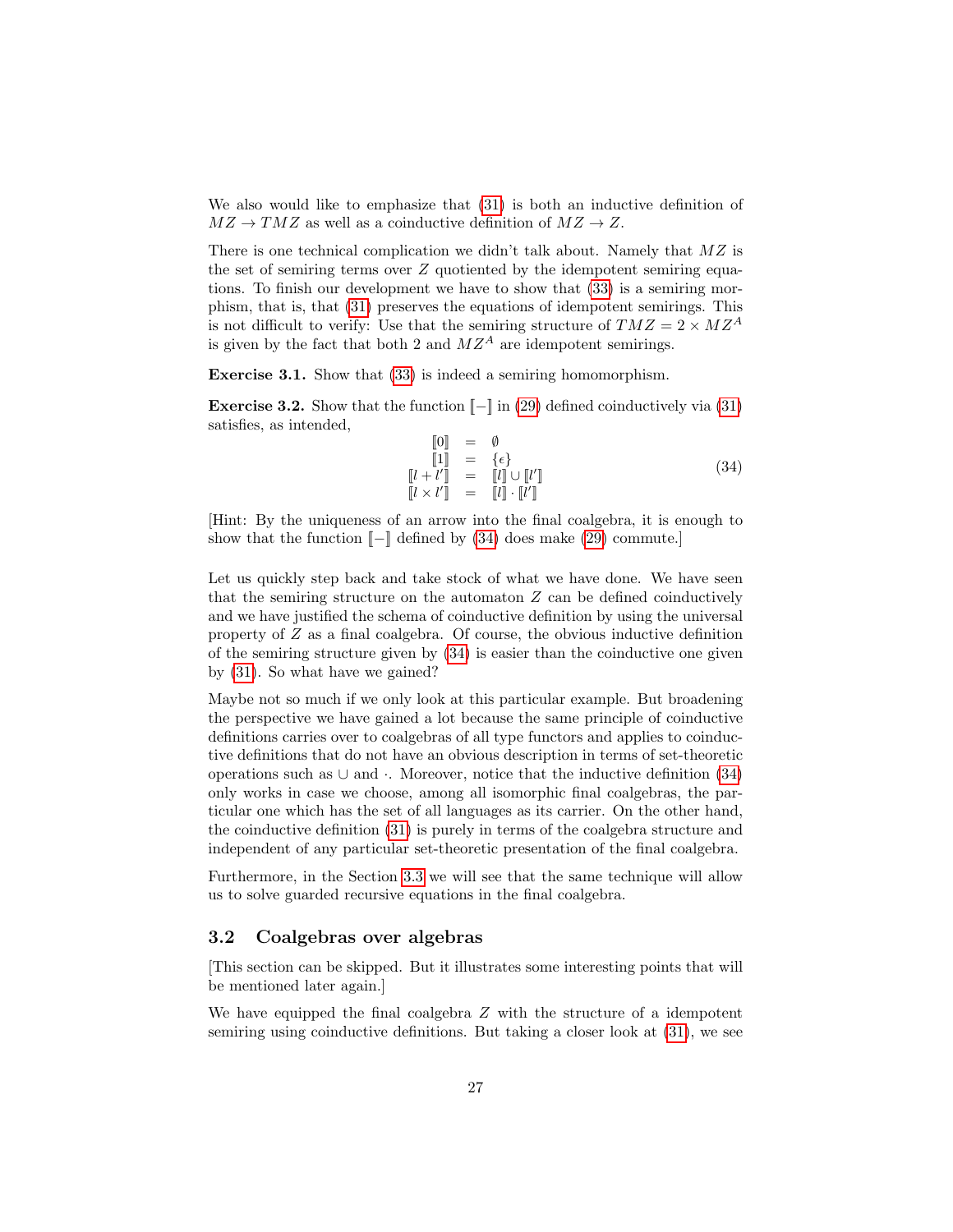We also would like to emphasize that (31) is both an inductive definition of $MZ \to TMZ$ as well as a coinductive definition of $MZ \to Z$.

There is one technical complication we didn't talk about. Namely that $MZ$ is the set of semiring terms over $Z$ quotiented by the idempotent semiring equations. To finish our development we have to show that (33) is a semiring morphism, that is, that (31) preserves the equations of idempotent semirings. This is not difficult to verify: Use that the semiring structure of $TMZ = 2 \times MZ^A$ is given by the fact that both 2 and $MZ^A$ are idempotent semirings.

**Exercise 3.1.** Show that (33) is indeed a semiring homomorphism.

**Exercise 3.2.** Show that the function $[\![-]\!]$ in (29) defined coinductively via (31) satisfies, as intended,

$$
\begin{array}{rcl}
[\![0]\!] & = & \emptyset \\
[\![1]\!] & = & \{\epsilon\} \\
[\![l + l']\!] & = & [\![l]\!] \cup [\![l']\!] \\
[\![l \times l']\!] & = & [\![l]\!] \cdot [\![l']\!]
\end{array}
\tag{34}
$$

[Hint: By the uniqueness of an arrow into the final coalgebra, it is enough to show that the function $[\![-]\!]$ defined by (34) does make (29) commute.]

Let us quickly step back and take stock of what we have done. We have seen that the semiring structure on the automaton $Z$ can be defined coinductively and we have justified the schema of coinductive definition by using the universal property of $Z$ as a final coalgebra. Of course, the obvious inductive definition of the semiring structure given by (34) is easier than the coinductive one given by (31). So what have we gained?

Maybe not so much if we only look at this particular example. But broadening the perspective we have gained a lot because the same principle of coinductive definitions carries over to coalgebras of all type functors and applies to coinductive definitions that do not have an obvious description in terms of set-theoretic operations such as $\cup$ and $\cdot$. Moreover, notice that the inductive definition (34) only works in case we choose, among all isomorphic final coalgebras, the particular one which has the set of all languages as its carrier. On the other hand, the coinductive definition (31) is purely in terms of the coalgebra structure and independent of any particular set-theoretic presentation of the final coalgebra.

Furthermore, in the Section 3.3 we will see that the same technique will allow us to solve guarded recursive equations in the final coalgebra.

## 3.2 Coalgebras over algebras

[This section can be skipped. But it illustrates some interesting points that will be mentioned later again.]

We have equipped the final coalgebra $Z$ with the structure of a idempotent semiring using coinductive definitions. But taking a closer look at (31), we see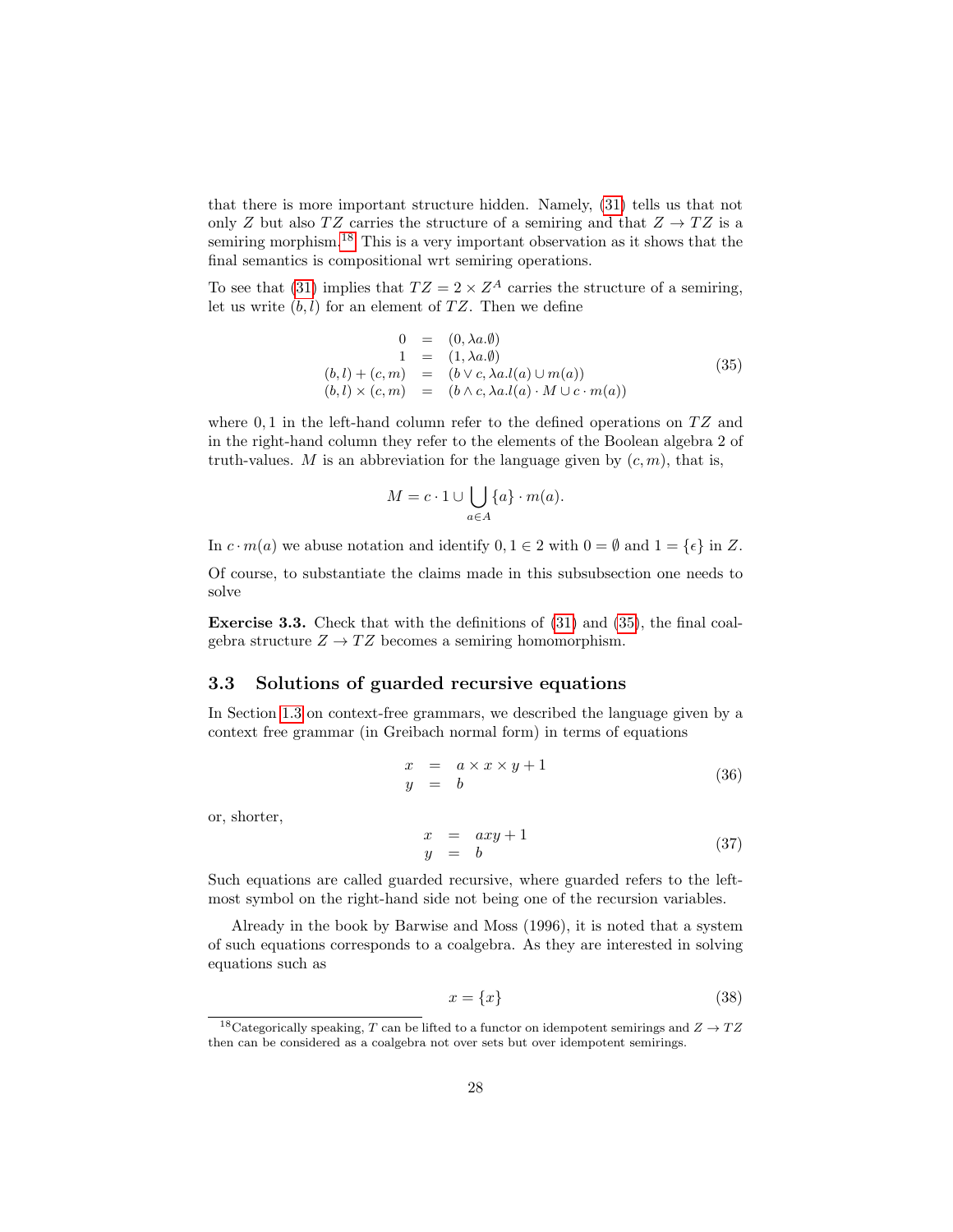that there is more important structure hidden. Namely, (31) tells us that not only $Z$ but also $TZ$ carries the structure of a semiring and that $Z \to TZ$ is a semiring morphism.[18] This is a very important observation as it shows that the final semantics is compositional wrt semiring operations.

To see that (31) implies that $TZ = 2 \times Z^A$ carries the structure of a semiring, let us write $(b, l)$ for an element of $TZ$. Then we define

$$
\begin{array}{rcl}
0 & = & (0, \lambda a.\emptyset) \\
1 & = & (1, \lambda a.\emptyset) \\
(b, l) + (c, m) & = & (b \vee c, \lambda a. l(a) \cup m(a)) \\
(b, l) \times (c, m) & = & (b \wedge c, \lambda a. l(a) \cdot M \cup c \cdot m(a))
\end{array}
\tag{35}
$$

where $0, 1$ in the left-hand column refer to the defined operations on $TZ$ and in the right-hand column they refer to the elements of the Boolean algebra 2 of truth-values. $M$ is an abbreviation for the language given by $(c, m)$, that is,

$$
M = c \cdot 1 \cup \bigcup_{a \in A} \{a\} \cdot m(a).
$$

In $c \cdot m(a)$ we abuse notation and identify $0, 1 \in 2$ with $0 = \emptyset$ and $1 = \{\epsilon\}$ in $Z$.

Of course, to substantiate the claims made in this subsubsection one needs to solve

**Exercise 3.3.** Check that with the definitions of (31) and (35), the final coalgebra structure $Z \to TZ$ becomes a semiring homomorphism.

### 3.3 Solutions of guarded recursive equations

In Section 1.3 on context-free grammars, we described the language given by a context free grammar (in Greibach normal form) in terms of equations

$$
\begin{array}{rcl}
x & = & a \times x \times y + 1 \\
y & = & b
\end{array}
\tag{36}
$$

or, shorter,

$$
\begin{array}{rcl}
x & = & axy + 1 \\
y & = & b
\end{array}
\tag{37}
$$

Such equations are called guarded recursive, where guarded refers to the left-most symbol on the right-hand side not being one of the recursion variables.

Already in the book by Barwise and Moss (1996), it is noted that a system of such equations corresponds to a coalgebra. As they are interested in solving equations such as

$$
x = \{x\}
\tag{38}
$$

[18] Categorically speaking, $T$ can be lifted to a functor on idempotent semirings and $Z \to TZ$ then can be considered as a coalgebra not over sets but over idempotent semirings.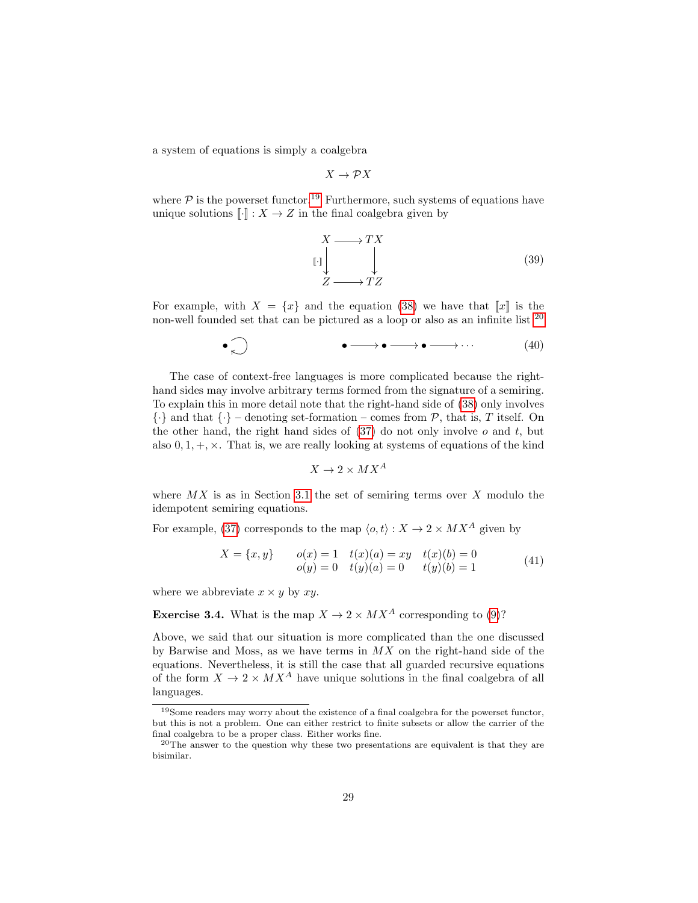a system of equations is simply a coalgebra

$$X \to \mathcal{P}X$$

where $\mathcal{P}$ is the powerset functor.[19] Furthermore, such systems of equations have unique solutions $[\![\cdot]\!] : X \to Z$ in the final coalgebra given by

$$\begin{array}{ccc} X & \longrightarrow & TX \\ {\scriptstyle [\![\cdot]\!]}\big\downarrow & & \big\downarrow \\ Z & \longrightarrow & TZ \end{array} \tag{39}$$

For example, with $X = \{x\}$ and the equation (38) we have that $[\![x]\!]$ is the non-well founded set that can be pictured as a loop or also as an infinite list.[20]

$$\bullet \circlearrowleft \qquad\qquad \bullet \longrightarrow \bullet \longrightarrow \bullet \longrightarrow \cdots \tag{40}$$

The case of context-free languages is more complicated because the right-hand sides may involve arbitrary terms formed from the signature of a semiring. To explain this in more detail note that the right-hand side of (38) only involves $\{\cdot\}$ and that $\{\cdot\}$ – denoting set-formation – comes from $\mathcal{P}$, that is, $T$ itself. On the other hand, the right hand sides of (37) do not only involve $o$ and $t$, but also $0, 1, +, \times$. That is, we are really looking at systems of equations of the kind

$$X \to 2 \times MX^A$$

where $MX$ is as in Section 3.1 the set of semiring terms over $X$ modulo the idempotent semiring equations.

For example, (37) corresponds to the map $\langle o, t\rangle : X \to 2 \times MX^A$ given by

$$\begin{array}{llll} X = \{x, y\} \qquad & o(x) = 1 & t(x)(a) = xy & t(x)(b) = 0 \\ & o(y) = 0 & t(y)(a) = 0 & t(y)(b) = 1 \end{array} \tag{41}$$

where we abbreviate $x \times y$ by $xy$.

**Exercise 3.4.** What is the map $X \to 2 \times MX^A$ corresponding to (9)?

Above, we said that our situation is more complicated than the one discussed by Barwise and Moss, as we have terms in $MX$ on the right-hand side of the equations. Nevertheless, it is still the case that all guarded recursive equations of the form $X \to 2 \times MX^A$ have unique solutions in the final coalgebra of all languages.

---

[19] Some readers may worry about the existence of a final coalgebra for the powerset functor, but this is not a problem. One can either restrict to finite subsets or allow the carrier of the final coalgebra to be a proper class. Either works fine.

[20] The answer to the question why these two presentations are equivalent is that they are bisimilar.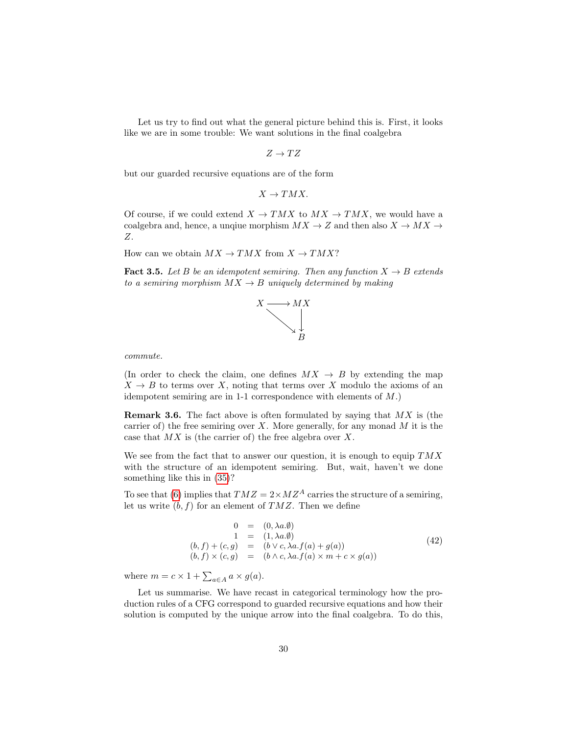Let us try to find out what the general picture behind this is. First, it looks like we are in some trouble: We want solutions in the final coalgebra

$$Z \to TZ$$

but our guarded recursive equations are of the form

$$X \to TMX.$$

Of course, if we could extend $X \to TMX$ to $MX \to TMX$, we would have a coalgebra and, hence, a unqiue morphism $MX \to Z$ and then also $X \to MX \to Z$.

How can we obtain $MX \to TMX$ from $X \to TMX$?

**Fact 3.5.** *Let $B$ be an idempotent semiring. Then any function $X \to B$ extends to a semiring morphism $MX \to B$ uniquely determined by making*

$$\begin{array}{ccc} X & \longrightarrow & MX \\ & \searrow & \downarrow \\ & & B \end{array}$$

*commute.*

(In order to check the claim, one defines $MX \to B$ by extending the map $X \to B$ to terms over $X$, noting that terms over $X$ modulo the axioms of an idempotent semiring are in 1-1 correspondence with elements of $M$.)

**Remark 3.6.** The fact above is often formulated by saying that $MX$ is (the carrier of) the free semiring over $X$. More generally, for any monad $M$ it is the case that $MX$ is (the carrier of) the free algebra over $X$.

We see from the fact that to answer our question, it is enough to equip $TMX$ with the structure of an idempotent semiring. But, wait, haven't we done something like this in (35)?

To see that (6) implies that $TMZ = 2 \times MZ^A$ carries the structure of a semiring, let us write $(b, f)$ for an element of $TMZ$. Then we define

$$\begin{array}{rcl} 0 & = & (0, \lambda a.\emptyset) \\ 1 & = & (1, \lambda a.\emptyset) \\ (b,f) + (c,g) & = & (b \vee c, \lambda a.f(a) + g(a)) \\ (b,f) \times (c,g) & = & (b \wedge c, \lambda a.f(a) \times m + c \times g(a)) \end{array} \tag{42}$$

where $m = c \times 1 + \sum_{a \in A} a \times g(a)$.

Let us summarise. We have recast in categorical terminology how the production rules of a CFG correspond to guarded recursive equations and how their solution is computed by the unique arrow into the final coalgebra. To do this,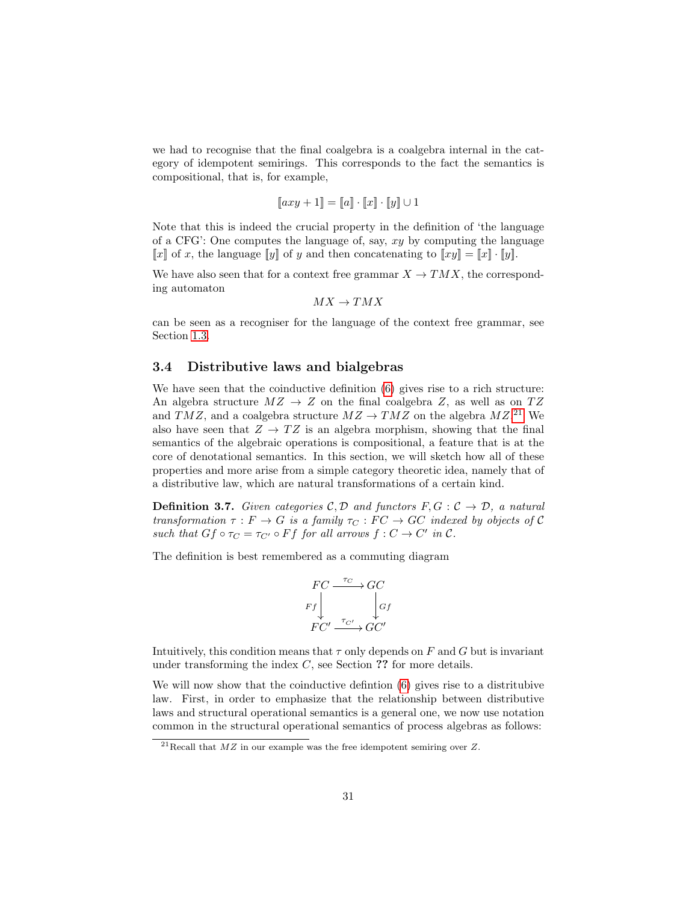we had to recognise that the final coalgebra is a coalgebra internal in the category of idempotent semirings. This corresponds to the fact the semantics is compositional, that is, for example,

$$[\![axy + 1]\!] = [\![a]\!] \cdot [\![x]\!] \cdot [\![y]\!] \cup 1$$

Note that this is indeed the crucial property in the definition of 'the language of a CFG': One computes the language of, say, $xy$ by computing the language $[\![x]\!]$ of $x$, the language $[\![y]\!]$ of $y$ and then concatenating to $[\![xy]\!] = [\![x]\!] \cdot [\![y]\!]$.

We have also seen that for a context free grammar $X \to TMX$, the corresponding automaton

$$MX \to TMX$$

can be seen as a recogniser for the language of the context free grammar, see Section 1.3.

### 3.4 Distributive laws and bialgebras

We have seen that the coinductive definition (6) gives rise to a rich structure: An algebra structure $MZ \to Z$ on the final coalgebra $Z$, as well as on $TZ$ and $TMZ$, and a coalgebra structure $MZ \to TMZ$ on the algebra $MZ$.[21] We also have seen that $Z \to TZ$ is an algebra morphism, showing that the final semantics of the algebraic operations is compositional, a feature that is at the core of denotational semantics. In this section, we will sketch how all of these properties and more arise from a simple category theoretic idea, namely that of a distributive law, which are natural transformations of a certain kind.

**Definition 3.7.** *Given categories $\mathcal{C}, \mathcal{D}$ and functors $F, G : \mathcal{C} \to \mathcal{D}$, a natural transformation $\tau : F \to G$ is a family $\tau_C : FC \to GC$ indexed by objects of $\mathcal{C}$ such that $Gf \circ \tau_C = \tau_{C'} \circ Ff$ for all arrows $f : C \to C'$ in $\mathcal{C}$.*

The definition is best remembered as a commuting diagram

$$\begin{array}{ccc}
FC & \xrightarrow{\tau_C} & GC \\
{\scriptstyle Ff}\downarrow & & \downarrow{\scriptstyle Gf} \\
FC' & \xrightarrow{\tau_{C'}} & GC'
\end{array}$$

Intuitively, this condition means that $\tau$ only depends on $F$ and $G$ but is invariant under transforming the index $C$, see Section **??** for more details.

We will now show that the coinductive defintion (6) gives rise to a distritubive law. First, in order to emphasize that the relationship between distributive laws and structural operational semantics is a general one, we now use notation common in the structural operational semantics of process algebras as follows:

[21] Recall that $MZ$ in our example was the free idempotent semiring over $Z$.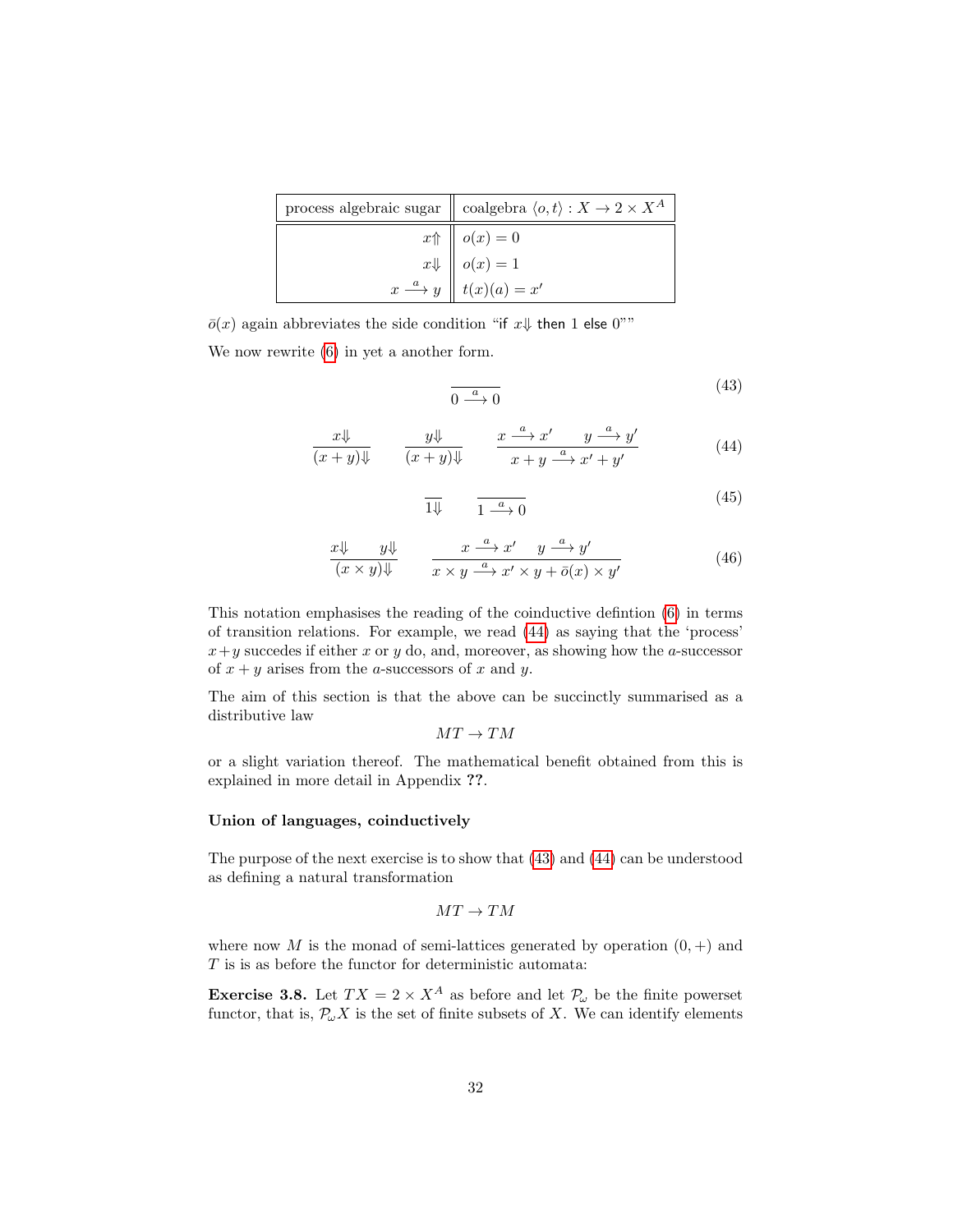| process algebraic sugar | coalgebra $\langle o, t\rangle : X \to 2 \times X^A$ |
|---|---|
| $x{\Uparrow}$ | $o(x) = 0$ |
| $x{\Downarrow}$ | $o(x) = 1$ |
| $x \xrightarrow{a} y$ | $t(x)(a) = x'$ |

$\bar{o}(x)$ again abbreviates the side condition "if $x{\Downarrow}$ then 1 else 0""

We now rewrite (6) in yet a another form.

$$\frac{}{0 \xrightarrow{a} 0} \tag{43}$$

$$\frac{x{\Downarrow}}{(x+y){\Downarrow}} \qquad \frac{y{\Downarrow}}{(x+y){\Downarrow}} \qquad \frac{x \xrightarrow{a} x' \qquad y \xrightarrow{a} y'}{x+y \xrightarrow{a} x'+y'} \tag{44}$$

$$\frac{}{1{\Downarrow}} \qquad \frac{}{1 \xrightarrow{a} 0} \tag{45}$$

$$\frac{x{\Downarrow} \qquad y{\Downarrow}}{(x \times y){\Downarrow}} \qquad \frac{x \xrightarrow{a} x' \qquad y \xrightarrow{a} y'}{x \times y \xrightarrow{a} x' \times y + \bar{o}(x) \times y'} \tag{46}$$

This notation emphasises the reading of the coinductive defintion (6) in terms of transition relations. For example, we read (44) as saying that the 'process' $x+y$ succedes if either $x$ or $y$ do, and, moreover, as showing how the $a$-successor of $x+y$ arises from the $a$-successors of $x$ and $y$.

The aim of this section is that the above can be succinctly summarised as a distributive law

$$MT \to TM$$

or a slight variation thereof. The mathematical benefit obtained from this is explained in more detail in Appendix **??**.

#### Union of languages, coinductively

The purpose of the next exercise is to show that (43) and (44) can be understood as defining a natural transformation

$$MT \to TM$$

where now $M$ is the monad of semi-lattices generated by operation $(0, +)$ and $T$ is is as before the functor for deterministic automata:

**Exercise 3.8.** Let $TX = 2 \times X^A$ as before and let $\mathcal{P}_\omega$ be the finite powerset functor, that is, $\mathcal{P}_\omega X$ is the set of finite subsets of $X$. We can identify elements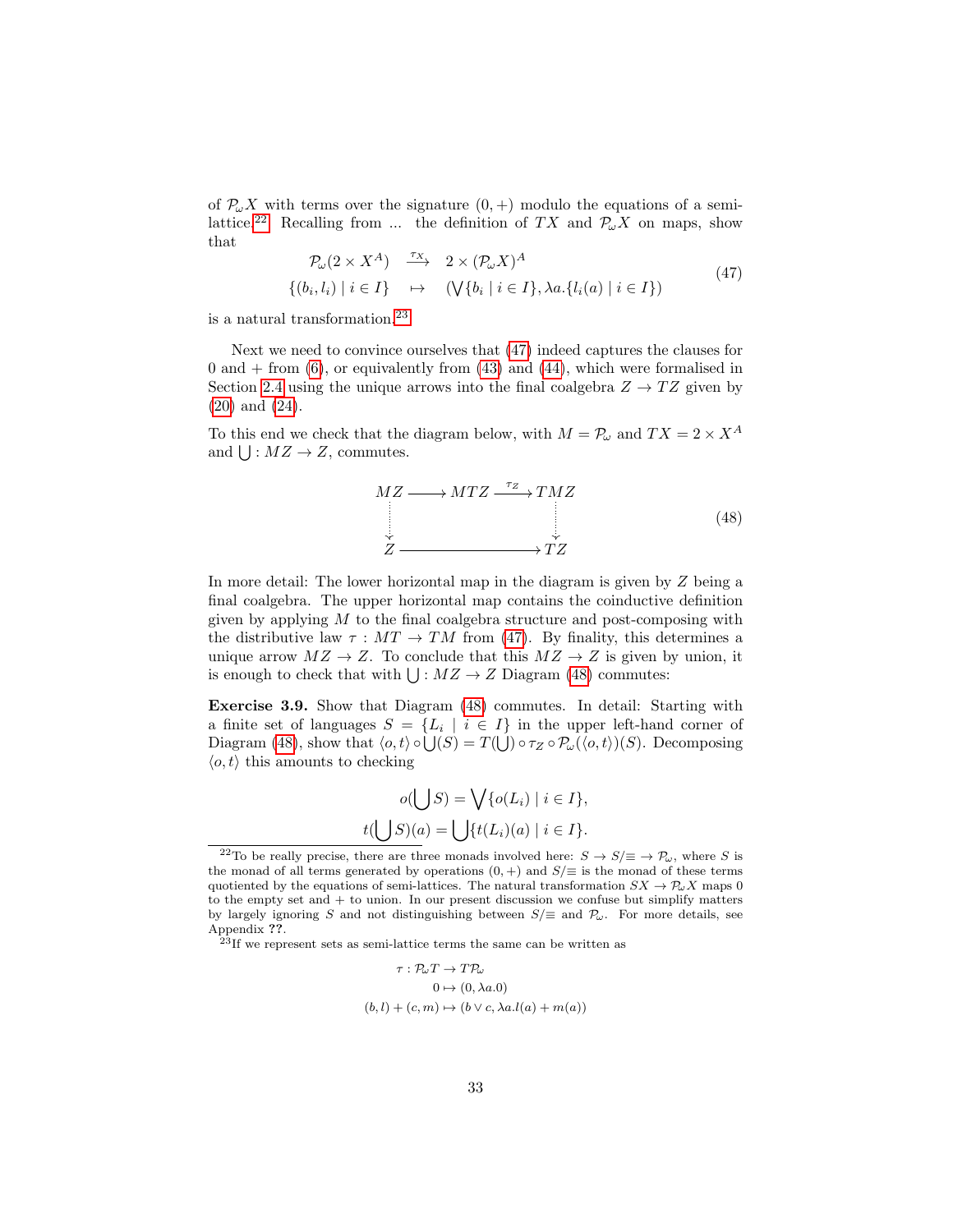of $\mathcal{P}_\omega X$ with terms over the signature $(0,+)$ modulo the equations of a semi-lattice.[22] Recalling from ... the definition of $TX$ and $\mathcal{P}_\omega X$ on maps, show that

$$
\begin{array}{ccc}
\mathcal{P}_\omega(2 \times X^A) & \xrightarrow{\tau_X} & 2 \times (\mathcal{P}_\omega X)^A \\
\{(b_i, l_i) \mid i \in I\} & \mapsto & (\bigvee\{b_i \mid i \in I\}, \lambda a.\{l_i(a) \mid i \in I\})
\end{array}
\tag{47}
$$

is a natural transformation.[23]

Next we need to convince ourselves that (47) indeed captures the clauses for 0 and + from (6), or equivalently from (43) and (44), which were formalised in Section 2.4 using the unique arrows into the final coalgebra $Z \to TZ$ given by (20) and (24).

To this end we check that the diagram below, with $M = \mathcal{P}_\omega$ and $TX = 2 \times X^A$ and $\bigcup : MZ \to Z$, commutes.

$$
\begin{array}{ccccc}
MZ & \longrightarrow & MTZ & \xrightarrow{\tau_Z} & TMZ \\
\vdots & & & & \vdots \\
\downarrow & & & & \downarrow \\
Z & & \longrightarrow & & TZ
\end{array}
\tag{48}
$$

In more detail: The lower horizontal map in the diagram is given by $Z$ being a final coalgebra. The upper horizontal map contains the coinductive definition given by applying $M$ to the final coalgebra structure and post-composing with the distributive law $\tau : MT \to TM$ from (47). By finality, this determines a unique arrow $MZ \to Z$. To conclude that this $MZ \to Z$ is given by union, it is enough to check that with $\bigcup : MZ \to Z$ Diagram (48) commutes:

**Exercise 3.9.** Show that Diagram (48) commutes. In detail: Starting with a finite set of languages $S = \{L_i \mid i \in I\}$ in the upper left-hand corner of Diagram (48), show that $\langle o, t\rangle \circ \bigcup(S) = T(\bigcup) \circ \tau_Z \circ \mathcal{P}_\omega(\langle o, t\rangle)(S)$. Decomposing $\langle o, t\rangle$ this amounts to checking

$$
\begin{aligned}
o(\bigcup S) &= \bigvee\{o(L_i) \mid i \in I\}, \\
t(\bigcup S)(a) &= \bigcup\{t(L_i)(a) \mid i \in I\}.
\end{aligned}
$$

[22] To be really precise, there are three monads involved here: $S \to S/\!\equiv\, \to \mathcal{P}_\omega$, where $S$ is the monad of all terms generated by operations $(0,+)$ and $S/\!\equiv$ is the monad of these terms quotiented by the equations of semi-lattices. The natural transformation $SX \to \mathcal{P}_\omega X$ maps 0 to the empty set and + to union. In our present discussion we confuse but simplify matters by largely ignoring $S$ and not distinguishing between $S/\!\equiv$ and $\mathcal{P}_\omega$. For more details, see Appendix **??**.

[23] If we represent sets as semi-lattice terms the same can be written as

$$
\begin{aligned}
\tau : \mathcal{P}_\omega T &\to T\mathcal{P}_\omega \\
0 &\mapsto (0, \lambda a.0) \\
(b,l) + (c,m) &\mapsto (b \vee c, \lambda a.l(a) + m(a))
\end{aligned}
$$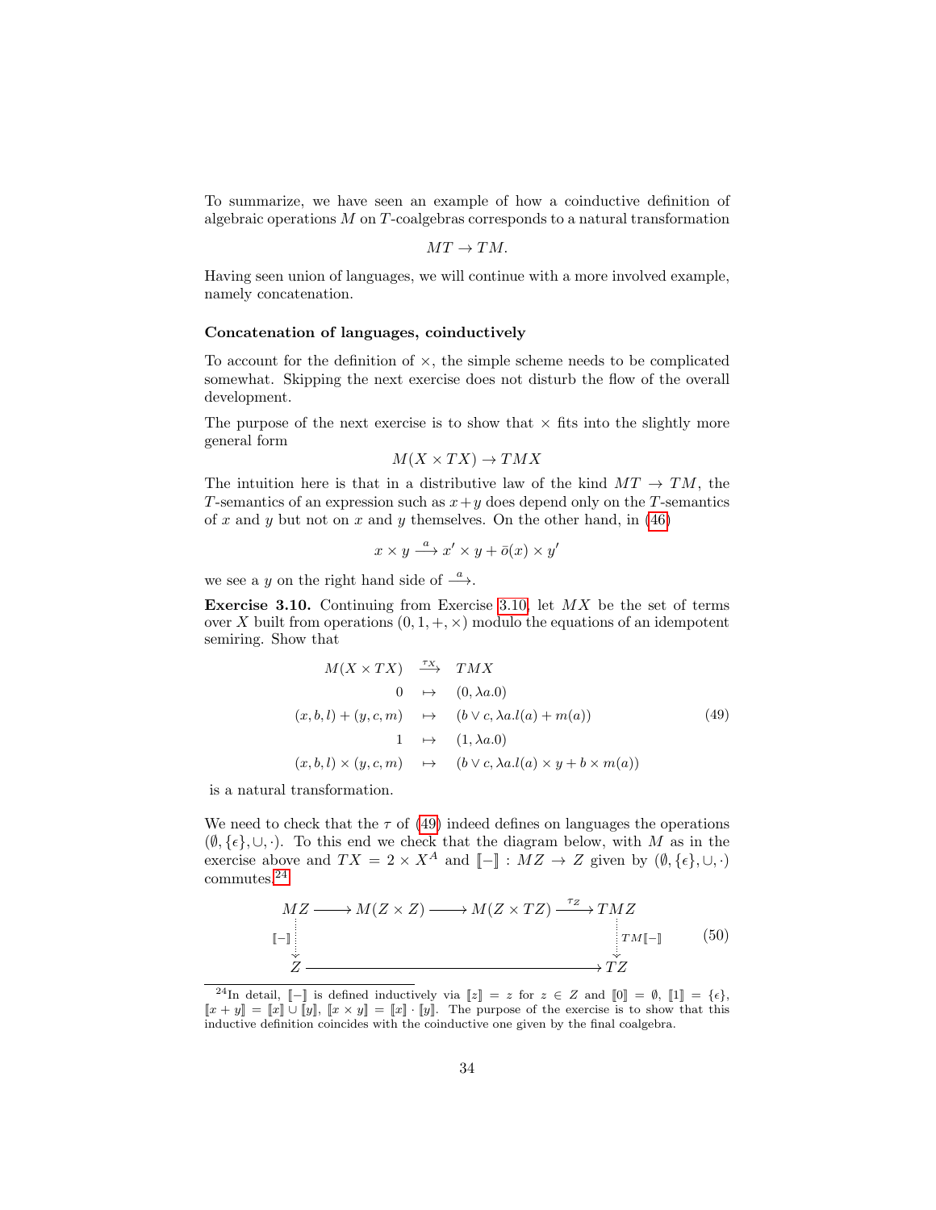To summarize, we have seen an example of how a coinductive definition of algebraic operations $M$ on $T$-coalgebras corresponds to a natural transformation

$$MT \to TM.$$

Having seen union of languages, we will continue with a more involved example, namely concatenation.

### Concatenation of languages, coinductively

To account for the definition of $\times$, the simple scheme needs to be complicated somewhat. Skipping the next exercise does not disturb the flow of the overall development.

The purpose of the next exercise is to show that $\times$ fits into the slightly more general form

$$M(X \times TX) \to TMX$$

The intuition here is that in a distributive law of the kind $MT \to TM$, the $T$-semantics of an expression such as $x+y$ does depend only on the $T$-semantics of $x$ and $y$ but not on $x$ and $y$ themselves. On the other hand, in (46)

$$x \times y \xrightarrow{a} x' \times y + \bar{o}(x) \times y'$$

we see a $y$ on the right hand side of $\xrightarrow{a}$.

**Exercise 3.10.** Continuing from Exercise 3.10, let $MX$ be the set of terms over $X$ built from operations $(0, 1, +, \times)$ modulo the equations of an idempotent semiring. Show that

$$\begin{array}{rcl} M(X \times TX) & \xrightarrow{\tau_X} & TMX \\ 0 & \mapsto & (0, \lambda a.0) \\ (x, b, l) + (y, c, m) & \mapsto & (b \vee c, \lambda a. l(a) + m(a)) \\ 1 & \mapsto & (1, \lambda a.0) \\ (x, b, l) \times (y, c, m) & \mapsto & (b \vee c, \lambda a. l(a) \times y + b \times m(a)) \end{array} \tag{49}$$

is a natural transformation.

We need to check that the $\tau$ of (49) indeed defines on languages the operations $(\emptyset, \{\epsilon\}, \cup, \cdot)$. To this end we check that the diagram below, with $M$ as in the exercise above and $TX = 2 \times X^A$ and $[\![-]\!] : MZ \to Z$ given by $(\emptyset, \{\epsilon\}, \cup, \cdot)$ commutes.[24]

$$\begin{array}{ccccccc} MZ & \longrightarrow & M(Z \times Z) & \longrightarrow & M(Z \times TZ) & \xrightarrow{\tau_Z} & TMZ \\ {\scriptstyle [\![-]\!]} \downarrow & & & & & & \downarrow {\scriptstyle TM[\![-]\!]} \\ Z & & & \longrightarrow & & & TZ \end{array} \tag{50}$$

[24] In detail, $[\![-]\!]$ is defined inductively via $[\![z]\!] = z$ for $z \in Z$ and $[\![0]\!] = \emptyset$, $[\![1]\!] = \{\epsilon\}$, $[\![x + y]\!] = [\![x]\!] \cup [\![y]\!]$, $[\![x \times y]\!] = [\![x]\!] \cdot [\![y]\!]$. The purpose of the exercise is to show that this inductive definition coincides with the coinductive one given by the final coalgebra.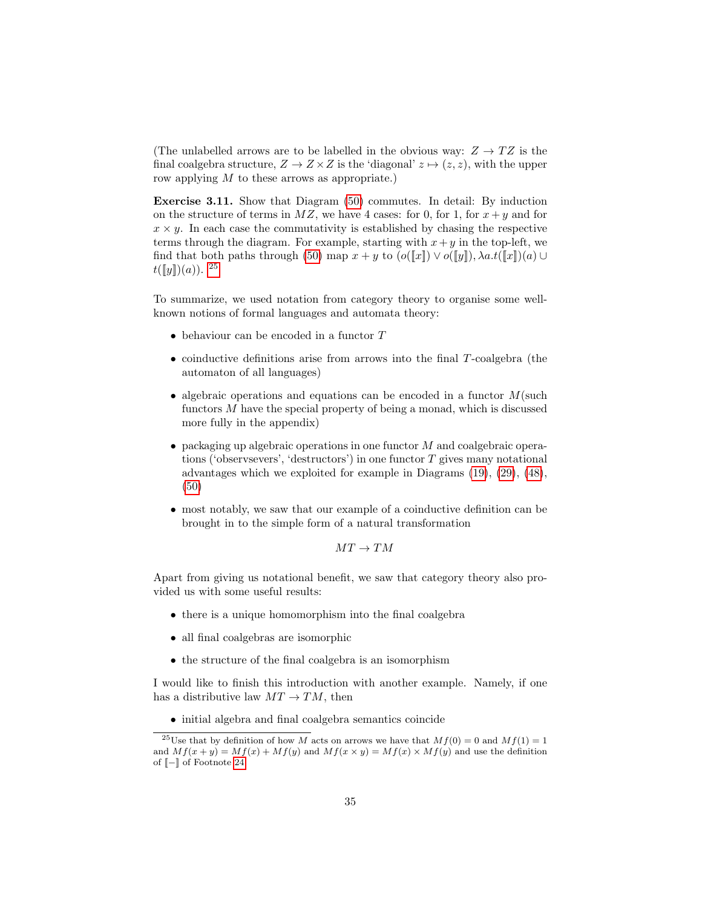(The unlabelled arrows are to be labelled in the obvious way: $Z \to TZ$ is the final coalgebra structure, $Z \to Z \times Z$ is the 'diagonal' $z \mapsto (z, z)$, with the upper row applying $M$ to these arrows as appropriate.)

**Exercise 3.11.** Show that Diagram (50) commutes. In detail: By induction on the structure of terms in $MZ$, we have 4 cases: for 0, for 1, for $x+y$ and for $x \times y$. In each case the commutativity is established by chasing the respective terms through the diagram. For example, starting with $x+y$ in the top-left, we find that both paths through (50) map $x+y$ to $(o(\llbracket x \rrbracket) \vee o(\llbracket y \rrbracket), \lambda a.t(\llbracket x \rrbracket)(a) \cup t(\llbracket y \rrbracket)(a))$. [25]

To summarize, we used notation from category theory to organise some well-known notions of formal languages and automata theory:

- behaviour can be encoded in a functor $T$
- coinductive definitions arise from arrows into the final $T$-coalgebra (the automaton of all languages)
- algebraic operations and equations can be encoded in a functor $M$(such functors $M$ have the special property of being a monad, which is discussed more fully in the appendix)
- packaging up algebraic operations in one functor $M$ and coalgebraic operations ('observsevers', 'destructors') in one functor $T$ gives many notational advantages which we exploited for example in Diagrams (19), (29), (48), (50)
- most notably, we saw that our example of a coinductive definition can be brought in to the simple form of a natural transformation

$$MT \to TM$$

Apart from giving us notational benefit, we saw that category theory also provided us with some useful results:

- there is a unique homomorphism into the final coalgebra
- all final coalgebras are isomorphic
- the structure of the final coalgebra is an isomorphism

I would like to finish this introduction with another example. Namely, if one has a distributive law $MT \to TM$, then

- initial algebra and final coalgebra semantics coincide

[25] Use that by definition of how $M$ acts on arrows we have that $Mf(0) = 0$ and $Mf(1) = 1$ and $Mf(x+y) = Mf(x) + Mf(y)$ and $Mf(x \times y) = Mf(x) \times Mf(y)$ and use the definition of $\llbracket - \rrbracket$ of Footnote 24.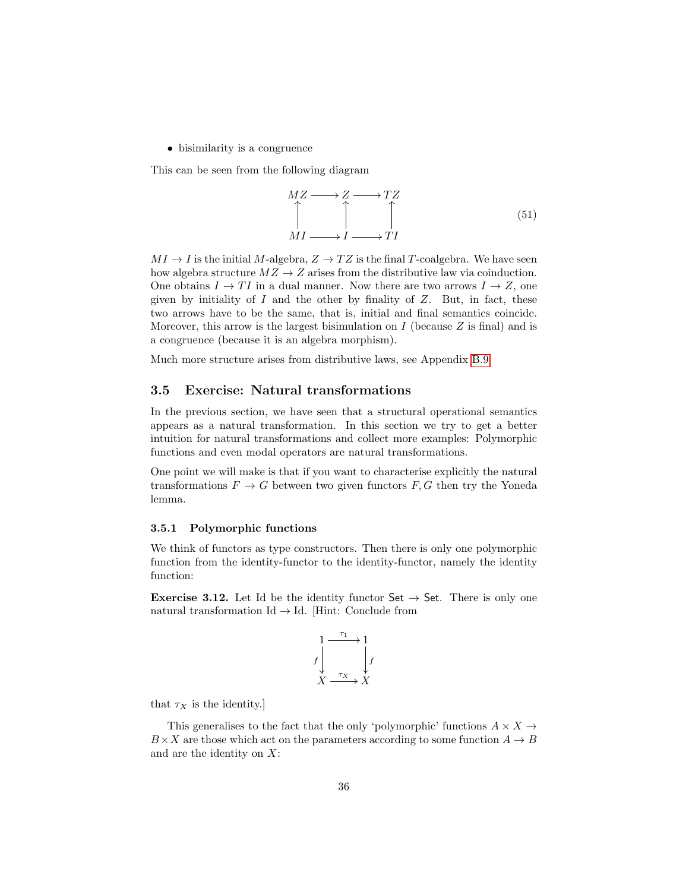- bisimilarity is a congruence

This can be seen from the following diagram

$$
\begin{array}{ccccc}
MZ & \longrightarrow & Z & \longrightarrow & TZ \\
\uparrow & & \uparrow & & \uparrow \\
MI & \longrightarrow & I & \longrightarrow & TI
\end{array}
\tag{51}
$$

$MI \to I$ is the initial $M$-algebra, $Z \to TZ$ is the final $T$-coalgebra. We have seen how algebra structure $MZ \to Z$ arises from the distributive law via coinduction. One obtains $I \to TI$ in a dual manner. Now there are two arrows $I \to Z$, one given by initiality of $I$ and the other by finality of $Z$. But, in fact, these two arrows have to be the same, that is, initial and final semantics coincide. Moreover, this arrow is the largest bisimulation on $I$ (because $Z$ is final) and is a congruence (because it is an algebra morphism).

Much more structure arises from distributive laws, see Appendix B.9

## 3.5 Exercise: Natural transformations

In the previous section, we have seen that a structural operational semantics appears as a natural transformation. In this section we try to get a better intuition for natural transformations and collect more examples: Polymorphic functions and even modal operators are natural transformations.

One point we will make is that if you want to characterise explicitly the natural transformations $F \to G$ between two given functors $F, G$ then try the Yoneda lemma.

### 3.5.1 Polymorphic functions

We think of functors as type constructors. Then there is only one polymorphic function from the identity-functor to the identity-functor, namely the identity function:

**Exercise 3.12.** Let Id be the identity functor $\mathsf{Set} \to \mathsf{Set}$. There is only one natural transformation $\mathrm{Id} \to \mathrm{Id}$. [Hint: Conclude from

$$
\begin{array}{ccc}
1 & \xrightarrow{\tau_1} & 1 \\
{\scriptstyle f}\downarrow & & \downarrow{\scriptstyle f} \\
X & \xrightarrow{\tau_X} & X
\end{array}
$$

that $\tau_X$ is the identity.]

This generalises to the fact that the only 'polymorphic' functions $A \times X \to B \times X$ are those which act on the parameters according to some function $A \to B$ and are the identity on $X$: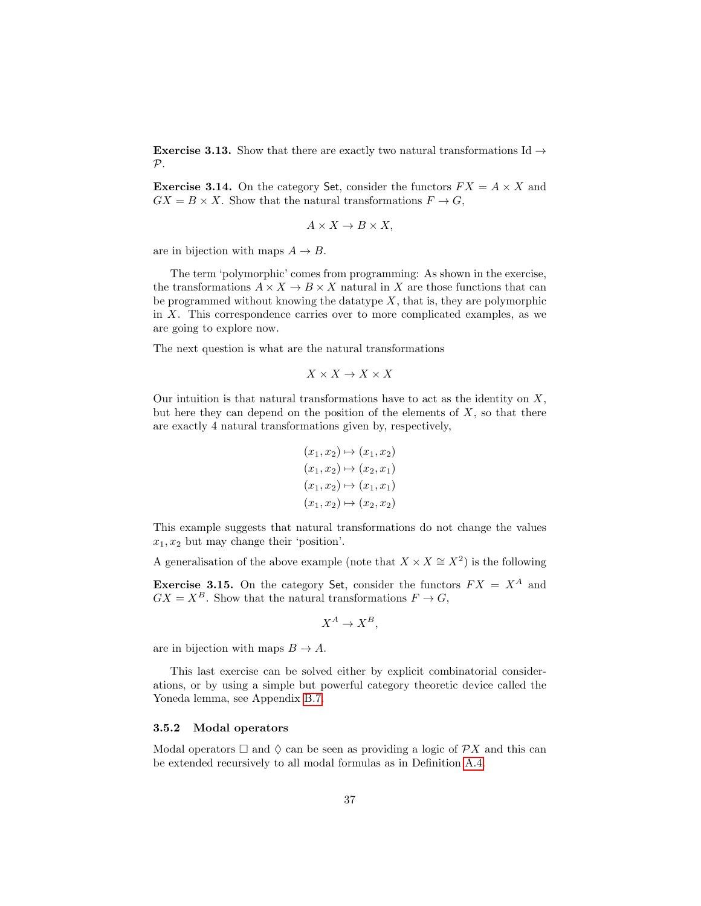**Exercise 3.13.** Show that there are exactly two natural transformations $\mathrm{Id} \to \mathcal{P}$.

**Exercise 3.14.** On the category $\mathsf{Set}$, consider the functors $FX = A \times X$ and $GX = B \times X$. Show that the natural transformations $F \to G$,

$$A \times X \to B \times X,$$

are in bijection with maps $A \to B$.

The term 'polymorphic' comes from programming: As shown in the exercise, the transformations $A \times X \to B \times X$ natural in $X$ are those functions that can be programmed without knowing the datatype $X$, that is, they are polymorphic in $X$. This correspondence carries over to more complicated examples, as we are going to explore now.

The next question is what are the natural transformations

$$X \times X \to X \times X$$

Our intuition is that natural transformations have to act as the identity on $X$, but here they can depend on the position of the elements of $X$, so that there are exactly 4 natural transformations given by, respectively,

$$\begin{aligned}
(x_1, x_2) &\mapsto (x_1, x_2) \\
(x_1, x_2) &\mapsto (x_2, x_1) \\
(x_1, x_2) &\mapsto (x_1, x_1) \\
(x_1, x_2) &\mapsto (x_2, x_2)
\end{aligned}$$

This example suggests that natural transformations do not change the values $x_1, x_2$ but may change their 'position'.

A generalisation of the above example (note that $X \times X \cong X^2$) is the following

**Exercise 3.15.** On the category $\mathsf{Set}$, consider the functors $FX = X^A$ and $GX = X^B$. Show that the natural transformations $F \to G$,

$$X^A \to X^B,$$

are in bijection with maps $B \to A$.

This last exercise can be solved either by explicit combinatorial considerations, or by using a simple but powerful category theoretic device called the Yoneda lemma, see Appendix B.7.

### 3.5.2 Modal operators

Modal operators $\Box$ and $\Diamond$ can be seen as providing a logic of $\mathcal{P}X$ and this can be extended recursively to all modal formulas as in Definition A.4.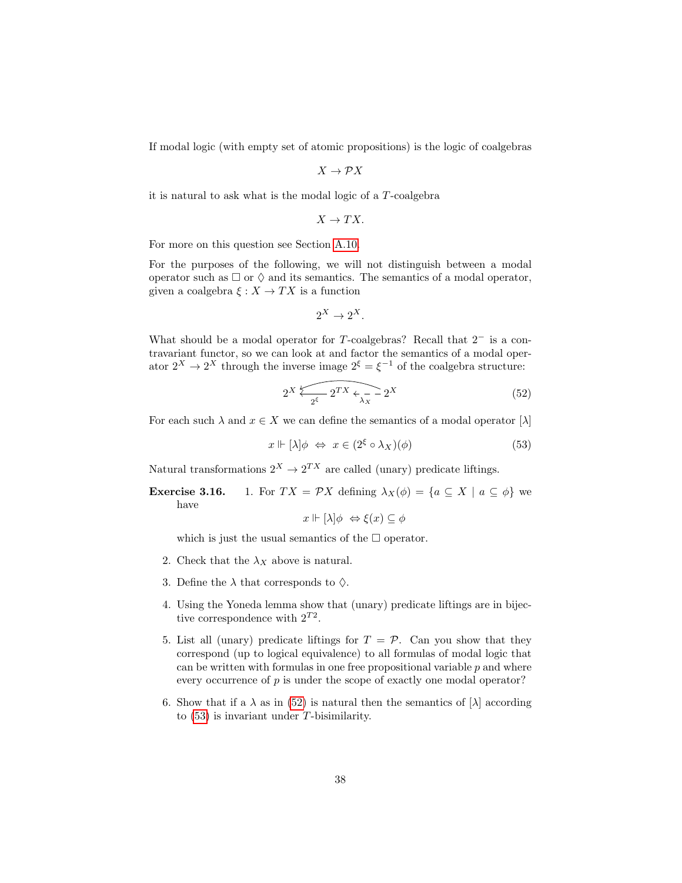If modal logic (with empty set of atomic propositions) is the logic of coalgebras

$$X \to \mathcal{P}X$$

it is natural to ask what is the modal logic of a $T$-coalgebra

$$X \to TX.$$

For more on this question see Section A.10.

For the purposes of the following, we will not distinguish between a modal operator such as $\Box$ or $\Diamond$ and its semantics. The semantics of a modal operator, given a coalgebra $\xi : X \to TX$ is a function

$$2^X \to 2^X.$$

What should be a modal operator for $T$-coalgebras? Recall that $2^-$ is a contravariant functor, so we can look at and factor the semantics of a modal operator $2^X \to 2^X$ through the inverse image $2^\xi = \xi^{-1}$ of the coalgebra structure:

$$2^X \xleftarrow{\;2^\xi\;} 2^{TX} \xleftarrow{\;\lambda_X\;} 2^X \tag{52}$$

For each such $\lambda$ and $x \in X$ we can define the semantics of a modal operator $[\lambda]$

$$x \Vdash [\lambda]\phi \;\Leftrightarrow\; x \in (2^\xi \circ \lambda_X)(\phi) \tag{53}$$

Natural transformations $2^X \to 2^{TX}$ are called (unary) predicate liftings.

**Exercise 3.16.**

1. For $TX = \mathcal{P}X$ defining $\lambda_X(\phi) = \{a \subseteq X \mid a \subseteq \phi\}$ we have

   $$x \Vdash [\lambda]\phi \;\Leftrightarrow \xi(x) \subseteq \phi$$

   which is just the usual semantics of the $\Box$ operator.

2. Check that the $\lambda_X$ above is natural.

3. Define the $\lambda$ that corresponds to $\Diamond$.

4. Using the Yoneda lemma show that (unary) predicate liftings are in bijective correspondence with $2^{T2}$.

5. List all (unary) predicate liftings for $T = \mathcal{P}$. Can you show that they correspond (up to logical equivalence) to all formulas of modal logic that can be written with formulas in one free propositional variable $p$ and where every occurrence of $p$ is under the scope of exactly one modal operator?

6. Show that if a $\lambda$ as in (52) is natural then the semantics of $[\lambda]$ according to (53) is invariant under $T$-bisimilarity.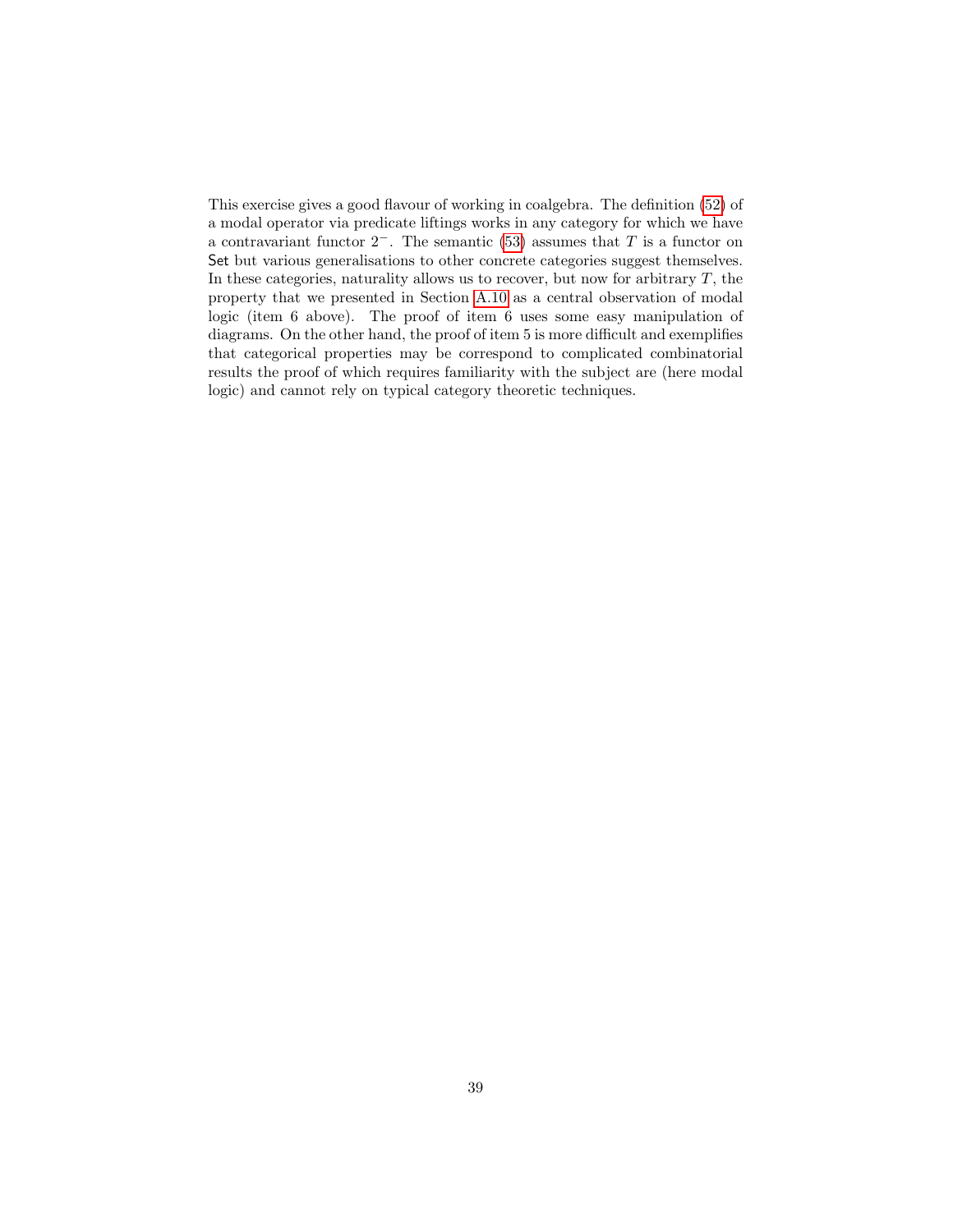This exercise gives a good flavour of working in coalgebra. The definition (52) of a modal operator via predicate liftings works in any category for which we have a contravariant functor $2^{-}$. The semantic (53) assumes that $T$ is a functor on $\mathsf{Set}$ but various generalisations to other concrete categories suggest themselves. In these categories, naturality allows us to recover, but now for arbitrary $T$, the property that we presented in Section A.10 as a central observation of modal logic (item 6 above). The proof of item 6 uses some easy manipulation of diagrams. On the other hand, the proof of item 5 is more difficult and exemplifies that categorical properties may be correspond to complicated combinatorial results the proof of which requires familiarity with the subject are (here modal logic) and cannot rely on typical category theoretic techniques.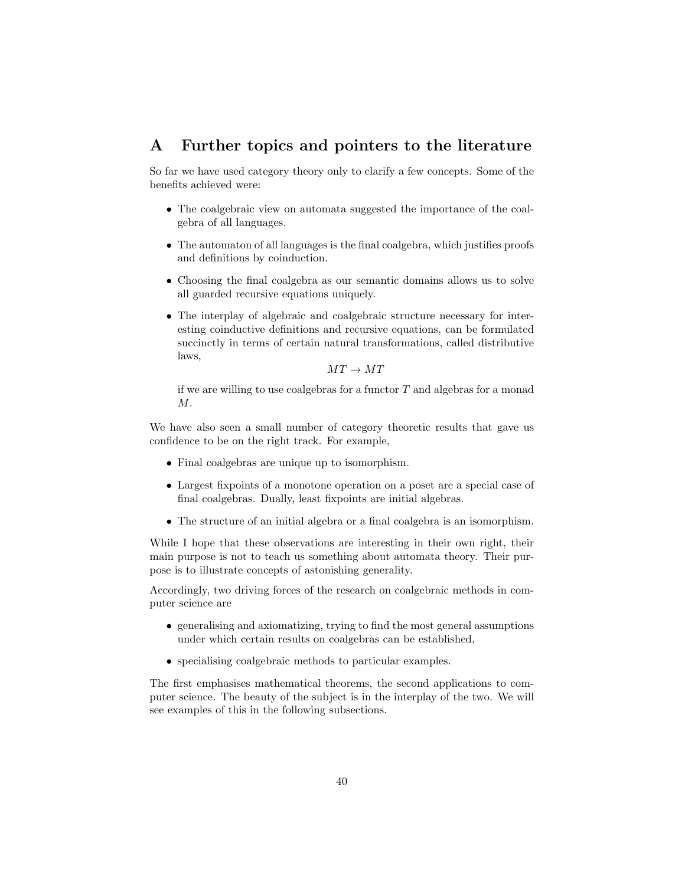# A Further topics and pointers to the literature

So far we have used category theory only to clarify a few concepts. Some of the benefits achieved were:

- The coalgebraic view on automata suggested the importance of the coalgebra of all languages.
- The automaton of all languages is the final coalgebra, which justifies proofs and definitions by coinduction.
- Choosing the final coalgebra as our semantic domains allows us to solve all guarded recursive equations uniquely.
- The interplay of algebraic and coalgebraic structure necessary for interesting coinductive definitions and recursive equations, can be formulated succinctly in terms of certain natural transformations, called distributive laws,

  $$MT \to MT$$

  if we are willing to use coalgebras for a functor $T$ and algebras for a monad $M$.

We have also seen a small number of category theoretic results that gave us confidence to be on the right track. For example,

- Final coalgebras are unique up to isomorphism.
- Largest fixpoints of a monotone operation on a poset are a special case of final coalgebras. Dually, least fixpoints are initial algebras.
- The structure of an initial algebra or a final coalgebra is an isomorphism.

While I hope that these observations are interesting in their own right, their main purpose is not to teach us something about automata theory. Their purpose is to illustrate concepts of astonishing generality.

Accordingly, two driving forces of the research on coalgebraic methods in computer science are

- generalising and axiomatizing, trying to find the most general assumptions under which certain results on coalgebras can be established,
- specialising coalgebraic methods to particular examples.

The first emphasises mathematical theorems, the second applications to computer science. The beauty of the subject is in the interplay of the two. We will see examples of this in the following subsections.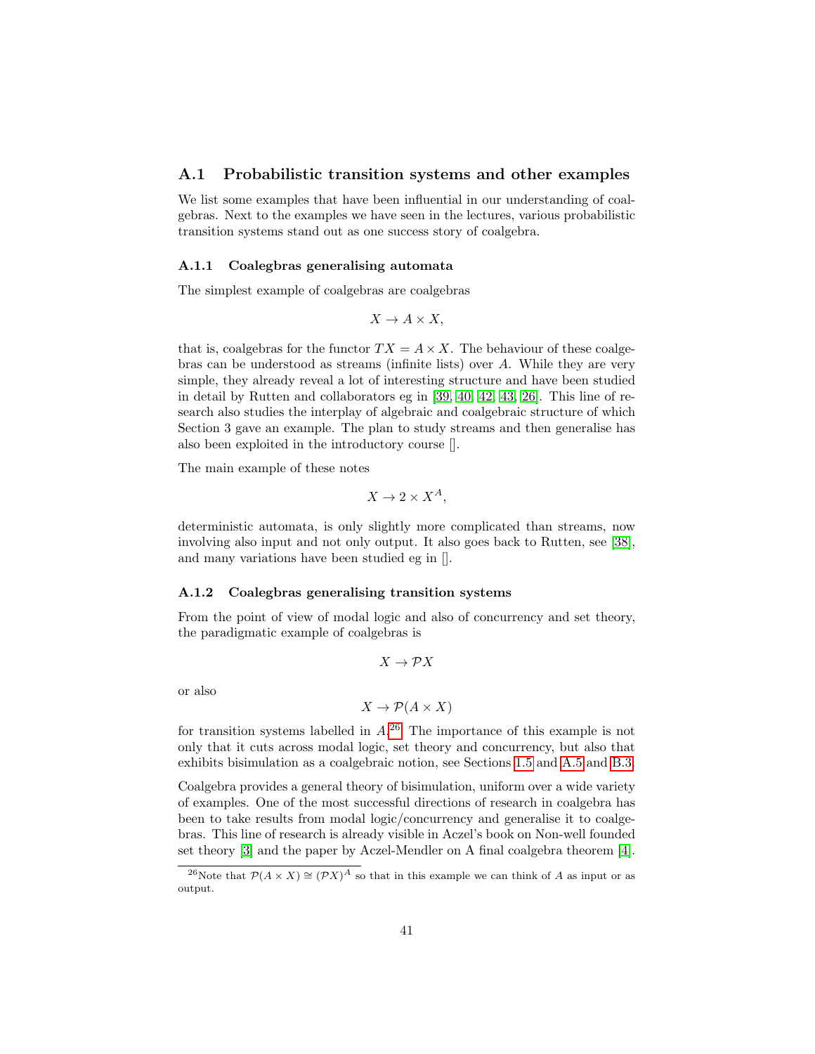## A.1 Probabilistic transition systems and other examples

We list some examples that have been influential in our understanding of coalgebras. Next to the examples we have seen in the lectures, various probabilistic transition systems stand out as one success story of coalgebra.

### A.1.1 Coalegbras generalising automata

The simplest example of coalgebras are coalgebras

$$X \to A \times X,$$

that is, coalgebras for the functor $TX = A \times X$. The behaviour of these coalgebras can be understood as streams (infinite lists) over $A$. While they are very simple, they already reveal a lot of interesting structure and have been studied in detail by Rutten and collaborators eg in [39, 40, 42, 43, 26]. This line of research also studies the interplay of algebraic and coalgebraic structure of which Section 3 gave an example. The plan to study streams and then generalise has also been exploited in the introductory course [].

The main example of these notes

$$X \to 2 \times X^A,$$

deterministic automata, is only slightly more complicated than streams, now involving also input and not only output. It also goes back to Rutten, see [38], and many variations have been studied eg in [].

### A.1.2 Coalegbras generalising transition systems

From the point of view of modal logic and also of concurrency and set theory, the paradigmatic example of coalgebras is

$$X \to \mathcal{P}X$$

or also

$$X \to \mathcal{P}(A \times X)$$

for transition systems labelled in $A$.[26] The importance of this example is not only that it cuts across modal logic, set theory and concurrency, but also that exhibits bisimulation as a coalgebraic notion, see Sections 1.5 and A.5 and B.3.

Coalgebra provides a general theory of bisimulation, uniform over a wide variety of examples. One of the most successful directions of research in coalgebra has been to take results from modal logic/concurrency and generalise it to coalgebras. This line of research is already visible in Aczel's book on Non-well founded set theory [3] and the paper by Aczel-Mendler on A final coalgebra theorem [4].

[26] Note that $\mathcal{P}(A \times X) \cong (\mathcal{P}X)^A$ so that in this example we can think of $A$ as input or as output.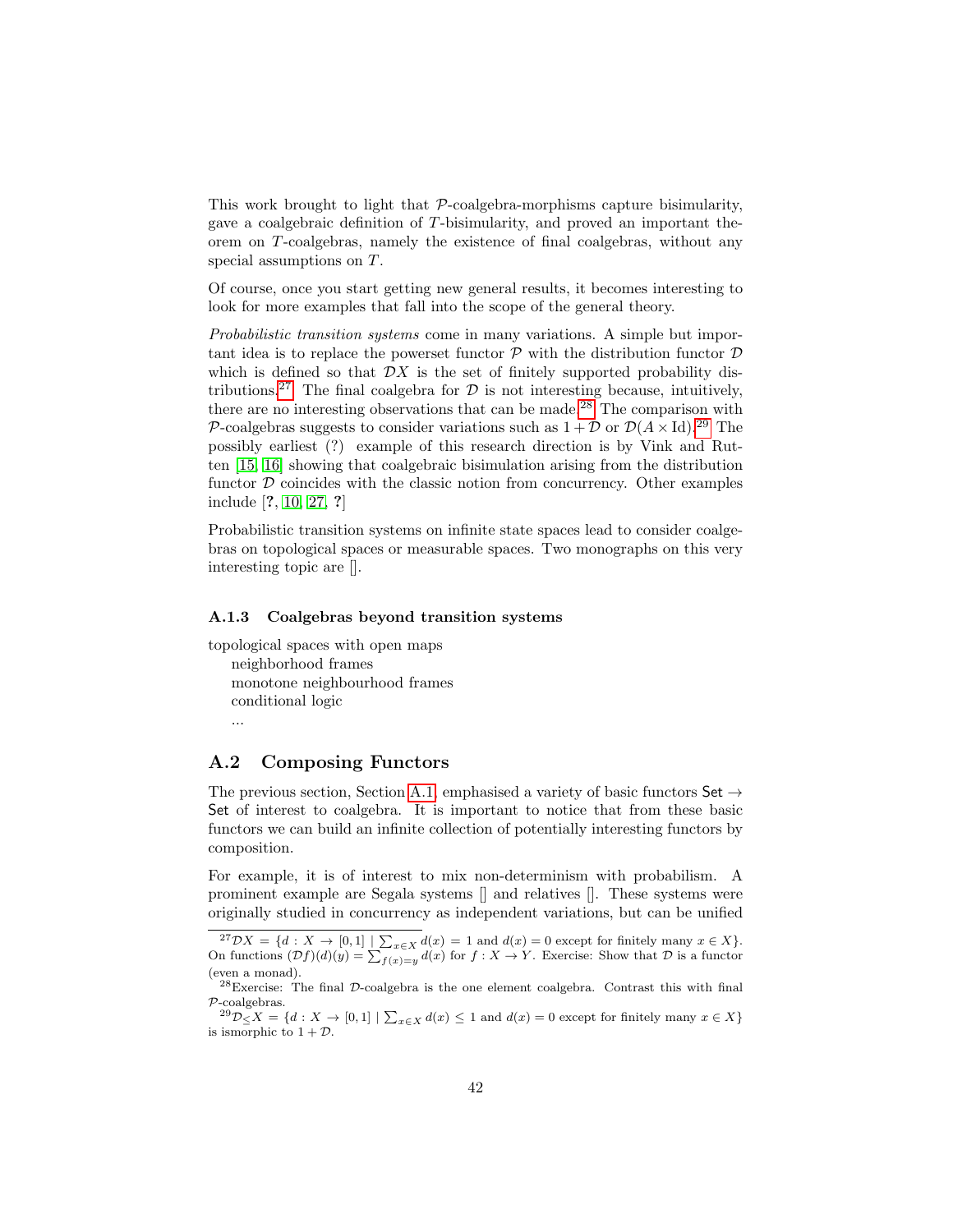This work brought to light that $\mathcal{P}$-coalgebra-morphisms capture bisimularity, gave a coalgebraic definition of $T$-bisimularity, and proved an important theorem on $T$-coalgebras, namely the existence of final coalgebras, without any special assumptions on $T$.

Of course, once you start getting new general results, it becomes interesting to look for more examples that fall into the scope of the general theory.

*Probabilistic transition systems* come in many variations. A simple but important idea is to replace the powerset functor $\mathcal{P}$ with the distribution functor $\mathcal{D}$ which is defined so that $\mathcal{D}X$ is the set of finitely supported probability distributions.[27] The final coalgebra for $\mathcal{D}$ is not interesting because, intuitively, there are no interesting observations that can be made.[28] The comparison with $\mathcal{P}$-coalgebras suggests to consider variations such as $1 + \mathcal{D}$ or $\mathcal{D}(A \times \mathrm{Id})$.[29] The possibly earliest (?) example of this research direction is by Vink and Rutten [15, 16] showing that coalgebraic bisimulation arising from the distribution functor $\mathcal{D}$ coincides with the classic notion from concurrency. Other examples include [**?**, 10, 27, **?**]

Probabilistic transition systems on infinite state spaces lead to consider coalgebras on topological spaces or measurable spaces. Two monographs on this very interesting topic are [].

### A.1.3 Coalgebras beyond transition systems

topological spaces with open maps
  neighborhood frames
  monotone neighbourhood frames
  conditional logic
  ...

## A.2 Composing Functors

The previous section, Section A.1, emphasised a variety of basic functors $\mathsf{Set} \to \mathsf{Set}$ of interest to coalgebra. It is important to notice that from these basic functors we can build an infinite collection of potentially interesting functors by composition.

For example, it is of interest to mix non-determinism with probabilism. A prominent example are Segala systems [] and relatives []. These systems were originally studied in concurrency as independent variations, but can be unified

---

[27] $\mathcal{D}X = \{d : X \to [0,1] \mid \sum_{x \in X} d(x) = 1$ and $d(x) = 0$ except for finitely many $x \in X\}$. On functions $(\mathcal{D}f)(d)(y) = \sum_{f(x)=y} d(x)$ for $f : X \to Y$. Exercise: Show that $\mathcal{D}$ is a functor (even a monad).

[28] Exercise: The final $\mathcal{D}$-coalgebra is the one element coalgebra. Contrast this with final $\mathcal{P}$-coalgebras.

[29] $\mathcal{D}_{\leq}X = \{d : X \to [0,1] \mid \sum_{x \in X} d(x) \leq 1$ and $d(x) = 0$ except for finitely many $x \in X\}$ is ismorphic to $1 + \mathcal{D}$.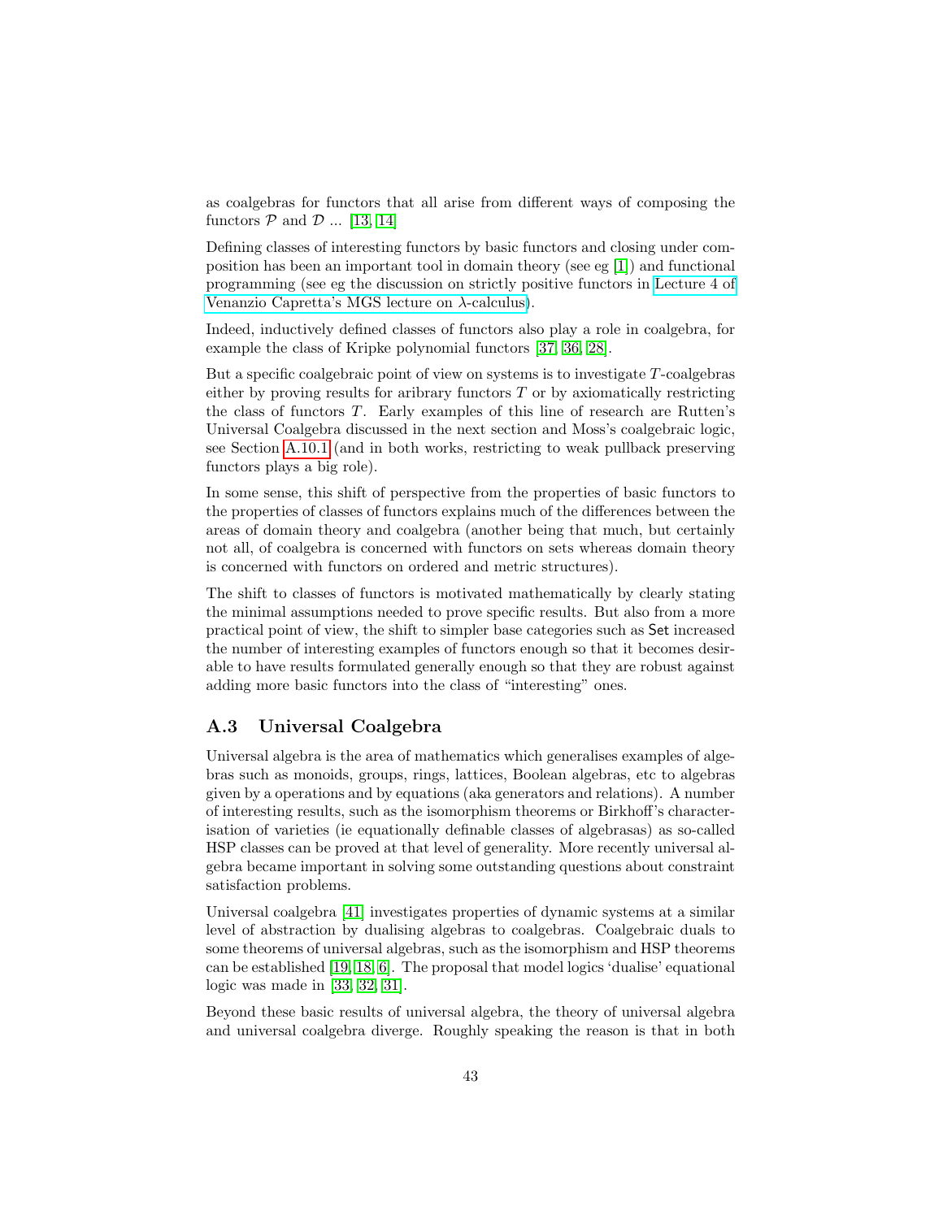as coalgebras for functors that all arise from different ways of composing the functors $\mathcal{P}$ and $\mathcal{D}$ ... [13, 14]

Defining classes of interesting functors by basic functors and closing under composition has been an important tool in domain theory (see eg [1]) and functional programming (see eg the discussion on strictly positive functors in Lecture 4 of Venanzio Capretta's MGS lecture on $\lambda$-calculus).

Indeed, inductively defined classes of functors also play a role in coalgebra, for example the class of Kripke polynomial functors [37, 36, 28].

But a specific coalgebraic point of view on systems is to investigate $T$-coalgebras either by proving results for aribrary functors $T$ or by axiomatically restricting the class of functors $T$. Early examples of this line of research are Rutten's Universal Coalgebra discussed in the next section and Moss's coalgebraic logic, see Section A.10.1 (and in both works, restricting to weak pullback preserving functors plays a big role).

In some sense, this shift of perspective from the properties of basic functors to the properties of classes of functors explains much of the differences between the areas of domain theory and coalgebra (another being that much, but certainly not all, of coalgebra is concerned with functors on sets whereas domain theory is concerned with functors on ordered and metric structures).

The shift to classes of functors is motivated mathematically by clearly stating the minimal assumptions needed to prove specific results. But also from a more practical point of view, the shift to simpler base categories such as Set increased the number of interesting examples of functors enough so that it becomes desirable to have results formulated generally enough so that they are robust against adding more basic functors into the class of "interesting" ones.

## A.3 Universal Coalgebra

Universal algebra is the area of mathematics which generalises examples of algebras such as monoids, groups, rings, lattices, Boolean algebras, etc to algebras given by a operations and by equations (aka generators and relations). A number of interesting results, such as the isomorphism theorems or Birkhoff's characterisation of varieties (ie equationally definable classes of algebrasas) as so-called HSP classes can be proved at that level of generality. More recently universal algebra became important in solving some outstanding questions about constraint satisfaction problems.

Universal coalgebra [41] investigates properties of dynamic systems at a similar level of abstraction by dualising algebras to coalgebras. Coalgebraic duals to some theorems of universal algebras, such as the isomorphism and HSP theorems can be established [19, 18, 6]. The proposal that model logics 'dualise' equational logic was made in [33, 32, 31].

Beyond these basic results of universal algebra, the theory of universal algebra and universal coalgebra diverge. Roughly speaking the reason is that in both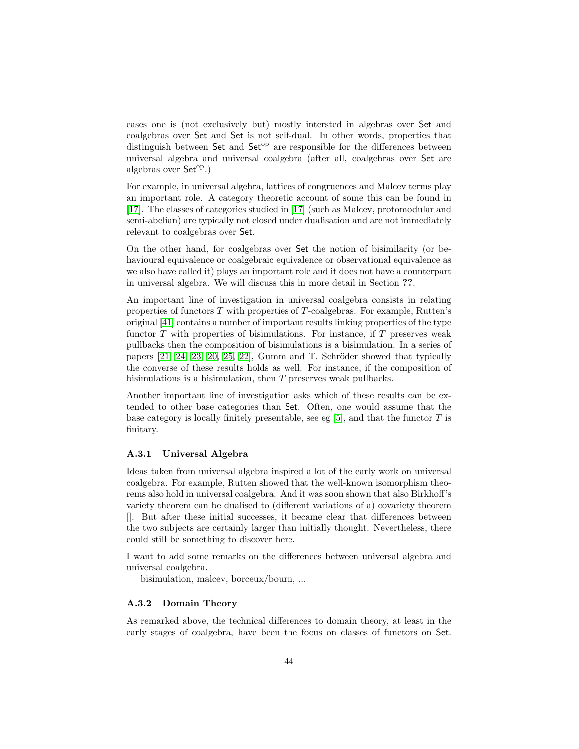cases one is (not exclusively but) mostly intersted in algebras over Set and coalgebras over Set and Set is not self-dual. In other words, properties that distinguish between Set and $\mathsf{Set}^{\mathrm{op}}$ are responsible for the differences between universal algebra and universal coalgebra (after all, coalgebras over Set are algebras over $\mathsf{Set}^{\mathrm{op}}$.)

For example, in universal algebra, lattices of congruences and Malcev terms play an important role. A category theoretic account of some this can be found in [17]. The classes of categories studied in [17] (such as Malcev, protomodular and semi-abelian) are typically not closed under dualisation and are not immediately relevant to coalgebras over Set.

On the other hand, for coalgebras over Set the notion of bisimilarity (or behavioural equivalence or coalgebraic equivalence or observational equivalence as we also have called it) plays an important role and it does not have a counterpart in universal algebra. We will discuss this in more detail in Section **??**.

An important line of investigation in universal coalgebra consists in relating properties of functors $T$ with properties of $T$-coalgebras. For example, Rutten's original [41] contains a number of important results linking properties of the type functor $T$ with properties of bisimulations. For instance, if $T$ preserves weak pullbacks then the composition of bisimulations is a bisimulation. In a series of papers [21, 24, 23, 20, 25, 22], Gumm and T. Schröder showed that typically the converse of these results holds as well. For instance, if the composition of bisimulations is a bisimulation, then $T$ preserves weak pullbacks.

Another important line of investigation asks which of these results can be extended to other base categories than Set. Often, one would assume that the base category is locally finitely presentable, see eg [5], and that the functor $T$ is finitary.

### A.3.1 Universal Algebra

Ideas taken from universal algebra inspired a lot of the early work on universal coalgebra. For example, Rutten showed that the well-known isomorphism theorems also hold in universal coalgebra. And it was soon shown that also Birkhoff's variety theorem can be dualised to (different variations of a) covariety theorem []. But after these initial successes, it became clear that differences between the two subjects are certainly larger than initially thought. Nevertheless, there could still be something to discover here.

I want to add some remarks on the differences between universal algebra and universal coalgebra.

bisimulation, malcev, borceux/bourn, ...

### A.3.2 Domain Theory

As remarked above, the technical differences to domain theory, at least in the early stages of coalgebra, have been the focus on classes of functors on Set.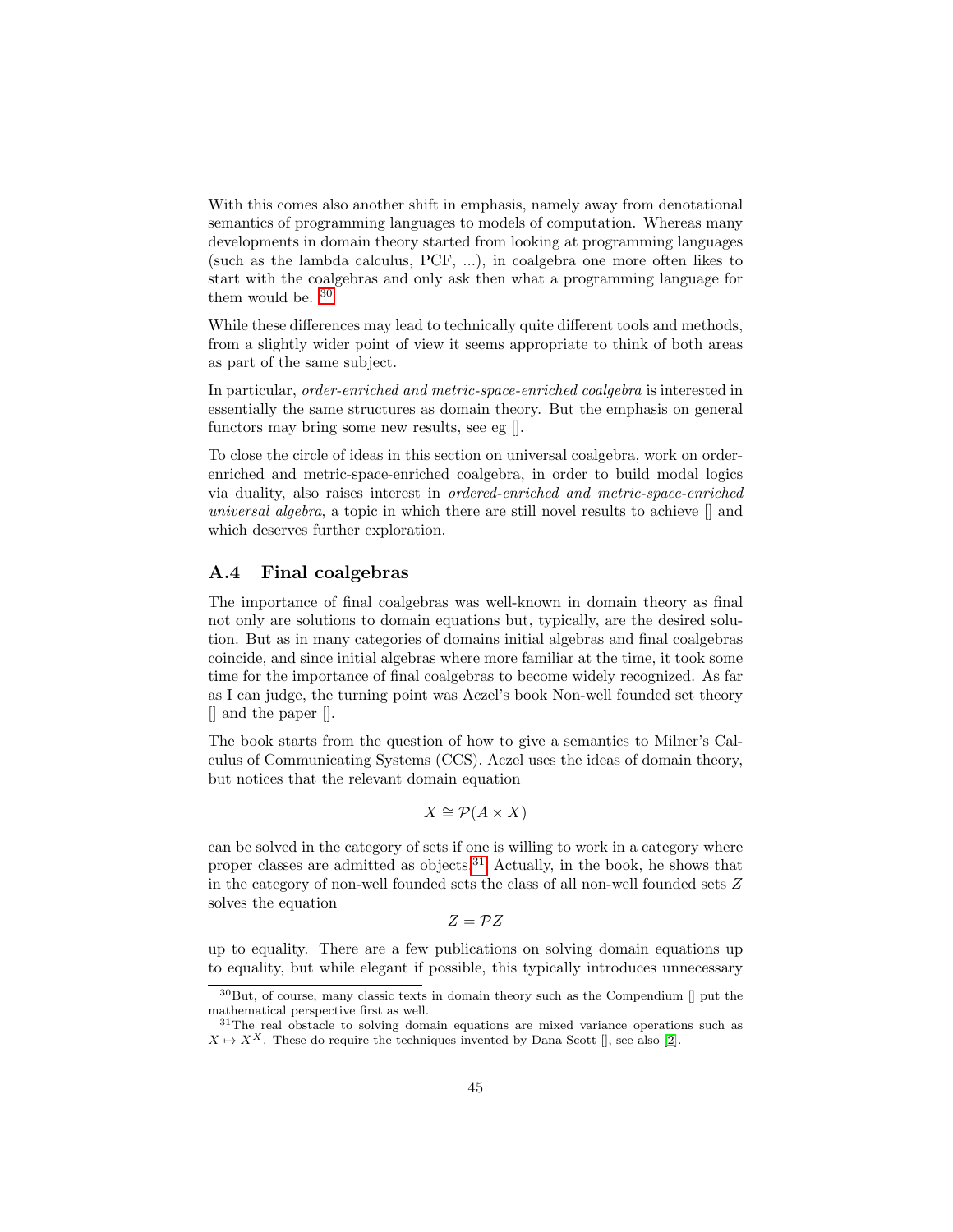With this comes also another shift in emphasis, namely away from denotational semantics of programming languages to models of computation. Whereas many developments in domain theory started from looking at programming languages (such as the lambda calculus, PCF, ...), in coalgebra one more often likes to start with the coalgebras and only ask then what a programming language for them would be. [30]

While these differences may lead to technically quite different tools and methods, from a slightly wider point of view it seems appropriate to think of both areas as part of the same subject.

In particular, *order-enriched and metric-space-enriched coalgebra* is interested in essentially the same structures as domain theory. But the emphasis on general functors may bring some new results, see eg [].

To close the circle of ideas in this section on universal coalgebra, work on order-enriched and metric-space-enriched coalgebra, in order to build modal logics via duality, also raises interest in *ordered-enriched and metric-space-enriched universal algebra*, a topic in which there are still novel results to achieve [] and which deserves further exploration.

## A.4 Final coalgebras

The importance of final coalgebras was well-known in domain theory as final not only are solutions to domain equations but, typically, are the desired solution. But as in many categories of domains initial algebras and final coalgebras coincide, and since initial algebras where more familiar at the time, it took some time for the importance of final coalgebras to become widely recognized. As far as I can judge, the turning point was Aczel's book Non-well founded set theory [] and the paper [].

The book starts from the question of how to give a semantics to Milner's Calculus of Communicating Systems (CCS). Aczel uses the ideas of domain theory, but notices that the relevant domain equation

$$X \cong \mathcal{P}(A \times X)$$

can be solved in the category of sets if one is willing to work in a category where proper classes are admitted as objects.[31] Actually, in the book, he shows that in the category of non-well founded sets the class of all non-well founded sets $Z$ solves the equation

$$Z = \mathcal{P}Z$$

up to equality. There are a few publications on solving domain equations up to equality, but while elegant if possible, this typically introduces unnecessary

[30] But, of course, many classic texts in domain theory such as the Compendium [] put the mathematical perspective first as well.

[31] The real obstacle to solving domain equations are mixed variance operations such as $X \mapsto X^X$. These do require the techniques invented by Dana Scott [], see also [2].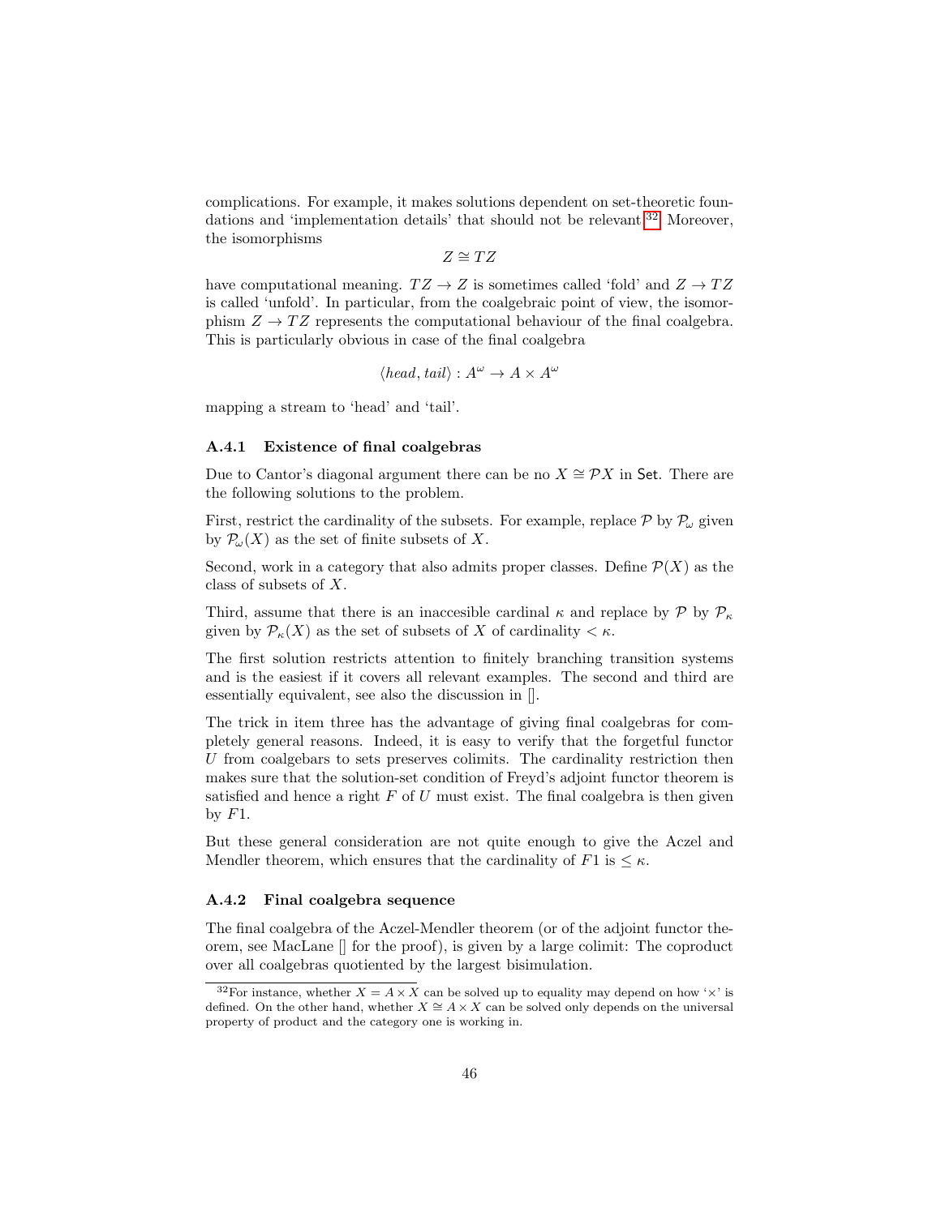complications. For example, it makes solutions dependent on set-theoretic foundations and 'implementation details' that should not be relevant.[32] Moreover, the isomorphisms

$$Z \cong TZ$$

have computational meaning. $TZ \to Z$ is sometimes called 'fold' and $Z \to TZ$ is called 'unfold'. In particular, from the coalgebraic point of view, the isomorphism $Z \to TZ$ represents the computational behaviour of the final coalgebra. This is particularly obvious in case of the final coalgebra

$$\langle head, tail \rangle : A^\omega \to A \times A^\omega$$

mapping a stream to 'head' and 'tail'.

### A.4.1 Existence of final coalgebras

Due to Cantor's diagonal argument there can be no $X \cong \mathcal{P}X$ in $\mathsf{Set}$. There are the following solutions to the problem.

First, restrict the cardinality of the subsets. For example, replace $\mathcal{P}$ by $\mathcal{P}_\omega$ given by $\mathcal{P}_\omega(X)$ as the set of finite subsets of $X$.

Second, work in a category that also admits proper classes. Define $\mathcal{P}(X)$ as the class of subsets of $X$.

Third, assume that there is an inaccesible cardinal $\kappa$ and replace by $\mathcal{P}$ by $\mathcal{P}_\kappa$ given by $\mathcal{P}_\kappa(X)$ as the set of subsets of $X$ of cardinality $< \kappa$.

The first solution restricts attention to finitely branching transition systems and is the easiest if it covers all relevant examples. The second and third are essentially equivalent, see also the discussion in [].

The trick in item three has the advantage of giving final coalgebras for completely general reasons. Indeed, it is easy to verify that the forgetful functor $U$ from coalgebars to sets preserves colimits. The cardinality restriction then makes sure that the solution-set condition of Freyd's adjoint functor theorem is satisfied and hence a right $F$ of $U$ must exist. The final coalgebra is then given by $F1$.

But these general consideration are not quite enough to give the Aczel and Mendler theorem, which ensures that the cardinality of $F1$ is $\leq \kappa$.

### A.4.2 Final coalgebra sequence

The final coalgebra of the Aczel-Mendler theorem (or of the adjoint functor theorem, see MacLane [] for the proof), is given by a large colimit: The coproduct over all coalgebras quotiented by the largest bisimulation.

[32] For instance, whether $X = A \times X$ can be solved up to equality may depend on how '$\times$' is defined. On the other hand, whether $X \cong A \times X$ can be solved only depends on the universal property of product and the category one is working in.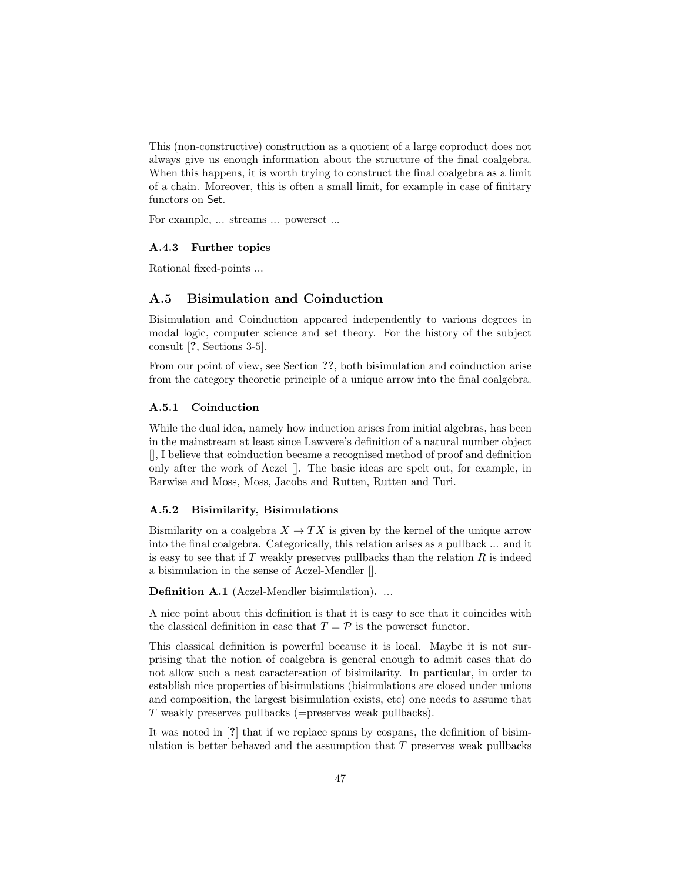This (non-constructive) construction as a quotient of a large coproduct does not always give us enough information about the structure of the final coalgebra. When this happens, it is worth trying to construct the final coalgebra as a limit of a chain. Moreover, this is often a small limit, for example in case of finitary functors on Set.

For example, ... streams ... powerset ...

### A.4.3 Further topics

Rational fixed-points ...

## A.5 Bisimulation and Coinduction

Bisimulation and Coinduction appeared independently to various degrees in modal logic, computer science and set theory. For the history of the subject consult [**?**, Sections 3-5].

From our point of view, see Section **??**, both bisimulation and coinduction arise from the category theoretic principle of a unique arrow into the final coalgebra.

### A.5.1 Coinduction

While the dual idea, namely how induction arises from initial algebras, has been in the mainstream at least since Lawvere's definition of a natural number object [], I believe that coinduction became a recognised method of proof and definition only after the work of Aczel []. The basic ideas are spelt out, for example, in Barwise and Moss, Moss, Jacobs and Rutten, Rutten and Turi.

### A.5.2 Bisimilarity, Bisimulations

Bismilarity on a coalgebra $X \to TX$ is given by the kernel of the unique arrow into the final coalgebra. Categorically, this relation arises as a pullback ... and it is easy to see that if $T$ weakly preserves pullbacks than the relation $R$ is indeed a bisimulation in the sense of Aczel-Mendler [].

**Definition A.1** (Aczel-Mendler bisimulation)**.** ...

A nice point about this definition is that it is easy to see that it coincides with the classical definition in case that $T = \mathcal{P}$ is the powerset functor.

This classical definition is powerful because it is local. Maybe it is not surprising that the notion of coalgebra is general enough to admit cases that do not allow such a neat caractersation of bisimilarity. In particular, in order to establish nice properties of bisimulations (bisimulations are closed under unions and composition, the largest bisimulation exists, etc) one needs to assume that $T$ weakly preserves pullbacks (=preserves weak pullbacks).

It was noted in [**?**] that if we replace spans by cospans, the definition of bisimulation is better behaved and the assumption that $T$ preserves weak pullbacks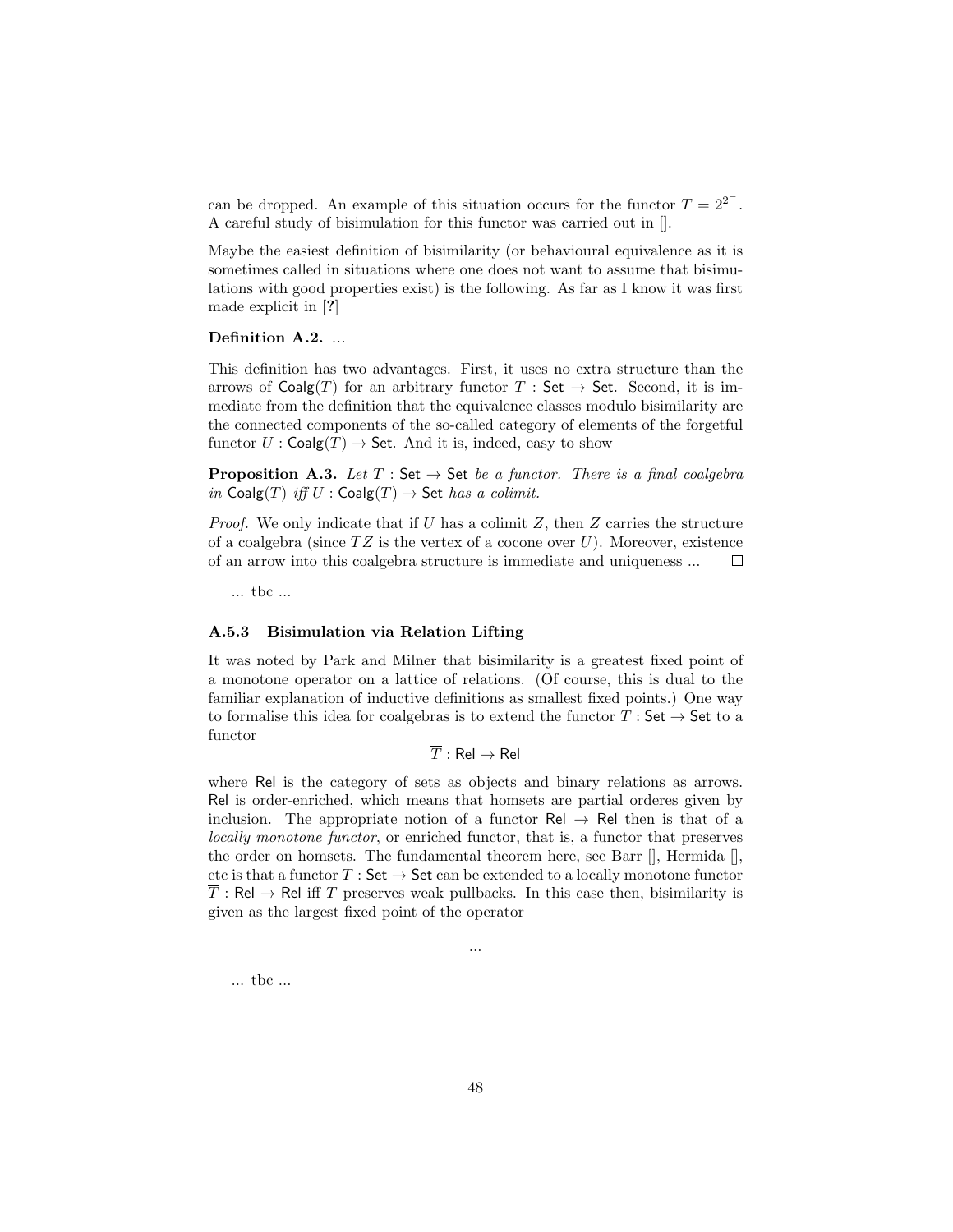can be dropped. An example of this situation occurs for the functor $T = 2^{2^{-}}$. A careful study of bisimulation for this functor was carried out in [].

Maybe the easiest definition of bisimilarity (or behavioural equivalence as it is sometimes called in situations where one does not want to assume that bisimulations with good properties exist) is the following. As far as I know it was first made explicit in [**?**]

**Definition A.2.** *...*

This definition has two advantages. First, it uses no extra structure than the arrows of $\mathsf{Coalg}(T)$ for an arbitrary functor $T : \mathsf{Set} \to \mathsf{Set}$. Second, it is immediate from the definition that the equivalence classes modulo bisimilarity are the connected components of the so-called category of elements of the forgetful functor $U : \mathsf{Coalg}(T) \to \mathsf{Set}$. And it is, indeed, easy to show

**Proposition A.3.** *Let $T : \mathsf{Set} \to \mathsf{Set}$ be a functor. There is a final coalgebra in $\mathsf{Coalg}(T)$ iff $U : \mathsf{Coalg}(T) \to \mathsf{Set}$ has a colimit.*

*Proof.* We only indicate that if $U$ has a colimit $Z$, then $Z$ carries the structure of a coalgebra (since $TZ$ is the vertex of a cocone over $U$). Moreover, existence of an arrow into this coalgebra structure is immediate and uniqueness ... □

... tbc ...

### A.5.3 Bisimulation via Relation Lifting

It was noted by Park and Milner that bisimilarity is a greatest fixed point of a monotone operator on a lattice of relations. (Of course, this is dual to the familiar explanation of inductive definitions as smallest fixed points.) One way to formalise this idea for coalgebras is to extend the functor $T : \mathsf{Set} \to \mathsf{Set}$ to a functor

$$\overline{T} : \mathsf{Rel} \to \mathsf{Rel}$$

where $\mathsf{Rel}$ is the category of sets as objects and binary relations as arrows. $\mathsf{Rel}$ is order-enriched, which means that homsets are partial orderes given by inclusion. The appropriate notion of a functor $\mathsf{Rel} \to \mathsf{Rel}$ then is that of a *locally monotone functor*, or enriched functor, that is, a functor that preserves the order on homsets. The fundamental theorem here, see Barr [], Hermida [], etc is that a functor $T : \mathsf{Set} \to \mathsf{Set}$ can be extended to a locally monotone functor $\overline{T} : \mathsf{Rel} \to \mathsf{Rel}$ iff $T$ preserves weak pullbacks. In this case then, bisimilarity is given as the largest fixed point of the operator

$$...$$

... tbc ...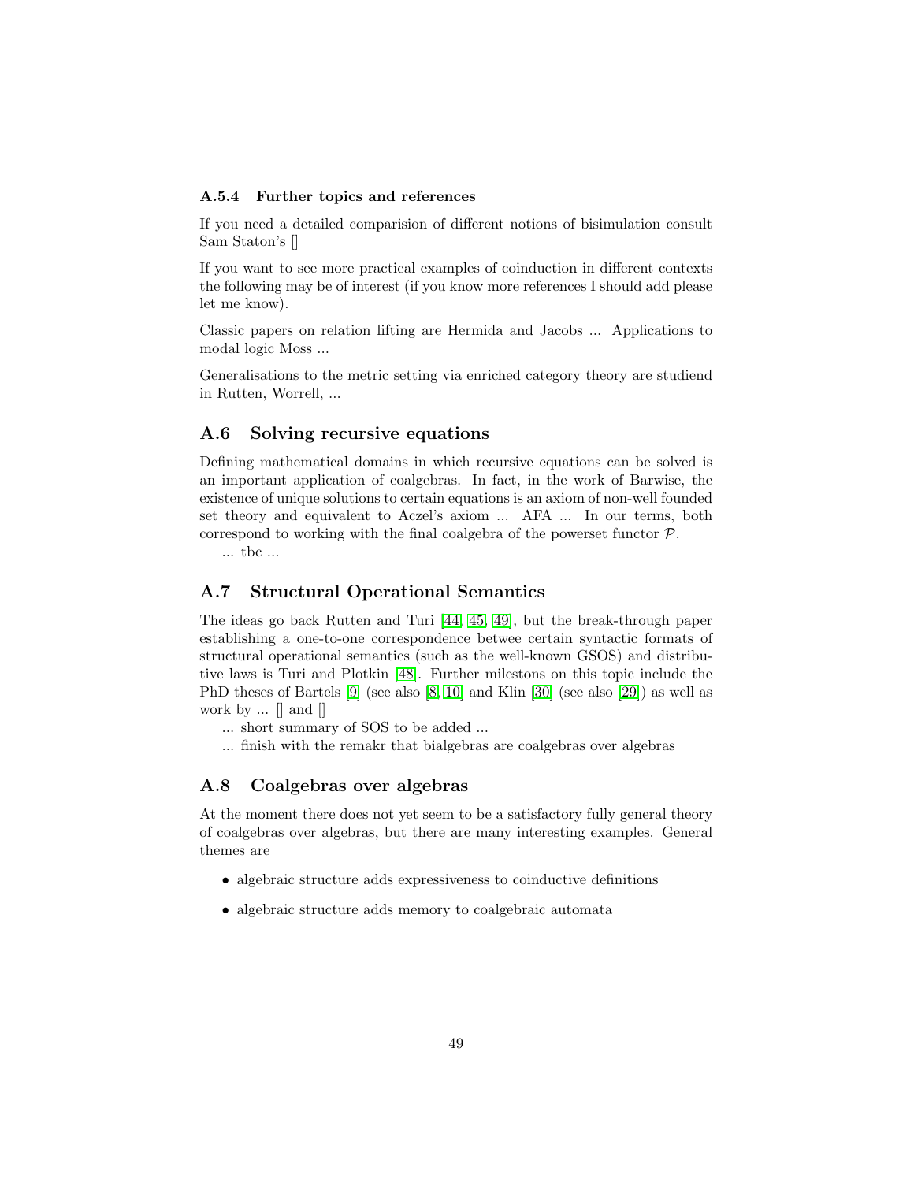### A.5.4 Further topics and references

If you need a detailed comparision of different notions of bisimulation consult Sam Staton's []

If you want to see more practical examples of coinduction in different contexts the following may be of interest (if you know more references I should add please let me know).

Classic papers on relation lifting are Hermida and Jacobs ... Applications to modal logic Moss ...

Generalisations to the metric setting via enriched category theory are studiend in Rutten, Worrell, ...

## A.6 Solving recursive equations

Defining mathematical domains in which recursive equations can be solved is an important application of coalgebras. In fact, in the work of Barwise, the existence of unique solutions to certain equations is an axiom of non-well founded set theory and equivalent to Aczel's axiom ... AFA ... In our terms, both correspond to working with the final coalgebra of the powerset functor $\mathcal{P}$.

... tbc ...

## A.7 Structural Operational Semantics

The ideas go back Rutten and Turi [44, 45, 49], but the break-through paper establishing a one-to-one correspondence betwee certain syntactic formats of structural operational semantics (such as the well-known GSOS) and distributive laws is Turi and Plotkin [48]. Further milestons on this topic include the PhD theses of Bartels [9] (see also [8, 10] and Klin [30] (see also [29]) as well as work by ... [] and []

... short summary of SOS to be added ...

... finish with the remakr that bialgebras are coalgebras over algebras

## A.8 Coalgebras over algebras

At the moment there does not yet seem to be a satisfactory fully general theory of coalgebras over algebras, but there are many interesting examples. General themes are

- algebraic structure adds expressiveness to coinductive definitions
- algebraic structure adds memory to coalgebraic automata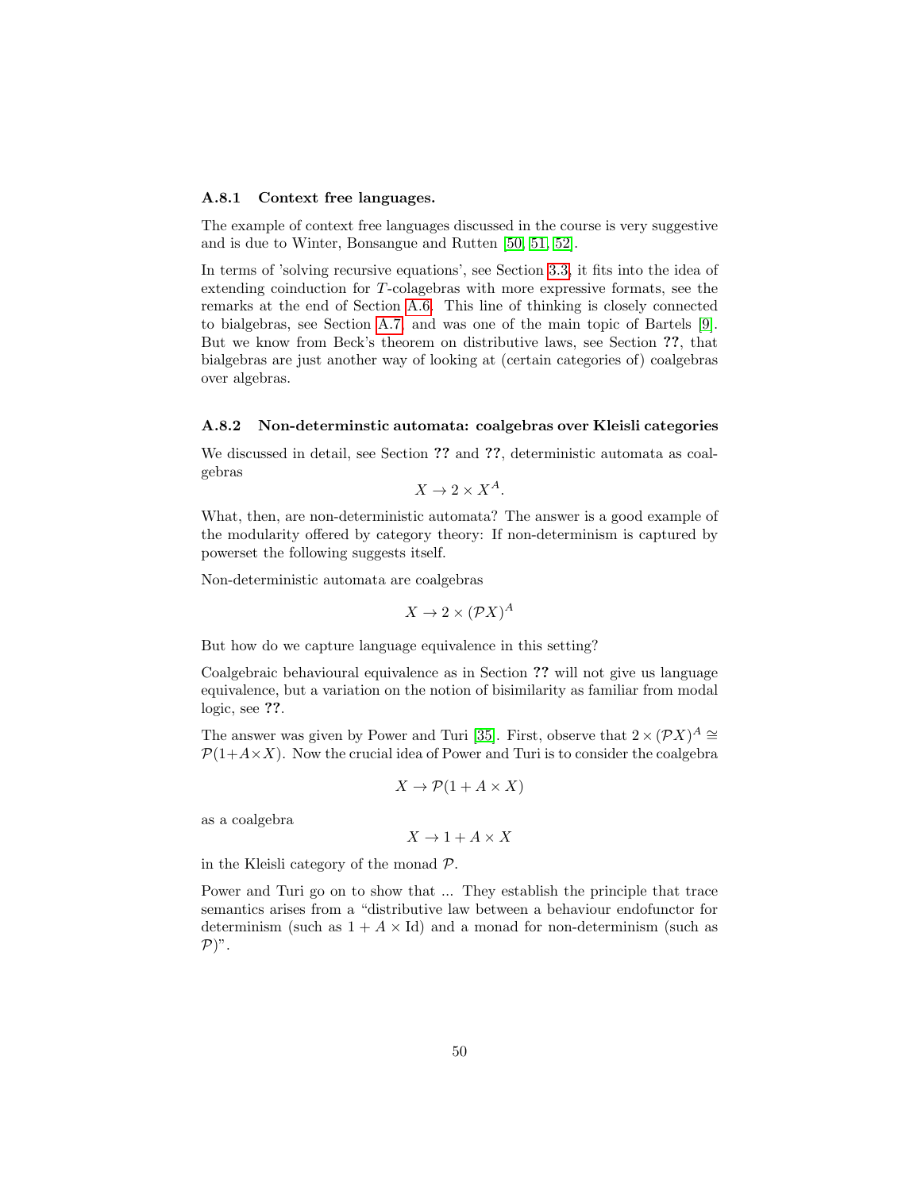### A.8.1 Context free languages.

The example of context free languages discussed in the course is very suggestive and is due to Winter, Bonsangue and Rutten [50, 51, 52].

In terms of 'solving recursive equations', see Section 3.3, it fits into the idea of extending coinduction for $T$-colagebras with more expressive formats, see the remarks at the end of Section A.6. This line of thinking is closely connected to bialgebras, see Section A.7, and was one of the main topic of Bartels [9]. But we know from Beck's theorem on distributive laws, see Section **??**, that bialgebras are just another way of looking at (certain categories of) coalgebras over algebras.

### A.8.2 Non-determinstic automata: coalgebras over Kleisli categories

We discussed in detail, see Section **??** and **??**, deterministic automata as coalgebras

$$X \to 2 \times X^A.$$

What, then, are non-deterministic automata? The answer is a good example of the modularity offered by category theory: If non-determinism is captured by powerset the following suggests itself.

Non-deterministic automata are coalgebras

$$X \to 2 \times (\mathcal{P}X)^A$$

But how do we capture language equivalence in this setting?

Coalgebraic behavioural equivalence as in Section **??** will not give us language equivalence, but a variation on the notion of bisimilarity as familiar from modal logic, see **??**.

The answer was given by Power and Turi [35]. First, observe that $2 \times (\mathcal{P}X)^A \cong \mathcal{P}(1+A\times X)$. Now the crucial idea of Power and Turi is to consider the coalgebra

$$X \to \mathcal{P}(1 + A \times X)$$

as a coalgebra

$$X \to 1 + A \times X$$

in the Kleisli category of the monad $\mathcal{P}$.

Power and Turi go on to show that ... They establish the principle that trace semantics arises from a "distributive law between a behaviour endofunctor for determinism (such as $1 + A \times \mathrm{Id}$) and a monad for non-determinism (such as $\mathcal{P}$)".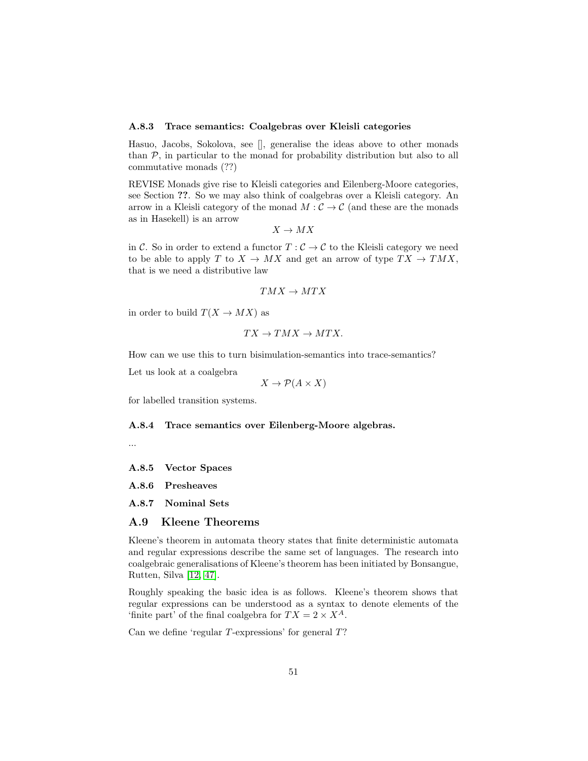### A.8.3 Trace semantics: Coalgebras over Kleisli categories

Hasuo, Jacobs, Sokolova, see [], generalise the ideas above to other monads than $\mathcal{P}$, in particular to the monad for probability distribution but also to all commutative monads (??)

REVISE Monads give rise to Kleisli categories and Eilenberg-Moore categories, see Section **??**. So we may also think of coalgebras over a Kleisli category. An arrow in a Kleisli category of the monad $M : \mathcal{C} \to \mathcal{C}$ (and these are the monads as in Hasekell) is an arrow

$$X \to MX$$

in $\mathcal{C}$. So in order to extend a functor $T : \mathcal{C} \to \mathcal{C}$ to the Kleisli category we need to be able to apply $T$ to $X \to MX$ and get an arrow of type $TX \to TMX$, that is we need a distributive law

$$TMX \to MTX$$

in order to build $T(X \to MX)$ as

$$TX \to TMX \to MTX.$$

How can we use this to turn bisimulation-semantics into trace-semantics?

Let us look at a coalgebra

$$X \to \mathcal{P}(A \times X)$$

for labelled transition systems.

### A.8.4 Trace semantics over Eilenberg-Moore algebras.

...

### A.8.5 Vector Spaces

### A.8.6 Presheaves

### A.8.7 Nominal Sets

## A.9 Kleene Theorems

Kleene's theorem in automata theory states that finite deterministic automata and regular expressions describe the same set of languages. The research into coalgebraic generalisations of Kleene's theorem has been initiated by Bonsangue, Rutten, Silva [12, 47].

Roughly speaking the basic idea is as follows. Kleene's theorem shows that regular expressions can be understood as a syntax to denote elements of the 'finite part' of the final coalgebra for $TX = 2 \times X^A$.

Can we define 'regular $T$-expressions' for general $T$?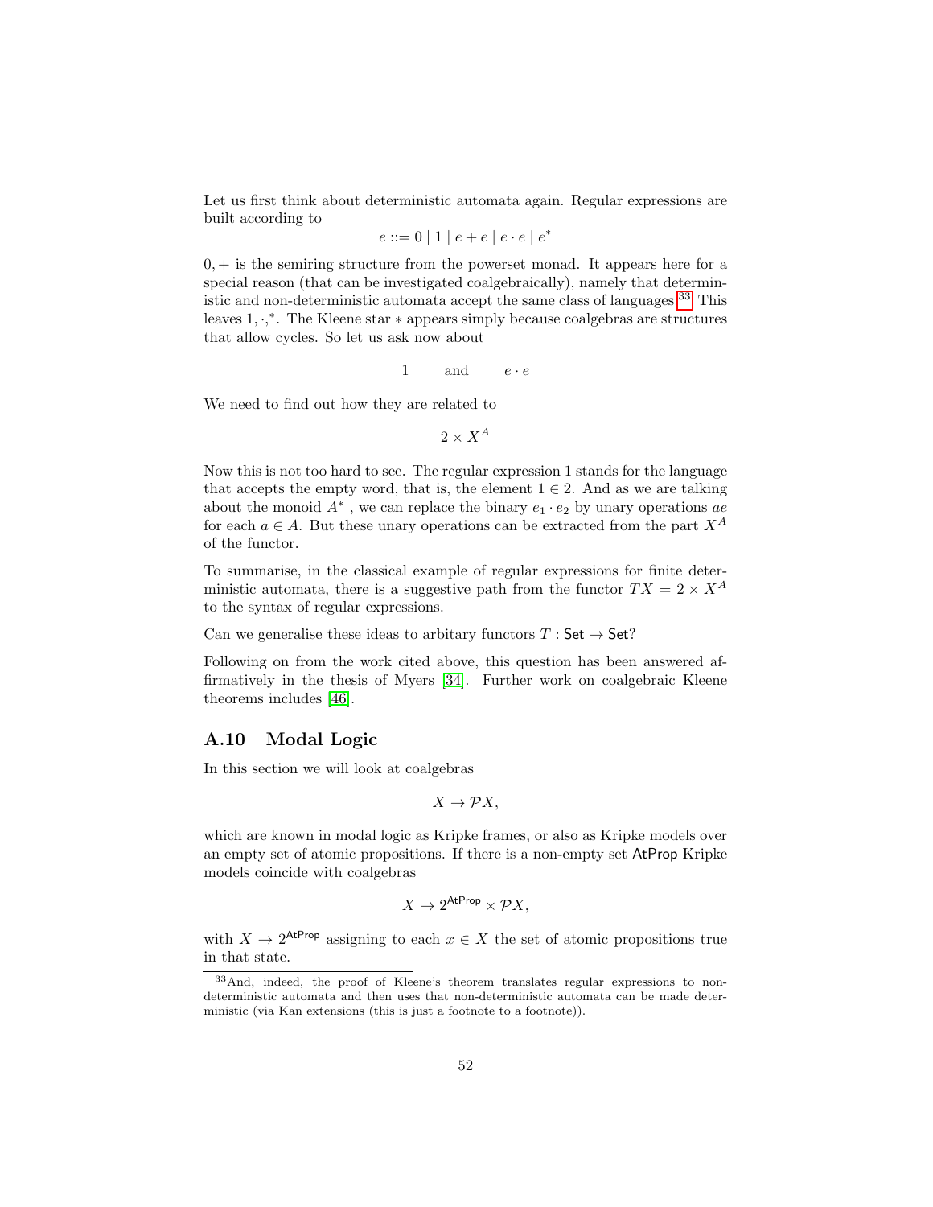Let us first think about deterministic automata again. Regular expressions are built according to

$$e ::= 0 \mid 1 \mid e + e \mid e \cdot e \mid e^*$$

$0, +$ is the semiring structure from the powerset monad. It appears here for a special reason (that can be investigated coalgebraically), namely that deterministic and non-deterministic automata accept the same class of languages.[33] This leaves $1, \cdot, ^*$. The Kleene star $*$ appears simply because coalgebras are structures that allow cycles. So let us ask now about

$$1 \qquad \text{and} \qquad e \cdot e$$

We need to find out how they are related to

$$2 \times X^A$$

Now this is not too hard to see. The regular expression 1 stands for the language that accepts the empty word, that is, the element $1 \in 2$. And as we are talking about the monoid $A^*$ , we can replace the binary $e_1 \cdot e_2$ by unary operations $ae$ for each $a \in A$. But these unary operations can be extracted from the part $X^A$ of the functor.

To summarise, in the classical example of regular expressions for finite deterministic automata, there is a suggestive path from the functor $TX = 2 \times X^A$ to the syntax of regular expressions.

Can we generalise these ideas to arbitary functors $T : \mathsf{Set} \to \mathsf{Set}$?

Following on from the work cited above, this question has been answered affirmatively in the thesis of Myers [34]. Further work on coalgebraic Kleene theorems includes [46].

## A.10 Modal Logic

In this section we will look at coalgebras

$$X \to \mathcal{P}X,$$

which are known in modal logic as Kripke frames, or also as Kripke models over an empty set of atomic propositions. If there is a non-empty set $\mathsf{AtProp}$ Kripke models coincide with coalgebras

$$X \to 2^{\mathsf{AtProp}} \times \mathcal{P}X,$$

with $X \to 2^{\mathsf{AtProp}}$ assigning to each $x \in X$ the set of atomic propositions true in that state.

[33] And, indeed, the proof of Kleene's theorem translates regular expressions to non-deterministic automata and then uses that non-deterministic automata can be made deterministic (via Kan extensions (this is just a footnote to a footnote)).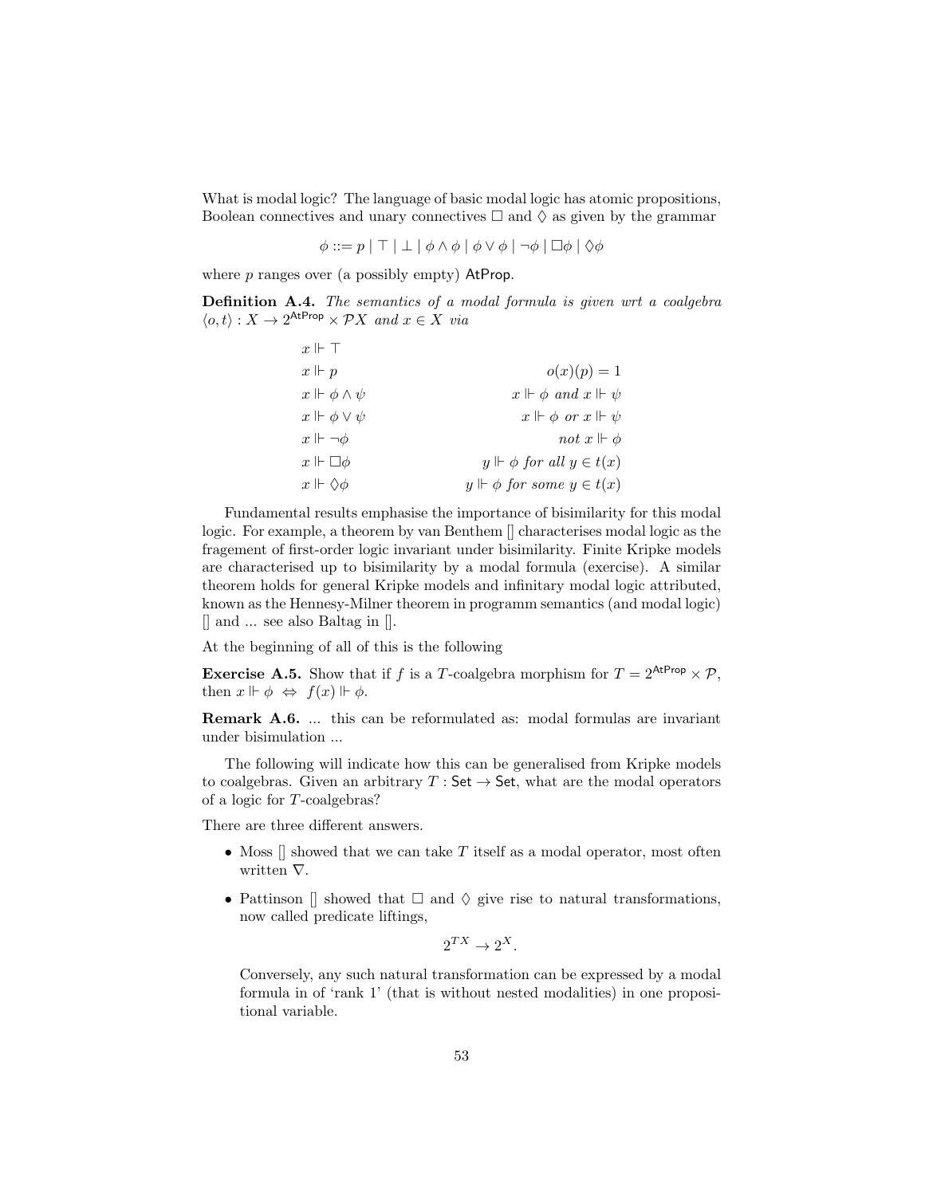What is modal logic? The language of basic modal logic has atomic propositions, Boolean connectives and unary connectives $\Box$ and $\Diamond$ as given by the grammar

$$\phi ::= p \mid \top \mid \bot \mid \phi \wedge \phi \mid \phi \vee \phi \mid \neg\phi \mid \Box\phi \mid \Diamond\phi$$

where $p$ ranges over (a possibly empty) $\mathsf{AtProp}$.

**Definition A.4.** *The semantics of a modal formula is given wrt a coalgebra $\langle o, t\rangle : X \to 2^{\mathsf{AtProp}} \times \mathcal{P}X$ and $x \in X$ via*

$$
\begin{array}{ll}
x \Vdash \top & \\
x \Vdash p & o(x)(p) = 1 \\
x \Vdash \phi \wedge \psi & x \Vdash \phi \text{ and } x \Vdash \psi \\
x \Vdash \phi \vee \psi & x \Vdash \phi \text{ or } x \Vdash \psi \\
x \Vdash \neg\phi & \text{not } x \Vdash \phi \\
x \Vdash \Box\phi & y \Vdash \phi \text{ for all } y \in t(x) \\
x \Vdash \Diamond\phi & y \Vdash \phi \text{ for some } y \in t(x)
\end{array}
$$

Fundamental results emphasise the importance of bisimilarity for this modal logic. For example, a theorem by van Benthem [] characterises modal logic as the fragement of first-order logic invariant under bisimilarity. Finite Kripke models are characterised up to bisimilarity by a modal formula (exercise). A similar theorem holds for general Kripke models and infinitary modal logic attributed, known as the Hennesy-Milner theorem in programm semantics (and modal logic) [] and ... see also Baltag in [].

At the beginning of all of this is the following

**Exercise A.5.** Show that if $f$ is a $T$-coalgebra morphism for $T = 2^{\mathsf{AtProp}} \times \mathcal{P}$, then $x \Vdash \phi \;\Leftrightarrow\; f(x) \Vdash \phi$.

**Remark A.6.** ... this can be reformulated as: modal formulas are invariant under bisimulation ...

The following will indicate how this can be generalised from Kripke models to coalgebras. Given an arbitrary $T : \mathsf{Set} \to \mathsf{Set}$, what are the modal operators of a logic for $T$-coalgebras?

There are three different answers.

- Moss [] showed that we can take $T$ itself as a modal operator, most often written $\nabla$.
- Pattinson [] showed that $\Box$ and $\Diamond$ give rise to natural transformations, now called predicate liftings,

  $$2^{TX} \to 2^X.$$

  Conversely, any such natural transformation can be expressed by a modal formula in of 'rank 1' (that is without nested modalities) in one propositional variable.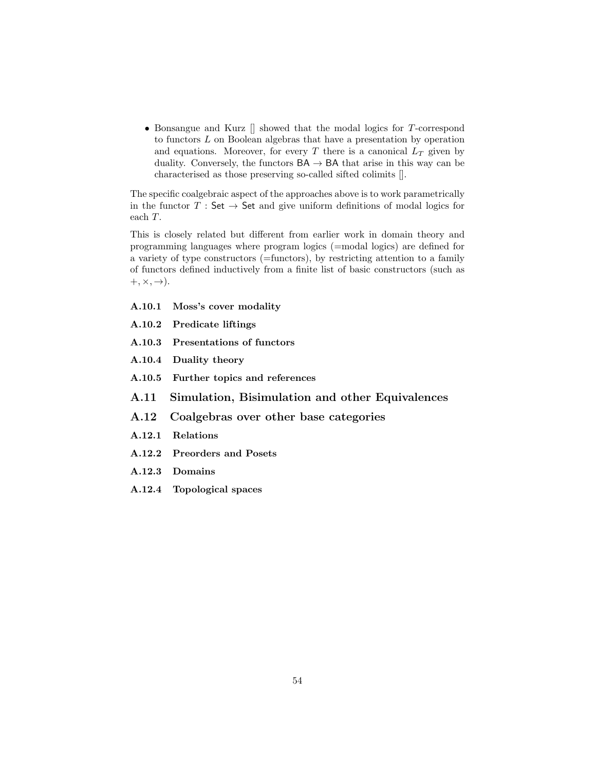- Bonsangue and Kurz [] showed that the modal logics for $T$-correspond to functors $L$ on Boolean algebras that have a presentation by operation and equations. Moreover, for every $T$ there is a canonical $L_T$ given by duality. Conversely, the functors $\mathsf{BA} \to \mathsf{BA}$ that arise in this way can be characterised as those preserving so-called sifted colimits [].

The specific coalgebraic aspect of the approaches above is to work parametrically in the functor $T : \mathsf{Set} \to \mathsf{Set}$ and give uniform definitions of modal logics for each $T$.

This is closely related but different from earlier work in domain theory and programming languages where program logics (=modal logics) are defined for a variety of type constructors (=functors), by restricting attention to a family of functors defined inductively from a finite list of basic constructors (such as $+, \times, \to$).

### A.10.1 Moss's cover modality

### A.10.2 Predicate liftings

### A.10.3 Presentations of functors

### A.10.4 Duality theory

### A.10.5 Further topics and references

## A.11 Simulation, Bisimulation and other Equivalences

## A.12 Coalgebras over other base categories

### A.12.1 Relations

### A.12.2 Preorders and Posets

### A.12.3 Domains

### A.12.4 Topological spaces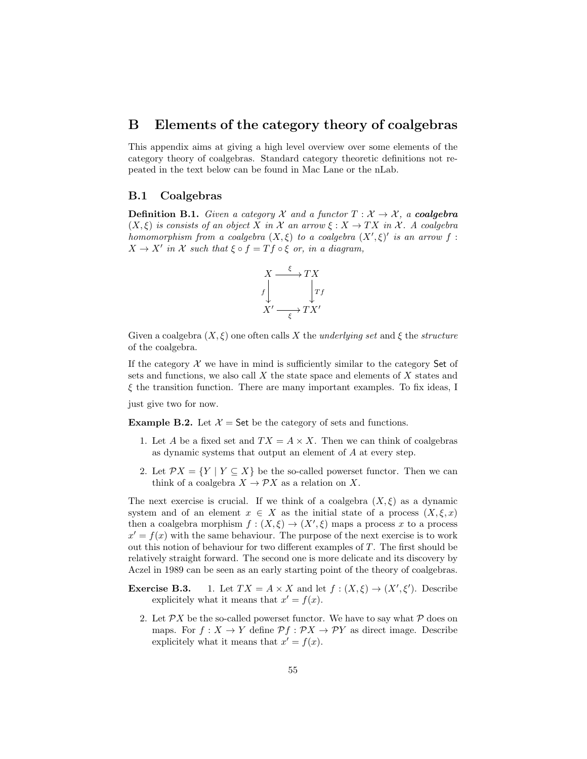# B Elements of the category theory of coalgebras

This appendix aims at giving a high level overview over some elements of the category theory of coalgebras. Standard category theoretic definitions not repeated in the text below can be found in Mac Lane or the nLab.

## B.1 Coalgebras

**Definition B.1.** *Given a category $\mathcal{X}$ and a functor $T : \mathcal{X} \to \mathcal{X}$, a* ***coalgebra*** *$(X, \xi)$ is consists of an object $X$ in $\mathcal{X}$ an arrow $\xi : X \to TX$ in $\mathcal{X}$. A coalgebra homomorphism from a coalgebra $(X, \xi)$ to a coalgebra $(X', \xi)'$ is an arrow $f : X \to X'$ in $\mathcal{X}$ such that $\xi \circ f = Tf \circ \xi$ or, in a diagram,*

$$\begin{array}{ccc} X & \xrightarrow{\xi} & TX \\ {\scriptstyle f}\downarrow & & \downarrow{\scriptstyle Tf} \\ X' & \xrightarrow[\xi]{} & TX' \end{array}$$

Given a coalgebra $(X, \xi)$ one often calls $X$ the *underlying set* and $\xi$ the *structure* of the coalgebra.

If the category $\mathcal{X}$ we have in mind is sufficiently similar to the category $\mathsf{Set}$ of sets and functions, we also call $X$ the state space and elements of $X$ states and $\xi$ the transition function. There are many important examples. To fix ideas, I just give two for now.

**Example B.2.** Let $\mathcal{X} = \mathsf{Set}$ be the category of sets and functions.

1. Let $A$ be a fixed set and $TX = A \times X$. Then we can think of coalgebras as dynamic systems that output an element of $A$ at every step.
2. Let $\mathcal{P}X = \{Y \mid Y \subseteq X\}$ be the so-called powerset functor. Then we can think of a coalgebra $X \to \mathcal{P}X$ as a relation on $X$.

The next exercise is crucial. If we think of a coalgebra $(X, \xi)$ as a dynamic system and of an element $x \in X$ as the initial state of a process $(X, \xi, x)$ then a coalgebra morphism $f : (X, \xi) \to (X', \xi)$ maps a process $x$ to a process $x' = f(x)$ with the same behaviour. The purpose of the next exercise is to work out this notion of behaviour for two different examples of $T$. The first should be relatively straight forward. The second one is more delicate and its discovery by Aczel in 1989 can be seen as an early starting point of the theory of coalgebras.

**Exercise B.3.**

1. Let $TX = A \times X$ and let $f : (X, \xi) \to (X', \xi')$. Describe explicitely what it means that $x' = f(x)$.
2. Let $\mathcal{P}X$ be the so-called powerset functor. We have to say what $\mathcal{P}$ does on maps. For $f : X \to Y$ define $\mathcal{P}f : \mathcal{P}X \to \mathcal{P}Y$ as direct image. Describe explicitely what it means that $x' = f(x)$.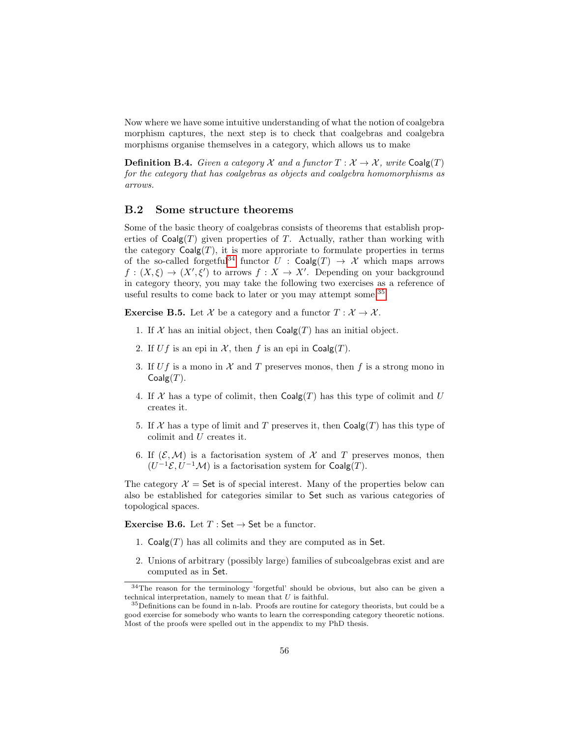Now where we have some intuitive understanding of what the notion of coalgebra morphism captures, the next step is to check that coalgebras and coalgebra morphisms organise themselves in a category, which allows us to make

**Definition B.4.** *Given a category $\mathcal{X}$ and a functor $T : \mathcal{X} \to \mathcal{X}$, write $\mathsf{Coalg}(T)$ for the category that has coalgebras as objects and coalgebra homomorphisms as arrows.*

## B.2 Some structure theorems

Some of the basic theory of coalgebras consists of theorems that establish properties of $\mathsf{Coalg}(T)$ given properties of $T$. Actually, rather than working with the category $\mathsf{Coalg}(T)$, it is more approriate to formulate properties in terms of the so-called forgetful[34] functor $U : \mathsf{Coalg}(T) \to \mathcal{X}$ which maps arrows $f : (X, \xi) \to (X', \xi')$ to arrows $f : X \to X'$. Depending on your background in category theory, you may take the following two exercises as a reference of useful results to come back to later or you may attempt some.[35]

**Exercise B.5.** Let $\mathcal{X}$ be a category and a functor $T : \mathcal{X} \to \mathcal{X}$.

1. If $\mathcal{X}$ has an initial object, then $\mathsf{Coalg}(T)$ has an initial object.
2. If $Uf$ is an epi in $\mathcal{X}$, then $f$ is an epi in $\mathsf{Coalg}(T)$.
3. If $Uf$ is a mono in $\mathcal{X}$ and $T$ preserves monos, then $f$ is a strong mono in $\mathsf{Coalg}(T)$.
4. If $\mathcal{X}$ has a type of colimit, then $\mathsf{Coalg}(T)$ has this type of colimit and $U$ creates it.
5. If $\mathcal{X}$ has a type of limit and $T$ preserves it, then $\mathsf{Coalg}(T)$ has this type of colimit and $U$ creates it.
6. If $(\mathcal{E}, \mathcal{M})$ is a factorisation system of $\mathcal{X}$ and $T$ preserves monos, then $(U^{-1}\mathcal{E}, U^{-1}\mathcal{M})$ is a factorisation system for $\mathsf{Coalg}(T)$.

The category $\mathcal{X} = \mathsf{Set}$ is of special interest. Many of the properties below can also be established for categories similar to $\mathsf{Set}$ such various categories of topological spaces.

**Exercise B.6.** Let $T : \mathsf{Set} \to \mathsf{Set}$ be a functor.

1. $\mathsf{Coalg}(T)$ has all colimits and they are computed as in $\mathsf{Set}$.
2. Unions of arbitrary (possibly large) families of subcoalgebras exist and are computed as in $\mathsf{Set}$.

[34] The reason for the terminology 'forgetful' should be obvious, but also can be given a technical interpretation, namely to mean that $U$ is faithful.

[35] Definitions can be found in n-lab. Proofs are routine for category theorists, but could be a good exercise for somebody who wants to learn the corresponding category theoretic notions. Most of the proofs were spelled out in the appendix to my PhD thesis.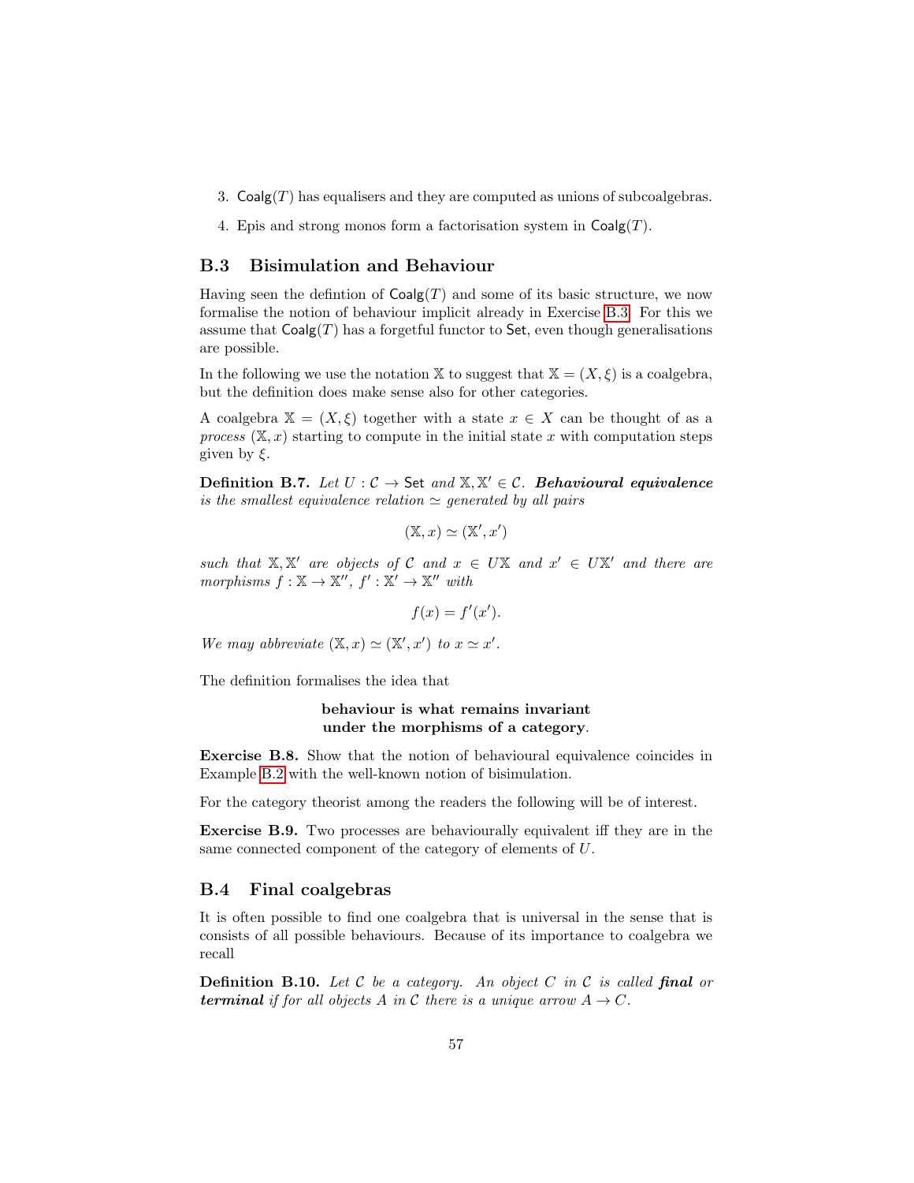3. $\mathsf{Coalg}(T)$ has equalisers and they are computed as unions of subcoalgebras.
4. Epis and strong monos form a factorisation system in $\mathsf{Coalg}(T)$.

## B.3 Bisimulation and Behaviour

Having seen the defintion of $\mathsf{Coalg}(T)$ and some of its basic structure, we now formalise the notion of behaviour implicit already in Exercise B.3. For this we assume that $\mathsf{Coalg}(T)$ has a forgetful functor to $\mathsf{Set}$, even though generalisations are possible.

In the following we use the notation $\mathbb{X}$ to suggest that $\mathbb{X} = (X, \xi)$ is a coalgebra, but the definition does make sense also for other categories.

A coalgebra $\mathbb{X} = (X, \xi)$ together with a state $x \in X$ can be thought of as a *process* $(\mathbb{X}, x)$ starting to compute in the initial state $x$ with computation steps given by $\xi$.

**Definition B.7.** *Let $U : \mathcal{C} \to \mathsf{Set}$ and $\mathbb{X}, \mathbb{X}' \in \mathcal{C}$.* ***Behavioural equivalence*** *is the smallest equivalence relation $\simeq$ generated by all pairs*

$$(\mathbb{X}, x) \simeq (\mathbb{X}', x')$$

*such that $\mathbb{X}, \mathbb{X}'$ are objects of $\mathcal{C}$ and $x \in U\mathbb{X}$ and $x' \in U\mathbb{X}'$ and there are morphisms $f : \mathbb{X} \to \mathbb{X}''$, $f' : \mathbb{X}' \to \mathbb{X}''$ with*

$$f(x) = f'(x').$$

*We may abbreviate $(\mathbb{X}, x) \simeq (\mathbb{X}', x')$ to $x \simeq x'$.*

The definition formalises the idea that

> **behaviour is what remains invariant**
> **under the morphisms of a category.**

**Exercise B.8.** Show that the notion of behavioural equivalence coincides in Example B.2 with the well-known notion of bisimulation.

For the category theorist among the readers the following will be of interest.

**Exercise B.9.** Two processes are behaviourally equivalent iff they are in the same connected component of the category of elements of $U$.

## B.4 Final coalgebras

It is often possible to find one coalgebra that is universal in the sense that is consists of all possible behaviours. Because of its importance to coalgebra we recall

**Definition B.10.** *Let $\mathcal{C}$ be a category. An object $C$ in $\mathcal{C}$ is called* ***final*** *or* ***terminal*** *if for all objects $A$ in $\mathcal{C}$ there is a unique arrow $A \to C$.*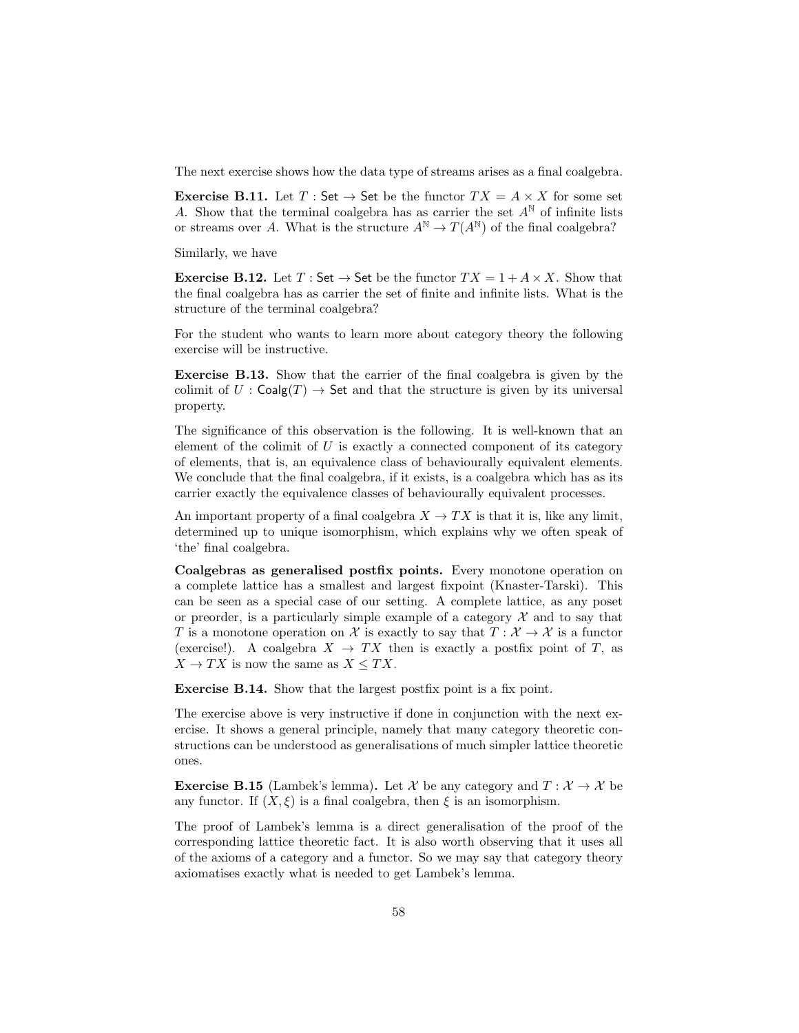The next exercise shows how the data type of streams arises as a final coalgebra.

**Exercise B.11.** Let $T : \mathsf{Set} \to \mathsf{Set}$ be the functor $TX = A \times X$ for some set $A$. Show that the terminal coalgebra has as carrier the set $A^{\mathbb{N}}$ of infinite lists or streams over $A$. What is the structure $A^{\mathbb{N}} \to T(A^{\mathbb{N}})$ of the final coalgebra?

Similarly, we have

**Exercise B.12.** Let $T : \mathsf{Set} \to \mathsf{Set}$ be the functor $TX = 1 + A \times X$. Show that the final coalgebra has as carrier the set of finite and infinite lists. What is the structure of the terminal coalgebra?

For the student who wants to learn more about category theory the following exercise will be instructive.

**Exercise B.13.** Show that the carrier of the final coalgebra is given by the colimit of $U : \mathsf{Coalg}(T) \to \mathsf{Set}$ and that the structure is given by its universal property.

The significance of this observation is the following. It is well-known that an element of the colimit of $U$ is exactly a connected component of its category of elements, that is, an equivalence class of behaviourally equivalent elements. We conclude that the final coalgebra, if it exists, is a coalgebra which has as its carrier exactly the equivalence classes of behaviourally equivalent processes.

An important property of a final coalgebra $X \to TX$ is that it is, like any limit, determined up to unique isomorphism, which explains why we often speak of 'the' final coalgebra.

**Coalgebras as generalised postfix points.** Every monotone operation on a complete lattice has a smallest and largest fixpoint (Knaster-Tarski). This can be seen as a special case of our setting. A complete lattice, as any poset or preorder, is a particularly simple example of a category $\mathcal{X}$ and to say that $T$ is a monotone operation on $\mathcal{X}$ is exactly to say that $T : \mathcal{X} \to \mathcal{X}$ is a functor (exercise!). A coalgebra $X \to TX$ then is exactly a postfix point of $T$, as $X \to TX$ is now the same as $X \leq TX$.

**Exercise B.14.** Show that the largest postfix point is a fix point.

The exercise above is very instructive if done in conjunction with the next exercise. It shows a general principle, namely that many category theoretic constructions can be understood as generalisations of much simpler lattice theoretic ones.

**Exercise B.15** (Lambek's lemma)**.** Let $\mathcal{X}$ be any category and $T : \mathcal{X} \to \mathcal{X}$ be any functor. If $(X, \xi)$ is a final coalgebra, then $\xi$ is an isomorphism.

The proof of Lambek's lemma is a direct generalisation of the proof of the corresponding lattice theoretic fact. It is also worth observing that it uses all of the axioms of a category and a functor. So we may say that category theory axiomatises exactly what is needed to get Lambek's lemma.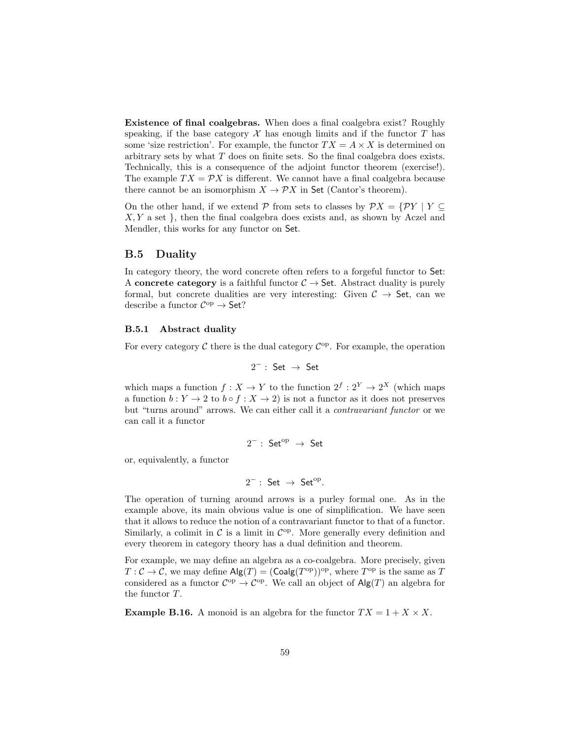**Existence of final coalgebras.** When does a final coalgebra exist? Roughly speaking, if the base category $\mathcal{X}$ has enough limits and if the functor $T$ has some 'size restriction'. For example, the functor $TX = A \times X$ is determined on arbitrary sets by what $T$ does on finite sets. So the final coalgebra does exists. Technically, this is a consequence of the adjoint functor theorem (exercise!). The example $TX = \mathcal{P}X$ is different. We cannot have a final coalgebra because there cannot be an isomorphism $X \to \mathcal{P}X$ in $\mathsf{Set}$ (Cantor's theorem).

On the other hand, if we extend $\mathcal{P}$ from sets to classes by $\mathcal{P}X = \{\mathcal{P}Y \mid Y \subseteq X, Y \text{ a set }\}$, then the final coalgebra does exists and, as shown by Aczel and Mendler, this works for any functor on $\mathsf{Set}$.

## B.5 Duality

In category theory, the word concrete often refers to a forgeful functor to $\mathsf{Set}$: A **concrete category** is a faithful functor $\mathcal{C} \to \mathsf{Set}$. Abstract duality is purely formal, but concrete dualities are very interesting: Given $\mathcal{C} \to \mathsf{Set}$, can we describe a functor $\mathcal{C}^{\mathrm{op}} \to \mathsf{Set}$?

### B.5.1 Abstract duality

For every category $\mathcal{C}$ there is the dual category $\mathcal{C}^{\mathrm{op}}$. For example, the operation

$$2^{-} : \mathsf{Set} \to \mathsf{Set}$$

which maps a function $f : X \to Y$ to the function $2^f : 2^Y \to 2^X$ (which maps a function $b : Y \to 2$ to $b \circ f : X \to 2$) is not a functor as it does not preserves but "turns around" arrows. We can either call it a *contravariant functor* or we can call it a functor

$$2^{-} : \mathsf{Set}^{\mathrm{op}} \to \mathsf{Set}$$

or, equivalently, a functor

$$2^{-} : \mathsf{Set} \to \mathsf{Set}^{\mathrm{op}}.$$

The operation of turning around arrows is a purley formal one. As in the example above, its main obvious value is one of simplification. We have seen that it allows to reduce the notion of a contravariant functor to that of a functor. Similarly, a colimit in $\mathcal{C}$ is a limit in $\mathcal{C}^{\mathrm{op}}$. More generally every definition and every theorem in category theory has a dual definition and theorem.

For example, we may define an algebra as a co-coalgebra. More precisely, given $T : \mathcal{C} \to \mathcal{C}$, we may define $\mathsf{Alg}(T) = (\mathsf{Coalg}(T^{\mathrm{op}}))^{\mathrm{op}}$, where $T^{\mathrm{op}}$ is the same as $T$ considered as a functor $\mathcal{C}^{\mathrm{op}} \to \mathcal{C}^{\mathrm{op}}$. We call an object of $\mathsf{Alg}(T)$ an algebra for the functor $T$.

**Example B.16.** A monoid is an algebra for the functor $TX = 1 + X \times X$.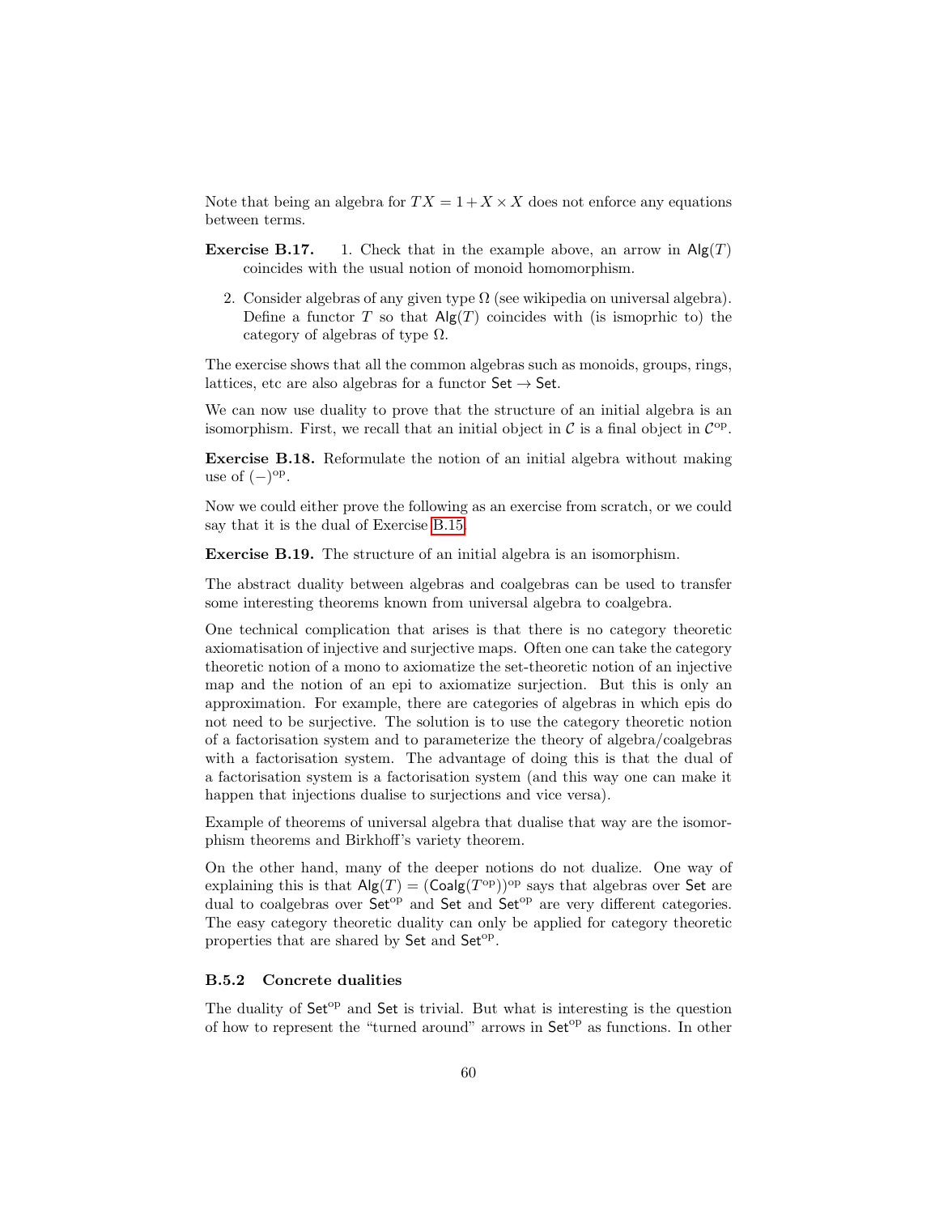Note that being an algebra for $TX = 1 + X \times X$ does not enforce any equations between terms.

**Exercise B.17.** 1. Check that in the example above, an arrow in $\mathsf{Alg}(T)$ coincides with the usual notion of monoid homomorphism.

2. Consider algebras of any given type $\Omega$ (see wikipedia on universal algebra). Define a functor $T$ so that $\mathsf{Alg}(T)$ coincides with (is ismoprhic to) the category of algebras of type $\Omega$.

The exercise shows that all the common algebras such as monoids, groups, rings, lattices, etc are also algebras for a functor $\mathsf{Set} \to \mathsf{Set}$.

We can now use duality to prove that the structure of an initial algebra is an isomorphism. First, we recall that an initial object in $\mathcal{C}$ is a final object in $\mathcal{C}^{\mathrm{op}}$.

**Exercise B.18.** Reformulate the notion of an initial algebra without making use of $(-)^{\mathrm{op}}$.

Now we could either prove the following as an exercise from scratch, or we could say that it is the dual of Exercise B.15.

**Exercise B.19.** The structure of an initial algebra is an isomorphism.

The abstract duality between algebras and coalgebras can be used to transfer some interesting theorems known from universal algebra to coalgebra.

One technical complication that arises is that there is no category theoretic axiomatisation of injective and surjective maps. Often one can take the category theoretic notion of a mono to axiomatize the set-theoretic notion of an injective map and the notion of an epi to axiomatize surjection. But this is only an approximation. For example, there are categories of algebras in which epis do not need to be surjective. The solution is to use the category theoretic notion of a factorisation system and to parameterize the theory of algebra/coalgebras with a factorisation system. The advantage of doing this is that the dual of a factorisation system is a factorisation system (and this way one can make it happen that injections dualise to surjections and vice versa).

Example of theorems of universal algebra that dualise that way are the isomorphism theorems and Birkhoff's variety theorem.

On the other hand, many of the deeper notions do not dualize. One way of explaining this is that $\mathsf{Alg}(T) = (\mathsf{Coalg}(T^{\mathrm{op}}))^{\mathrm{op}}$ says that algebras over $\mathsf{Set}$ are dual to coalgebras over $\mathsf{Set}^{\mathrm{op}}$ and $\mathsf{Set}$ and $\mathsf{Set}^{\mathrm{op}}$ are very different categories. The easy category theoretic duality can only be applied for category theoretic properties that are shared by $\mathsf{Set}$ and $\mathsf{Set}^{\mathrm{op}}$.

### B.5.2 Concrete dualities

The duality of $\mathsf{Set}^{\mathrm{op}}$ and $\mathsf{Set}$ is trivial. But what is interesting is the question of how to represent the "turned around" arrows in $\mathsf{Set}^{\mathrm{op}}$ as functions. In other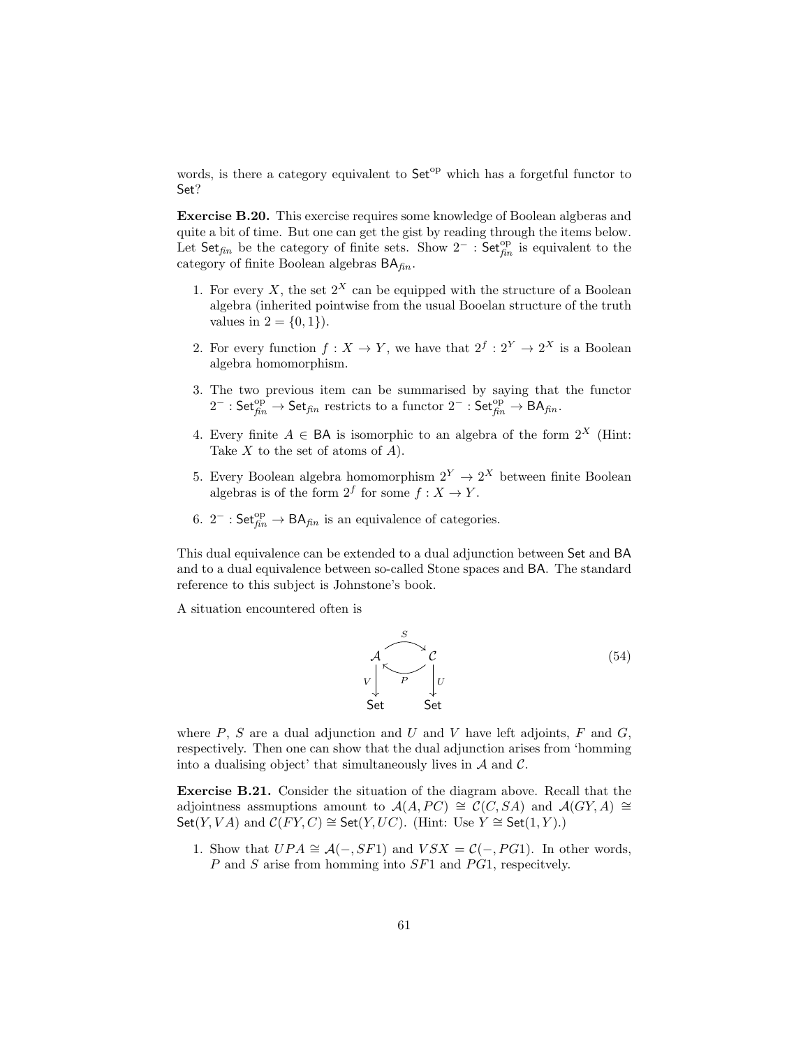words, is there a category equivalent to $\mathsf{Set}^{\mathrm{op}}$ which has a forgetful functor to $\mathsf{Set}$?

**Exercise B.20.** This exercise requires some knowledge of Boolean algberas and quite a bit of time. But one can get the gist by reading through the items below. Let $\mathsf{Set}_{fin}$ be the category of finite sets. Show $2^- : \mathsf{Set}_{fin}^{\mathrm{op}}$ is equivalent to the category of finite Boolean algebras $\mathsf{BA}_{fin}$.

1. For every $X$, the set $2^X$ can be equipped with the structure of a Boolean algebra (inherited pointwise from the usual Booelan structure of the truth values in $2 = \{0, 1\}$).
2. For every function $f : X \to Y$, we have that $2^f : 2^Y \to 2^X$ is a Boolean algebra homomorphism.
3. The two previous item can be summarised by saying that the functor $2^- : \mathsf{Set}_{fin}^{\mathrm{op}} \to \mathsf{Set}_{fin}$ restricts to a functor $2^- : \mathsf{Set}_{fin}^{\mathrm{op}} \to \mathsf{BA}_{fin}$.
4. Every finite $A \in \mathsf{BA}$ is isomorphic to an algebra of the form $2^X$ (Hint: Take $X$ to the set of atoms of $A$).
5. Every Boolean algebra homomorphism $2^Y \to 2^X$ between finite Boolean algebras is of the form $2^f$ for some $f : X \to Y$.
6. $2^- : \mathsf{Set}_{fin}^{\mathrm{op}} \to \mathsf{BA}_{fin}$ is an equivalence of categories.

This dual equivalence can be extended to a dual adjunction between $\mathsf{Set}$ and $\mathsf{BA}$ and to a dual equivalence between so-called Stone spaces and $\mathsf{BA}$. The standard reference to this subject is Johnstone's book.

A situation encountered often is

$$
\begin{array}{ccc}
\mathcal{A} & \underset{P}{\overset{S}{\rightleftarrows}} & \mathcal{C} \\
{\scriptstyle V}\downarrow & & \downarrow{\scriptstyle U} \\
\mathsf{Set} & & \mathsf{Set}
\end{array}
\qquad (54)
$$

where $P$, $S$ are a dual adjunction and $U$ and $V$ have left adjoints, $F$ and $G$, respectively. Then one can show that the dual adjunction arises from 'homming into a dualising object' that simultaneously lives in $\mathcal{A}$ and $\mathcal{C}$.

**Exercise B.21.** Consider the situation of the diagram above. Recall that the adjointness assmuptions amount to $\mathcal{A}(A, PC) \cong \mathcal{C}(C, SA)$ and $\mathcal{A}(GY, A) \cong \mathsf{Set}(Y, VA)$ and $\mathcal{C}(FY, C) \cong \mathsf{Set}(Y, UC)$. (Hint: Use $Y \cong \mathsf{Set}(1, Y)$.)

1. Show that $UPA \cong \mathcal{A}(-, SF1)$ and $VSX = \mathcal{C}(-, PG1)$. In other words, $P$ and $S$ arise from homming into $SF1$ and $PG1$, respecitvely.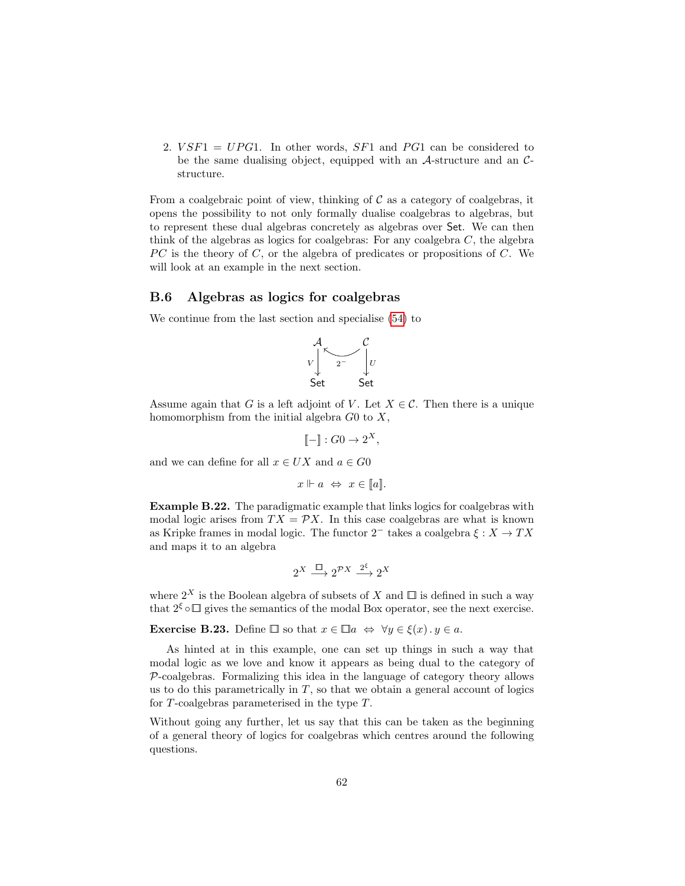2. $VSF1 = UPG1$. In other words, $SF1$ and $PG1$ can be considered to be the same dualising object, equipped with an $\mathcal{A}$-structure and an $\mathcal{C}$-structure.

From a coalgebraic point of view, thinking of $\mathcal{C}$ as a category of coalgebras, it opens the possibility to not only formally dualise coalgebras to algebras, but to represent these dual algebras concretely as algebras over $\mathsf{Set}$. We can then think of the algebras as logics for coalgebras: For any coalgebra $C$, the algebra $PC$ is the theory of $C$, or the algebra of predicates or propositions of $C$. We will look at an example in the next section.

## B.6 Algebras as logics for coalgebras

We continue from the last section and specialise (54) to

$$\begin{array}{ccc} \mathcal{A} & \xleftarrow{\;2^-\;} & \mathcal{C} \\ {\scriptstyle V}\downarrow & & \downarrow{\scriptstyle U} \\ \mathsf{Set} & & \mathsf{Set} \end{array}$$

Assume again that $G$ is a left adjoint of $V$. Let $X \in \mathcal{C}$. Then there is a unique homomorphism from the initial algebra $G0$ to $X$,

$$[\![-]\!] : G0 \to 2^X,$$

and we can define for all $x \in UX$ and $a \in G0$

$$x \Vdash a \;\Leftrightarrow\; x \in [\![a]\!].$$

**Example B.22.** The paradigmatic example that links logics for coalgebras with modal logic arises from $TX = \mathcal{P}X$. In this case coalgebras are what is known as Kripke frames in modal logic. The functor $2^-$ takes a coalgebra $\xi : X \to TX$ and maps it to an algebra

$$2^X \xrightarrow{\;\Box\;} 2^{\mathcal{P}X} \xrightarrow{\;2^\xi\;} 2^X$$

where $2^X$ is the Boolean algebra of subsets of $X$ and $\Box$ is defined in such a way that $2^\xi \circ \Box$ gives the semantics of the modal Box operator, see the next exercise.

**Exercise B.23.** Define $\Box$ so that $x \in \Box a \;\Leftrightarrow\; \forall y \in \xi(x) \,.\, y \in a$.

As hinted at in this example, one can set up things in such a way that modal logic as we love and know it appears as being dual to the category of $\mathcal{P}$-coalgebras. Formalizing this idea in the language of category theory allows us to do this parametrically in $T$, so that we obtain a general account of logics for $T$-coalgebras parameterised in the type $T$.

Without going any further, let us say that this can be taken as the beginning of a general theory of logics for coalgebras which centres around the following questions.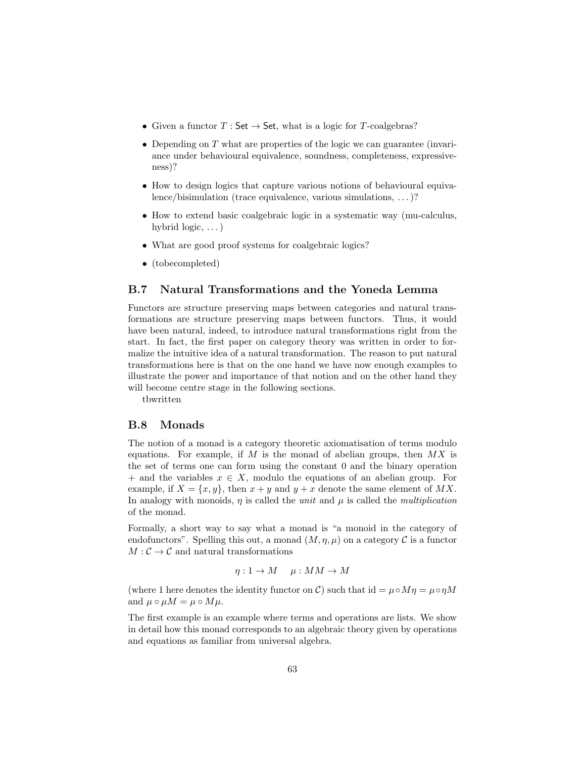- Given a functor $T : \mathsf{Set} \to \mathsf{Set}$, what is a logic for $T$-coalgebras?
- Depending on $T$ what are properties of the logic we can guarantee (invariance under behavioural equivalence, soundness, completeness, expressiveness)?
- How to design logics that capture various notions of behavioural equivalence/bisimulation (trace equivalence, various simulations, ...)?
- How to extend basic coalgebraic logic in a systematic way (mu-calculus, hybrid logic, ...)
- What are good proof systems for coalgebraic logics?
- (tobecompleted)

## B.7 Natural Transformations and the Yoneda Lemma

Functors are structure preserving maps between categories and natural transformations are structure preserving maps between functors. Thus, it would have been natural, indeed, to introduce natural transformations right from the start. In fact, the first paper on category theory was written in order to formalize the intuitive idea of a natural transformation. The reason to put natural transformations here is that on the one hand we have now enough examples to illustrate the power and importance of that notion and on the other hand they will become centre stage in the following sections.

tbwritten

## B.8 Monads

The notion of a monad is a category theoretic axiomatisation of terms modulo equations. For example, if $M$ is the monad of abelian groups, then $MX$ is the set of terms one can form using the constant 0 and the binary operation $+$ and the variables $x \in X$, modulo the equations of an abelian group. For example, if $X = \{x, y\}$, then $x + y$ and $y + x$ denote the same element of $MX$. In analogy with monoids, $\eta$ is called the *unit* and $\mu$ is called the *multiplication* of the monad.

Formally, a short way to say what a monad is "a monoid in the category of endofunctors". Spelling this out, a monad $(M, \eta, \mu)$ on a category $\mathcal{C}$ is a functor $M : \mathcal{C} \to \mathcal{C}$ and natural transformations

$$\eta : 1 \to M \qquad \mu : MM \to M$$

(where 1 here denotes the identity functor on $\mathcal{C}$) such that $\mathrm{id} = \mu \circ M\eta = \mu \circ \eta M$ and $\mu \circ \mu M = \mu \circ M\mu$.

The first example is an example where terms and operations are lists. We show in detail how this monad corresponds to an algebraic theory given by operations and equations as familiar from universal algebra.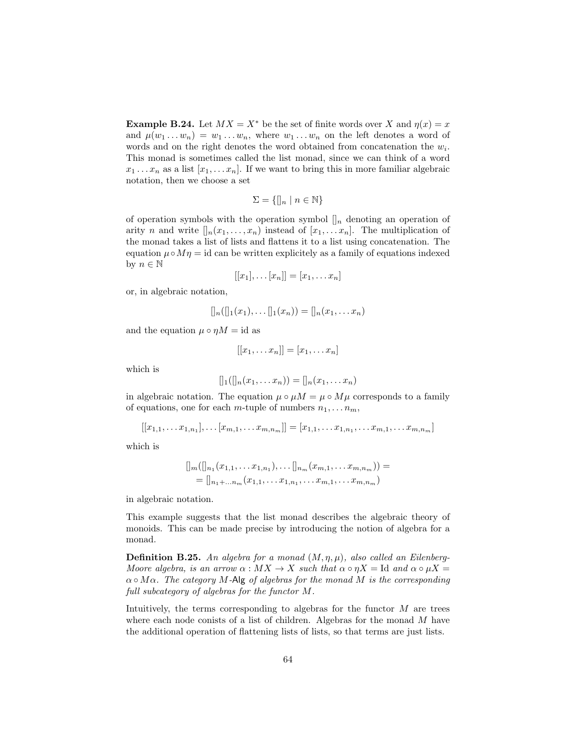**Example B.24.** Let $MX = X^*$ be the set of finite words over $X$ and $\eta(x) = x$ and $\mu(w_1 \dots w_n) = w_1 \dots w_n$, where $w_1 \dots w_n$ on the left denotes a word of words and on the right denotes the word obtained from concatenation the $w_i$. This monad is sometimes called the list monad, since we can think of a word $x_1 \dots x_n$ as a list $[x_1, \dots x_n]$. If we want to bring this in more familiar algebraic notation, then we choose a set

$$\Sigma = \{[]_n \mid n \in \mathbb{N}\}$$

of operation symbols with the operation symbol $[]_n$ denoting an operation of arity $n$ and write $[]_n(x_1, \dots, x_n)$ instead of $[x_1, \dots x_n]$. The multiplication of the monad takes a list of lists and flattens it to a list using concatenation. The equation $\mu \circ M\eta = \mathrm{id}$ can be written explicitely as a family of equations indexed by $n \in \mathbb{N}$

$$[[x_1], \dots [x_n]] = [x_1, \dots x_n]$$

or, in algebraic notation,

$$[]_n([]_1(x_1), \dots []_1(x_n)) = []_n(x_1, \dots x_n)$$

and the equation $\mu \circ \eta M = \mathrm{id}$ as

$$[[x_1, \dots x_n]] = [x_1, \dots x_n]$$

which is

$$[]_1([]_n(x_1, \dots x_n)) = []_n(x_1, \dots x_n)$$

in algebraic notation. The equation $\mu \circ \mu M = \mu \circ M\mu$ corresponds to a family of equations, one for each $m$-tuple of numbers $n_1, \dots n_m$,

$$[[x_{1,1}, \dots x_{1,n_1}], \dots [x_{m,1}, \dots x_{m,n_m}]] = [x_{1,1}, \dots x_{1,n_1}, \dots x_{m,1}, \dots x_{m,n_m}]$$

which is

$$\begin{aligned} &[]_m([]_{n_1}(x_{1,1}, \dots x_{1,n_1}), \dots []_{n_m}(x_{m,1}, \dots x_{m,n_m})) = \\ &= []_{n_1 + \dots n_m}(x_{1,1}, \dots x_{1,n_1}, \dots x_{m,1}, \dots x_{m,n_m}) \end{aligned}$$

in algebraic notation.

This example suggests that the list monad describes the algebraic theory of monoids. This can be made precise by introducing the notion of algebra for a monad.

**Definition B.25.** *An algebra for a monad $(M, \eta, \mu)$, also called an Eilenberg-Moore algebra, is an arrow $\alpha : MX \to X$ such that $\alpha \circ \eta X = \mathrm{Id}$ and $\alpha \circ \mu X = \alpha \circ M\alpha$. The category $M$-$\mathsf{Alg}$ of algebras for the monad $M$ is the corresponding full subcategory of algebras for the functor $M$.*

Intuitively, the terms corresponding to algebras for the functor $M$ are trees where each node conists of a list of children. Algebras for the monad $M$ have the additional operation of flattening lists of lists, so that terms are just lists.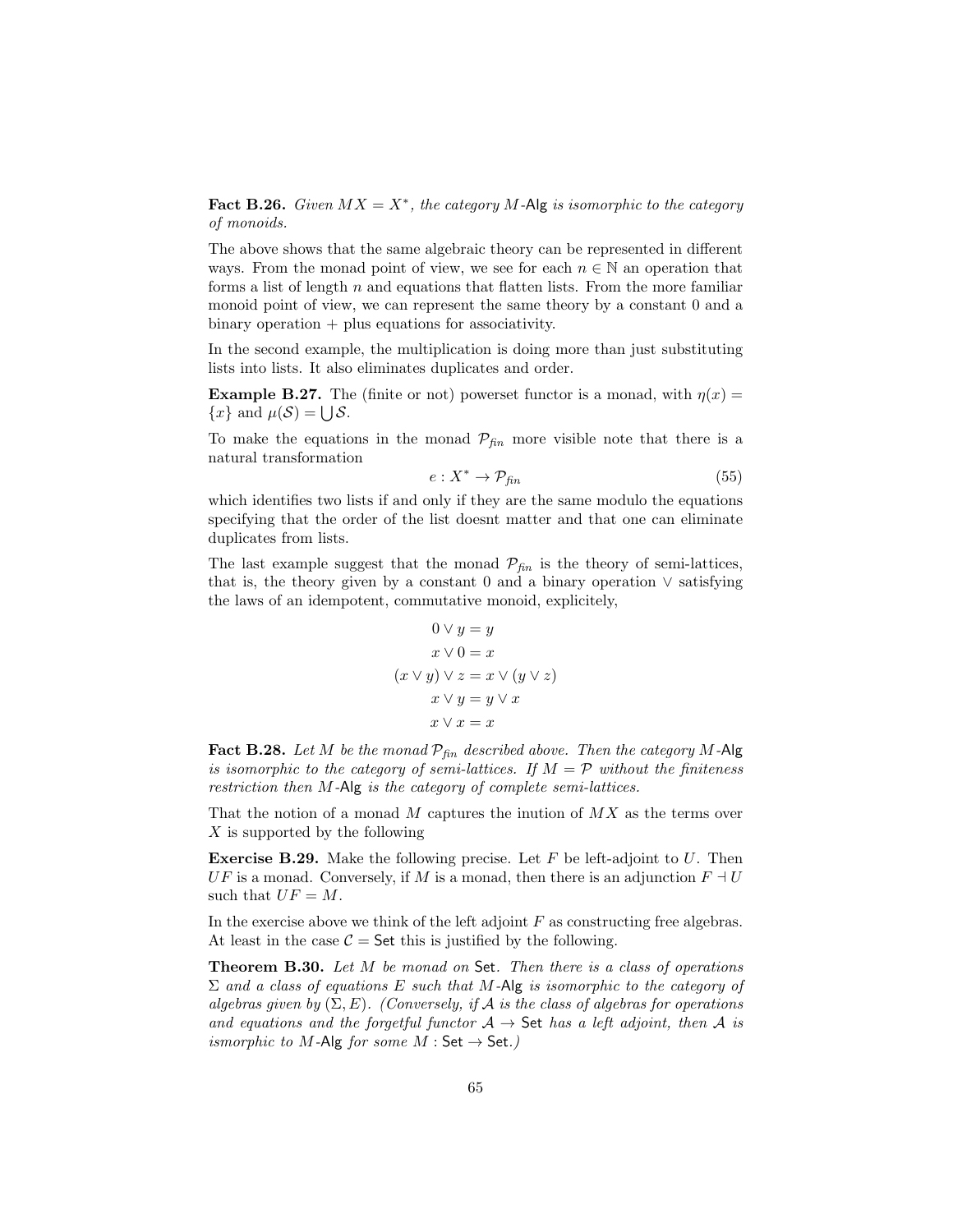**Fact B.26.** *Given $MX = X^*$, the category $M$-$\mathsf{Alg}$ is isomorphic to the category of monoids.*

The above shows that the same algebraic theory can be represented in different ways. From the monad point of view, we see for each $n \in \mathbb{N}$ an operation that forms a list of length $n$ and equations that flatten lists. From the more familiar monoid point of view, we can represent the same theory by a constant 0 and a binary operation + plus equations for associativity.

In the second example, the multiplication is doing more than just substituting lists into lists. It also eliminates duplicates and order.

**Example B.27.** The (finite or not) powerset functor is a monad, with $\eta(x) = \{x\}$ and $\mu(\mathcal{S}) = \bigcup \mathcal{S}$.

To make the equations in the monad $\mathcal{P}_{fin}$ more visible note that there is a natural transformation

$$e : X^* \to \mathcal{P}_{fin} \tag{55}$$

which identifies two lists if and only if they are the same modulo the equations specifying that the order of the list doesnt matter and that one can eliminate duplicates from lists.

The last example suggest that the monad $\mathcal{P}_{fin}$ is the theory of semi-lattices, that is, the theory given by a constant 0 and a binary operation $\vee$ satisfying the laws of an idempotent, commutative monoid, explicitely,

$$
\begin{aligned}
0 \vee y &= y \\
x \vee 0 &= x \\
(x \vee y) \vee z &= x \vee (y \vee z) \\
x \vee y &= y \vee x \\
x \vee x &= x
\end{aligned}
$$

**Fact B.28.** *Let $M$ be the monad $\mathcal{P}_{fin}$ described above. Then the category $M$-$\mathsf{Alg}$ is isomorphic to the category of semi-lattices. If $M = \mathcal{P}$ without the finiteness restriction then $M$-$\mathsf{Alg}$ is the category of complete semi-lattices.*

That the notion of a monad $M$ captures the inution of $MX$ as the terms over $X$ is supported by the following

**Exercise B.29.** Make the following precise. Let $F$ be left-adjoint to $U$. Then $UF$ is a monad. Conversely, if $M$ is a monad, then there is an adjunction $F \dashv U$ such that $UF = M$.

In the exercise above we think of the left adjoint $F$ as constructing free algebras. At least in the case $\mathcal{C} = \mathsf{Set}$ this is justified by the following.

**Theorem B.30.** *Let $M$ be monad on $\mathsf{Set}$. Then there is a class of operations $\Sigma$ and a class of equations $E$ such that $M$-$\mathsf{Alg}$ is isomorphic to the category of algebras given by $(\Sigma, E)$. (Conversely, if $\mathcal{A}$ is the class of algebras for operations and equations and the forgetful functor $\mathcal{A} \to \mathsf{Set}$ has a left adjoint, then $\mathcal{A}$ is ismorphic to $M$-$\mathsf{Alg}$ for some $M : \mathsf{Set} \to \mathsf{Set}$.)*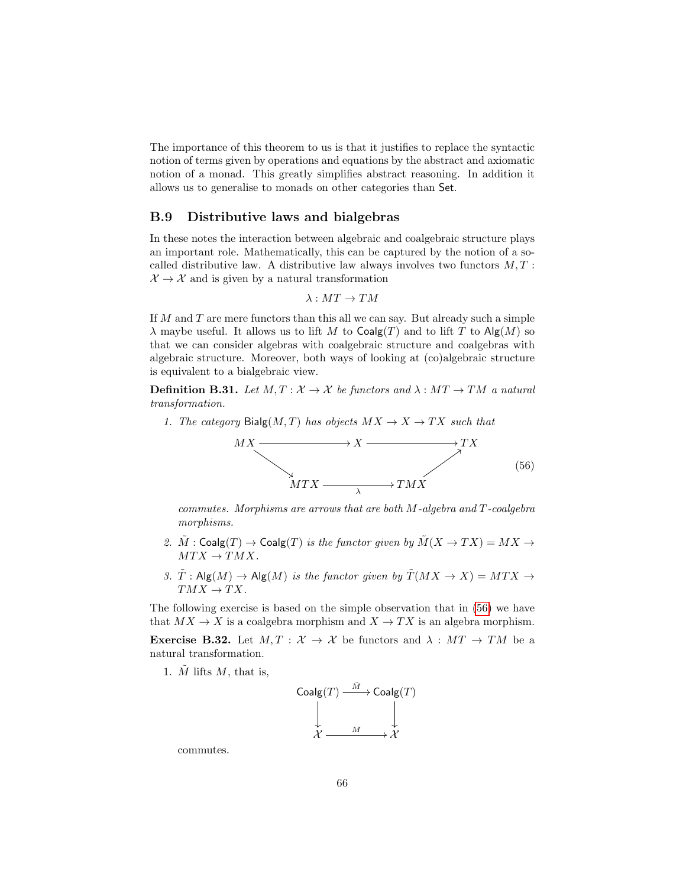The importance of this theorem to us is that it justifies to replace the syntactic notion of terms given by operations and equations by the abstract and axiomatic notion of a monad. This greatly simplifies abstract reasoning. In addition it allows us to generalise to monads on other categories than $\mathsf{Set}$.

## B.9 Distributive laws and bialgebras

In these notes the interaction between algebraic and coalgebraic structure plays an important role. Mathematically, this can be captured by the notion of a so-called distributive law. A distributive law always involves two functors $M, T : \mathcal{X} \to \mathcal{X}$ and is given by a natural transformation

$$\lambda : MT \to TM$$

If $M$ and $T$ are mere functors than this all we can say. But already such a simple $\lambda$ maybe useful. It allows us to lift $M$ to $\mathsf{Coalg}(T)$ and to lift $T$ to $\mathsf{Alg}(M)$ so that we can consider algebras with coalgebraic structure and coalgebras with algebraic structure. Moreover, both ways of looking at (co)algebraic structure is equivalent to a bialgebraic view.

**Definition B.31.** *Let $M, T : \mathcal{X} \to \mathcal{X}$ be functors and $\lambda : MT \to TM$ a natural transformation.*

1. *The category $\mathsf{Bialg}(M, T)$ has objects $MX \to X \to TX$ such that*

$$\begin{array}{ccccc} MX & \longrightarrow & X & \longrightarrow & TX \\ & \searrow & & \nearrow & \\ & & MTX \xrightarrow{\ \lambda\ } TMX & & \end{array} \tag{56}$$

   *commutes. Morphisms are arrows that are both $M$-algebra and $T$-coalgebra morphisms.*

2. *$\tilde{M} : \mathsf{Coalg}(T) \to \mathsf{Coalg}(T)$ is the functor given by $\tilde{M}(X \to TX) = MX \to MTX \to TMX$.*

3. *$\tilde{T} : \mathsf{Alg}(M) \to \mathsf{Alg}(M)$ is the functor given by $\tilde{T}(MX \to X) = MTX \to TMX \to TX$.*

The following exercise is based on the simple observation that in (56) we have that $MX \to X$ is a coalgebra morphism and $X \to TX$ is an algebra morphism.

**Exercise B.32.** Let $M, T : \mathcal{X} \to \mathcal{X}$ be functors and $\lambda : MT \to TM$ be a natural transformation.

1. $\tilde{M}$ lifts $M$, that is,

$$\begin{array}{ccc} \mathsf{Coalg}(T) & \xrightarrow{\ \tilde{M}\ } & \mathsf{Coalg}(T) \\ \downarrow & & \downarrow \\ \mathcal{X} & \xrightarrow{\ M\ } & \mathcal{X} \end{array}$$

   commutes.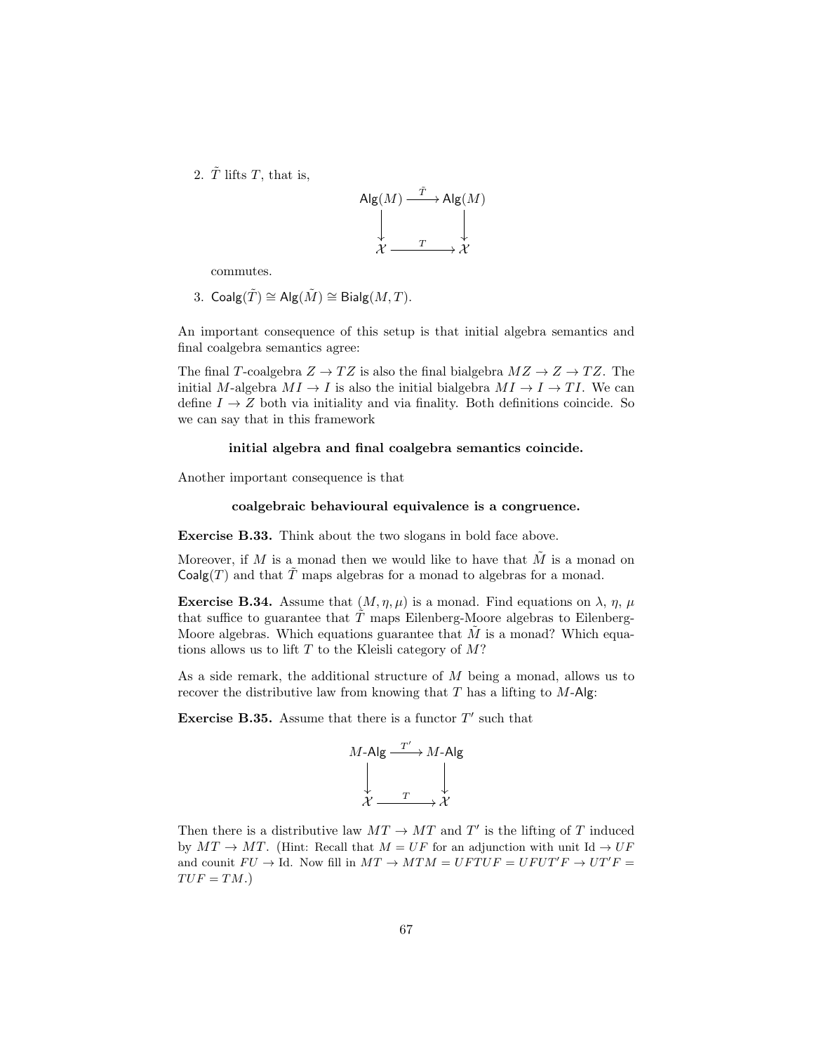2. $\tilde{T}$ lifts $T$, that is,

$$
\begin{array}{ccc}
\mathsf{Alg}(M) & \xrightarrow{\tilde{T}} & \mathsf{Alg}(M) \\
\downarrow & & \downarrow \\
\mathcal{X} & \xrightarrow{T} & \mathcal{X}
\end{array}
$$

   commutes.

3. $\mathsf{Coalg}(\tilde{T}) \cong \mathsf{Alg}(\tilde{M}) \cong \mathsf{Bialg}(M, T)$.

An important consequence of this setup is that initial algebra semantics and final coalgebra semantics agree:

The final $T$-coalgebra $Z \to TZ$ is also the final bialgebra $MZ \to Z \to TZ$. The initial $M$-algebra $MI \to I$ is also the initial bialgebra $MI \to I \to TI$. We can define $I \to Z$ both via initiality and via finality. Both definitions coincide. So we can say that in this framework

**initial algebra and final coalgebra semantics coincide.**

Another important consequence is that

**coalgebraic behavioural equivalence is a congruence.**

**Exercise B.33.** Think about the two slogans in bold face above.

Moreover, if $M$ is a monad then we would like to have that $\tilde{M}$ is a monad on $\mathsf{Coalg}(T)$ and that $\tilde{T}$ maps algebras for a monad to algebras for a monad.

**Exercise B.34.** Assume that $(M, \eta, \mu)$ is a monad. Find equations on $\lambda$, $\eta$, $\mu$ that suffice to guarantee that $\tilde{T}$ maps Eilenberg-Moore algebras to Eilenberg-Moore algebras. Which equations guarantee that $\tilde{M}$ is a monad? Which equations allows us to lift $T$ to the Kleisli category of $M$?

As a side remark, the additional structure of $M$ being a monad, allows us to recover the distributive law from knowing that $T$ has a lifting to $M$-$\mathsf{Alg}$:

**Exercise B.35.** Assume that there is a functor $T'$ such that

$$
\begin{array}{ccc}
M\text{-}\mathsf{Alg} & \xrightarrow{T'} & M\text{-}\mathsf{Alg} \\
\downarrow & & \downarrow \\
\mathcal{X} & \xrightarrow{T} & \mathcal{X}
\end{array}
$$

Then there is a distributive law $MT \to MT$ and $T'$ is the lifting of $T$ induced by $MT \to MT$. (Hint: Recall that $M = UF$ for an adjunction with unit $\mathrm{Id} \to UF$ and counit $FU \to \mathrm{Id}$. Now fill in $MT \to MTM = UFTUF = UFUT'F \to UT'F = TUF = TM$.)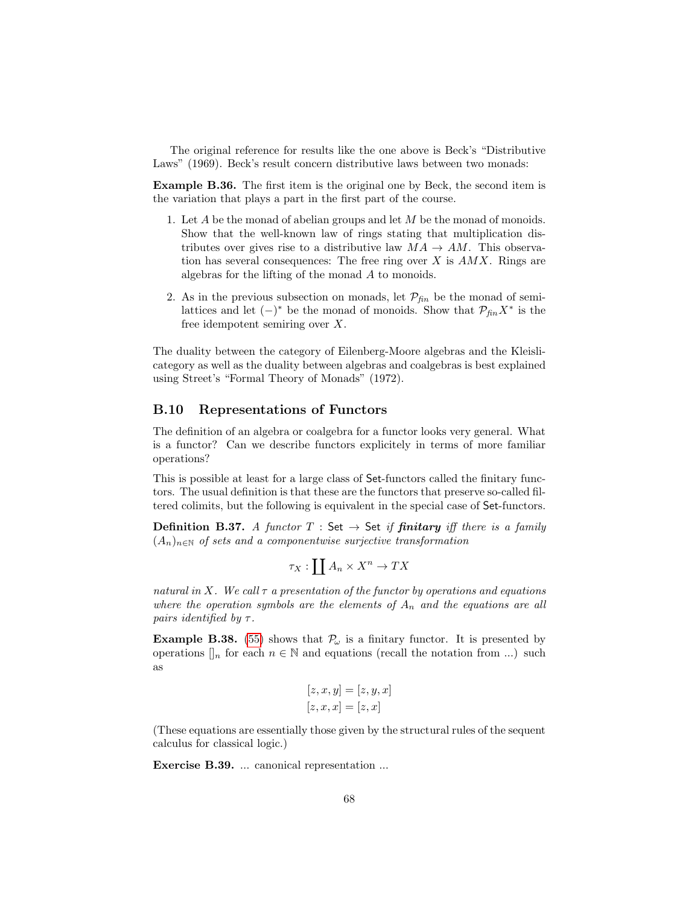The original reference for results like the one above is Beck's "Distributive Laws" (1969). Beck's result concern distributive laws between two monads:

**Example B.36.** The first item is the original one by Beck, the second item is the variation that plays a part in the first part of the course.

1. Let $A$ be the monad of abelian groups and let $M$ be the monad of monoids. Show that the well-known law of rings stating that multiplication distributes over gives rise to a distributive law $MA \to AM$. This observation has several consequences: The free ring over $X$ is $AMX$. Rings are algebras for the lifting of the monad $A$ to monoids.

2. As in the previous subsection on monads, let $\mathcal{P}_{fin}$ be the monad of semilattices and let $(-)^*$ be the monad of monoids. Show that $\mathcal{P}_{fin}X^*$ is the free idempotent semiring over $X$.

The duality between the category of Eilenberg-Moore algebras and the Kleisli-category as well as the duality between algebras and coalgebras is best explained using Street's "Formal Theory of Monads" (1972).

## B.10 Representations of Functors

The definition of an algebra or coalgebra for a functor looks very general. What is a functor? Can we describe functors explicitely in terms of more familiar operations?

This is possible at least for a large class of Set-functors called the finitary functors. The usual definition is that these are the functors that preserve so-called filtered colimits, but the following is equivalent in the special case of Set-functors.

**Definition B.37.** *A functor $T : \mathsf{Set} \to \mathsf{Set}$ if* ***finitary*** *iff there is a family $(A_n)_{n\in\mathbb{N}}$ of sets and a componentwise surjective transformation*

$$\tau_X : \coprod A_n \times X^n \to TX$$

*natural in $X$. We call $\tau$ a presentation of the functor by operations and equations where the operation symbols are the elements of $A_n$ and the equations are all pairs identified by $\tau$.*

**Example B.38.** (55) shows that $\mathcal{P}_\omega$ is a finitary functor. It is presented by operations $[]_n$ for each $n \in \mathbb{N}$ and equations (recall the notation from ...) such as

$$[z, x, y] = [z, y, x]$$
$$[z, x, x] = [z, x]$$

(These equations are essentially those given by the structural rules of the sequent calculus for classical logic.)

**Exercise B.39.** ... canonical representation ...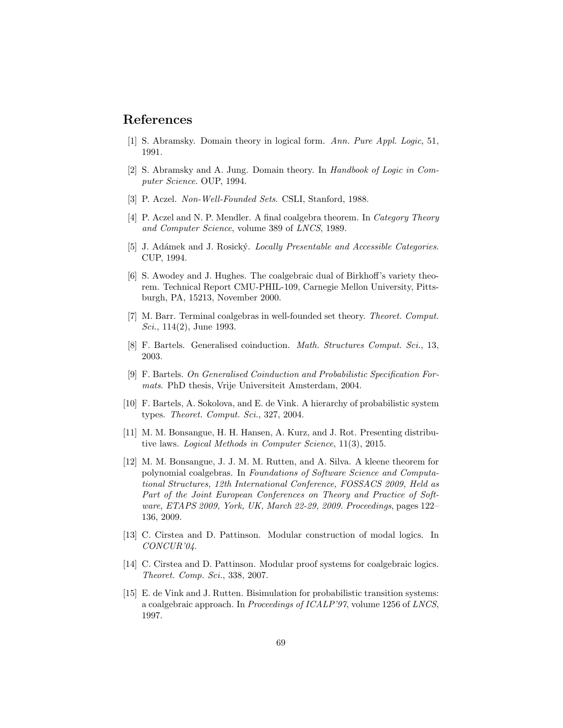## References

[1] S. Abramsky. Domain theory in logical form. *Ann. Pure Appl. Logic*, 51, 1991.

[2] S. Abramsky and A. Jung. Domain theory. In *Handbook of Logic in Computer Science*. OUP, 1994.

[3] P. Aczel. *Non-Well-Founded Sets*. CSLI, Stanford, 1988.

[4] P. Aczel and N. P. Mendler. A final coalgebra theorem. In *Category Theory and Computer Science*, volume 389 of *LNCS*, 1989.

[5] J. Adámek and J. Rosický. *Locally Presentable and Accessible Categories*. CUP, 1994.

[6] S. Awodey and J. Hughes. The coalgebraic dual of Birkhoff's variety theorem. Technical Report CMU-PHIL-109, Carnegie Mellon University, Pittsburgh, PA, 15213, November 2000.

[7] M. Barr. Terminal coalgebras in well-founded set theory. *Theoret. Comput. Sci.*, 114(2), June 1993.

[8] F. Bartels. Generalised coinduction. *Math. Structures Comput. Sci.*, 13, 2003.

[9] F. Bartels. *On Generalised Coinduction and Probabilistic Specification Formats*. PhD thesis, Vrije Universiteit Amsterdam, 2004.

[10] F. Bartels, A. Sokolova, and E. de Vink. A hierarchy of probabilistic system types. *Theoret. Comput. Sci.*, 327, 2004.

[11] M. M. Bonsangue, H. H. Hansen, A. Kurz, and J. Rot. Presenting distributive laws. *Logical Methods in Computer Science*, 11(3), 2015.

[12] M. M. Bonsangue, J. J. M. M. Rutten, and A. Silva. A kleene theorem for polynomial coalgebras. In *Foundations of Software Science and Computational Structures, 12th International Conference, FOSSACS 2009, Held as Part of the Joint European Conferences on Theory and Practice of Software, ETAPS 2009, York, UK, March 22-29, 2009. Proceedings*, pages 122–136, 2009.

[13] C. Cîrstea and D. Pattinson. Modular construction of modal logics. In *CONCUR'04*.

[14] C. Cîrstea and D. Pattinson. Modular proof systems for coalgebraic logics. *Theoret. Comp. Sci.*, 338, 2007.

[15] E. de Vink and J. Rutten. Bisimulation for probabilistic transition systems: a coalgebraic approach. In *Proceedings of ICALP'97*, volume 1256 of *LNCS*, 1997.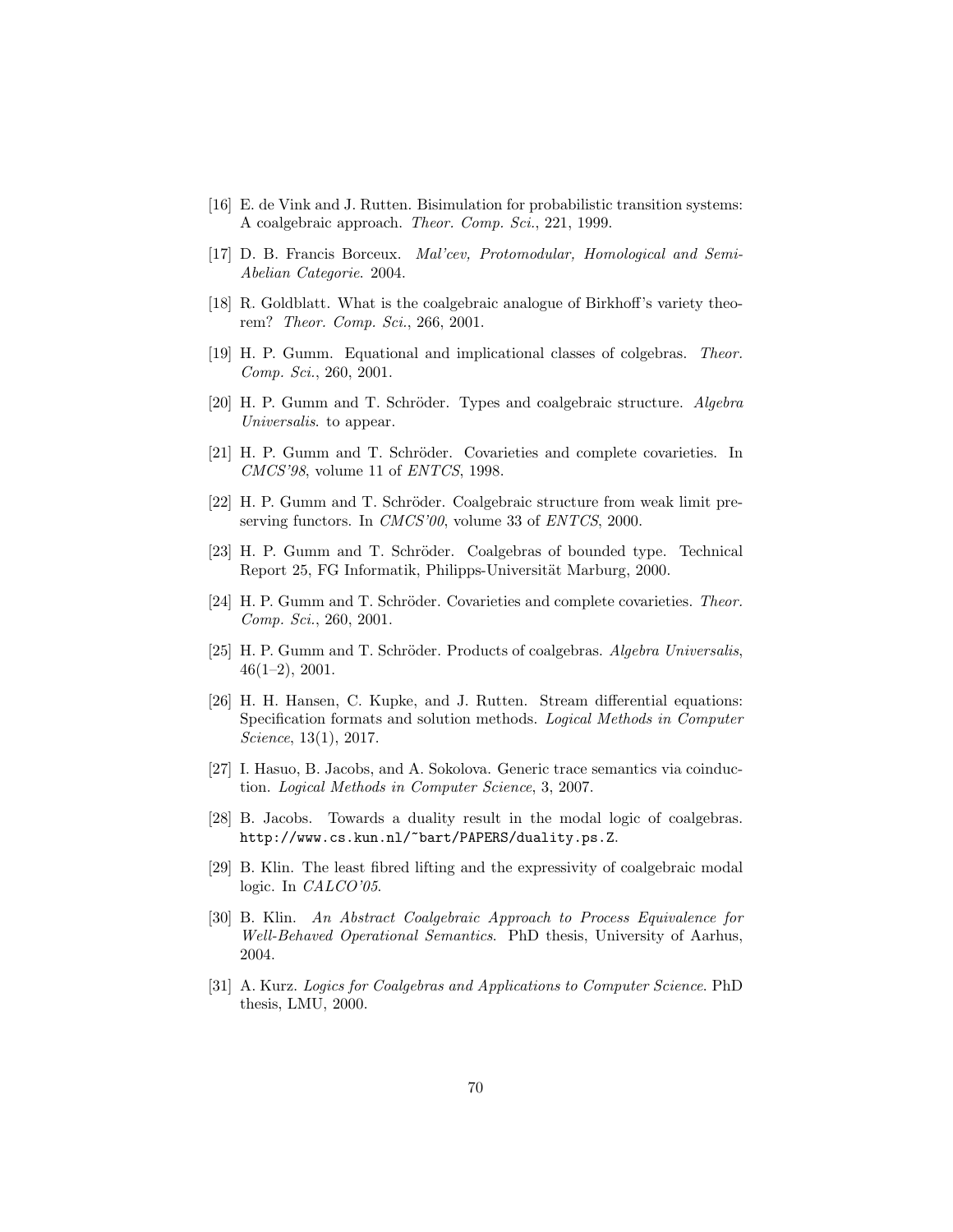[16] E. de Vink and J. Rutten. Bisimulation for probabilistic transition systems: A coalgebraic approach. *Theor. Comp. Sci.*, 221, 1999.

[17] D. B. Francis Borceux. *Mal'cev, Protomodular, Homological and Semi-Abelian Categorie*. 2004.

[18] R. Goldblatt. What is the coalgebraic analogue of Birkhoff's variety theorem? *Theor. Comp. Sci.*, 266, 2001.

[19] H. P. Gumm. Equational and implicational classes of colgebras. *Theor. Comp. Sci.*, 260, 2001.

[20] H. P. Gumm and T. Schröder. Types and coalgebraic structure. *Algebra Universalis*. to appear.

[21] H. P. Gumm and T. Schröder. Covarieties and complete covarieties. In *CMCS'98*, volume 11 of *ENTCS*, 1998.

[22] H. P. Gumm and T. Schröder. Coalgebraic structure from weak limit preserving functors. In *CMCS'00*, volume 33 of *ENTCS*, 2000.

[23] H. P. Gumm and T. Schröder. Coalgebras of bounded type. Technical Report 25, FG Informatik, Philipps-Universität Marburg, 2000.

[24] H. P. Gumm and T. Schröder. Covarieties and complete covarieties. *Theor. Comp. Sci.*, 260, 2001.

[25] H. P. Gumm and T. Schröder. Products of coalgebras. *Algebra Universalis*, 46(1–2), 2001.

[26] H. H. Hansen, C. Kupke, and J. Rutten. Stream differential equations: Specification formats and solution methods. *Logical Methods in Computer Science*, 13(1), 2017.

[27] I. Hasuo, B. Jacobs, and A. Sokolova. Generic trace semantics via coinduction. *Logical Methods in Computer Science*, 3, 2007.

[28] B. Jacobs. Towards a duality result in the modal logic of coalgebras. `http://www.cs.kun.nl/~bart/PAPERS/duality.ps.Z`.

[29] B. Klin. The least fibred lifting and the expressivity of coalgebraic modal logic. In *CALCO'05*.

[30] B. Klin. *An Abstract Coalgebraic Approach to Process Equivalence for Well-Behaved Operational Semantics*. PhD thesis, University of Aarhus, 2004.

[31] A. Kurz. *Logics for Coalgebras and Applications to Computer Science*. PhD thesis, LMU, 2000.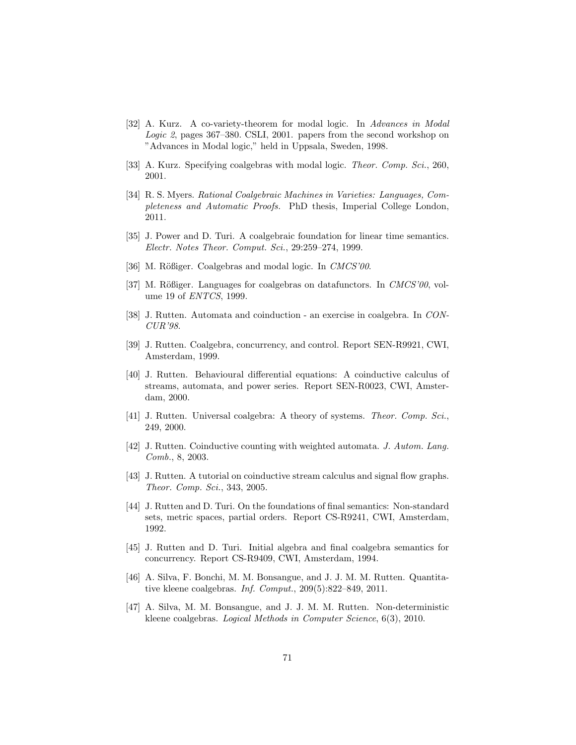[32] A. Kurz. A co-variety-theorem for modal logic. In *Advances in Modal Logic 2*, pages 367–380. CSLI, 2001. papers from the second workshop on "Advances in Modal logic," held in Uppsala, Sweden, 1998.

[33] A. Kurz. Specifying coalgebras with modal logic. *Theor. Comp. Sci.*, 260, 2001.

[34] R. S. Myers. *Rational Coalgebraic Machines in Varieties: Languages, Completeness and Automatic Proofs*. PhD thesis, Imperial College London, 2011.

[35] J. Power and D. Turi. A coalgebraic foundation for linear time semantics. *Electr. Notes Theor. Comput. Sci.*, 29:259–274, 1999.

[36] M. Rößiger. Coalgebras and modal logic. In *CMCS'00*.

[37] M. Rößiger. Languages for coalgebras on datafunctors. In *CMCS'00*, volume 19 of *ENTCS*, 1999.

[38] J. Rutten. Automata and coinduction - an exercise in coalgebra. In *CONCUR'98*.

[39] J. Rutten. Coalgebra, concurrency, and control. Report SEN-R9921, CWI, Amsterdam, 1999.

[40] J. Rutten. Behavioural differential equations: A coinductive calculus of streams, automata, and power series. Report SEN-R0023, CWI, Amsterdam, 2000.

[41] J. Rutten. Universal coalgebra: A theory of systems. *Theor. Comp. Sci.*, 249, 2000.

[42] J. Rutten. Coinductive counting with weighted automata. *J. Autom. Lang. Comb.*, 8, 2003.

[43] J. Rutten. A tutorial on coinductive stream calculus and signal flow graphs. *Theor. Comp. Sci.*, 343, 2005.

[44] J. Rutten and D. Turi. On the foundations of final semantics: Non-standard sets, metric spaces, partial orders. Report CS-R9241, CWI, Amsterdam, 1992.

[45] J. Rutten and D. Turi. Initial algebra and final coalgebra semantics for concurrency. Report CS-R9409, CWI, Amsterdam, 1994.

[46] A. Silva, F. Bonchi, M. M. Bonsangue, and J. J. M. M. Rutten. Quantitative kleene coalgebras. *Inf. Comput.*, 209(5):822–849, 2011.

[47] A. Silva, M. M. Bonsangue, and J. J. M. M. Rutten. Non-deterministic kleene coalgebras. *Logical Methods in Computer Science*, 6(3), 2010.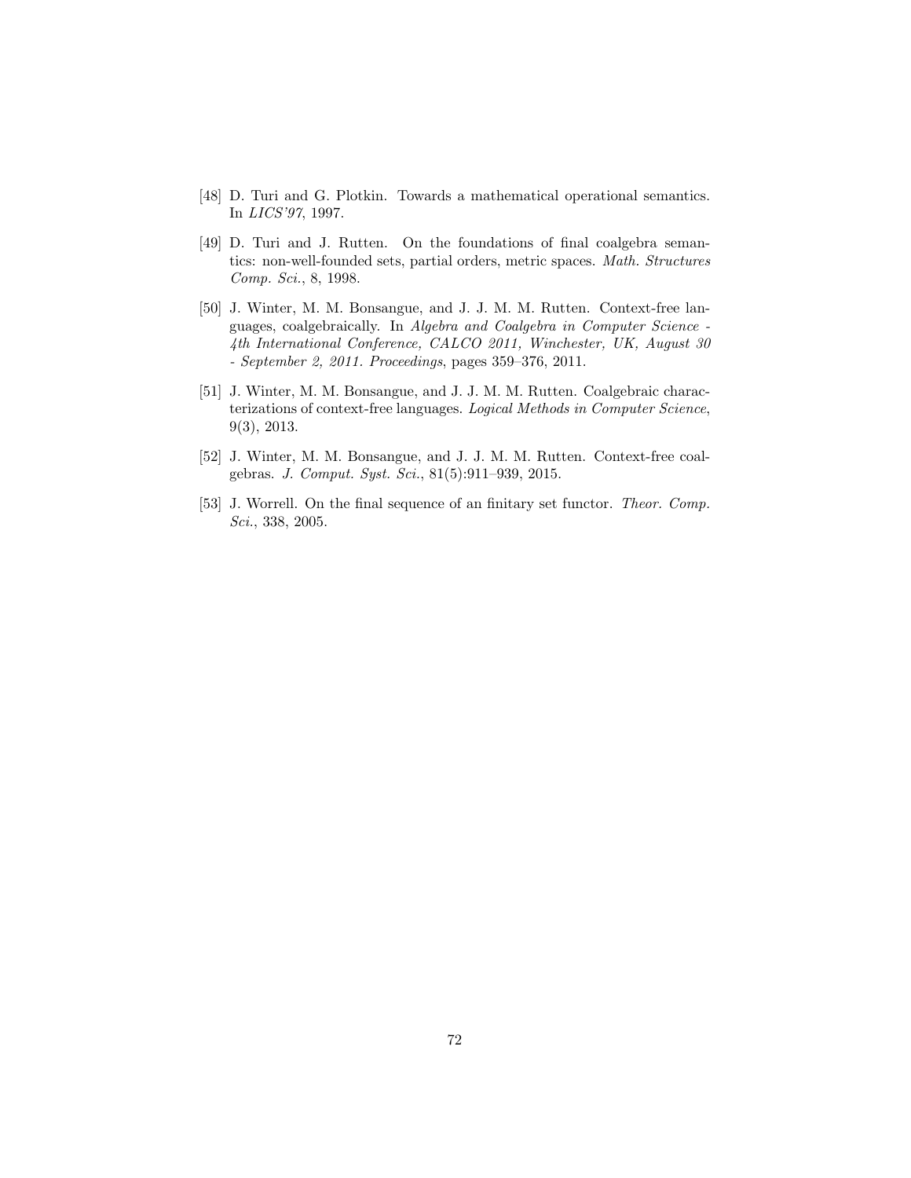[48] D. Turi and G. Plotkin. Towards a mathematical operational semantics. In *LICS'97*, 1997.

[49] D. Turi and J. Rutten. On the foundations of final coalgebra semantics: non-well-founded sets, partial orders, metric spaces. *Math. Structures Comp. Sci.*, 8, 1998.

[50] J. Winter, M. M. Bonsangue, and J. J. M. M. Rutten. Context-free languages, coalgebraically. In *Algebra and Coalgebra in Computer Science - 4th International Conference, CALCO 2011, Winchester, UK, August 30 - September 2, 2011. Proceedings*, pages 359–376, 2011.

[51] J. Winter, M. M. Bonsangue, and J. J. M. M. Rutten. Coalgebraic characterizations of context-free languages. *Logical Methods in Computer Science*, 9(3), 2013.

[52] J. Winter, M. M. Bonsangue, and J. J. M. M. Rutten. Context-free coalgebras. *J. Comput. Syst. Sci.*, 81(5):911–939, 2015.

[53] J. Worrell. On the final sequence of an finitary set functor. *Theor. Comp. Sci.*, 338, 2005.